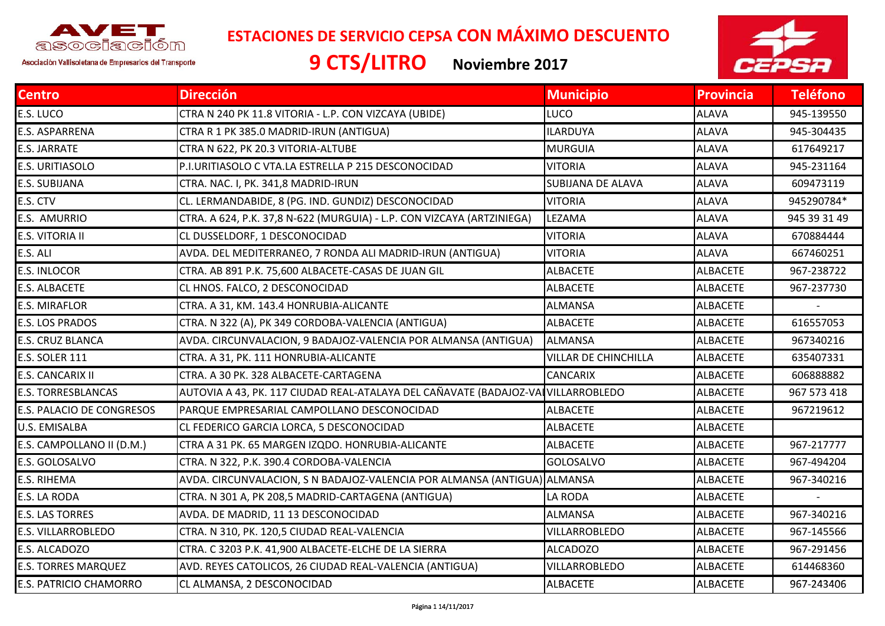AVET asociación

Asociación Vallisoletana de Empresarios del Transporte

# ESTACIONES DE SERVICIO CEPSA CON MÁXIMO DESCUENTO

## 9 CTS/LITRO Noviembre 2017

CEPSA

| Centro | Dirección | Municipio | Provincia | Teléfono |
|---|---|---|---|---|
| E.S. LUCO | CTRA N 240 PK 11.8 VITORIA - L.P. CON VIZCAYA (UBIDE) | LUCO | ALAVA | 945-139550 |
| E.S. ASPARRENA | CTRA R 1 PK 385.0 MADRID-IRUN (ANTIGUA) | ILARDUYA | ALAVA | 945-304435 |
| E.S. JARRATE | CTRA N 622, PK 20.3 VITORIA-ALTUBE | MURGUIA | ALAVA | 617649217 |
| E.S. URITIASOLO | P.I.URITIASOLO C VTA.LA ESTRELLA P 215 DESCONOCIDAD | VITORIA | ALAVA | 945-231164 |
| E.S. SUBIJANA | CTRA. NAC. I, PK. 341,8 MADRID-IRUN | SUBIJANA DE ALAVA | ALAVA | 609473119 |
| E.S. CTV | CL. LERMANDABIDE, 8 (PG. IND. GUNDIZ) DESCONOCIDAD | VITORIA | ALAVA | 945290784* |
| E.S. AMURRIO | CTRA. A 624, P.K. 37,8 N-622 (MURGUIA) - L.P. CON VIZCAYA (ARTZINIEGA) | LEZAMA | ALAVA | 945 39 31 49 |
| E.S. VITORIA II | CL DUSSELDORF, 1 DESCONOCIDAD | VITORIA | ALAVA | 670884444 |
| E.S. ALI | AVDA. DEL MEDITERRANEO, 7 RONDA ALI MADRID-IRUN (ANTIGUA) | VITORIA | ALAVA | 667460251 |
| E.S. INLOCOR | CTRA. AB 891 P.K. 75,600 ALBACETE-CASAS DE JUAN GIL | ALBACETE | ALBACETE | 967-238722 |
| E.S. ALBACETE | CL HNOS. FALCO, 2 DESCONOCIDAD | ALBACETE | ALBACETE | 967-237730 |
| E.S. MIRAFLOR | CTRA. A 31, KM. 143.4 HONRUBIA-ALICANTE | ALMANSA | ALBACETE | - |
| E.S. LOS PRADOS | CTRA. N 322 (A), PK 349 CORDOBA-VALENCIA (ANTIGUA) | ALBACETE | ALBACETE | 616557053 |
| E.S. CRUZ BLANCA | AVDA. CIRCUNVALACION, 9 BADAJOZ-VALENCIA POR ALMANSA (ANTIGUA) | ALMANSA | ALBACETE | 967340216 |
| E.S. SOLER 111 | CTRA. A 31, PK. 111 HONRUBIA-ALICANTE | VILLAR DE CHINCHILLA | ALBACETE | 635407331 |
| E.S. CANCARIX II | CTRA. A 30 PK. 328 ALBACETE-CARTAGENA | CANCARIX | ALBACETE | 606888882 |
| E.S. TORRESBLANCAS | AUTOVIA A 43, PK. 117 CIUDAD REAL-ATALAYA DEL CAÑAVATE (BADAJOZ-VA | VILLARROBLEDO | ALBACETE | 967 573 418 |
| E.S. PALACIO DE CONGRESOS | PARQUE EMPRESARIAL CAMPOLLANO DESCONOCIDAD | ALBACETE | ALBACETE | 967219612 |
| U.S. EMISALBA | CL FEDERICO GARCIA LORCA, 5 DESCONOCIDAD | ALBACETE | ALBACETE | |
| E.S. CAMPOLLANO II (D.M.) | CTRA A 31 PK. 65 MARGEN IZQDO. HONRUBIA-ALICANTE | ALBACETE | ALBACETE | 967-217777 |
| E.S. GOLOSALVO | CTRA. N 322, P.K. 390.4 CORDOBA-VALENCIA | GOLOSALVO | ALBACETE | 967-494204 |
| E.S. RIHEMA | AVDA. CIRCUNVALACION, S N BADAJOZ-VALENCIA POR ALMANSA (ANTIGUA) | ALMANSA | ALBACETE | 967-340216 |
| E.S. LA RODA | CTRA. N 301 A, PK 208,5 MADRID-CARTAGENA (ANTIGUA) | LA RODA | ALBACETE | - |
| E.S. LAS TORRES | AVDA. DE MADRID, 11 13 DESCONOCIDAD | ALMANSA | ALBACETE | 967-340216 |
| E.S. VILLARROBLEDO | CTRA. N 310, PK. 120,5 CIUDAD REAL-VALENCIA | VILLARROBLEDO | ALBACETE | 967-145566 |
| E.S. ALCADOZO | CTRA. C 3203 P.K. 41,900 ALBACETE-ELCHE DE LA SIERRA | ALCADOZO | ALBACETE | 967-291456 |
| E.S. TORRES MARQUEZ | AVD. REYES CATOLICOS, 26 CIUDAD REAL-VALENCIA (ANTIGUA) | VILLARROBLEDO | ALBACETE | 614468360 |
| E.S. PATRICIO CHAMORRO | CL ALMANSA, 2 DESCONOCIDAD | ALBACETE | ALBACETE | 967-243406 |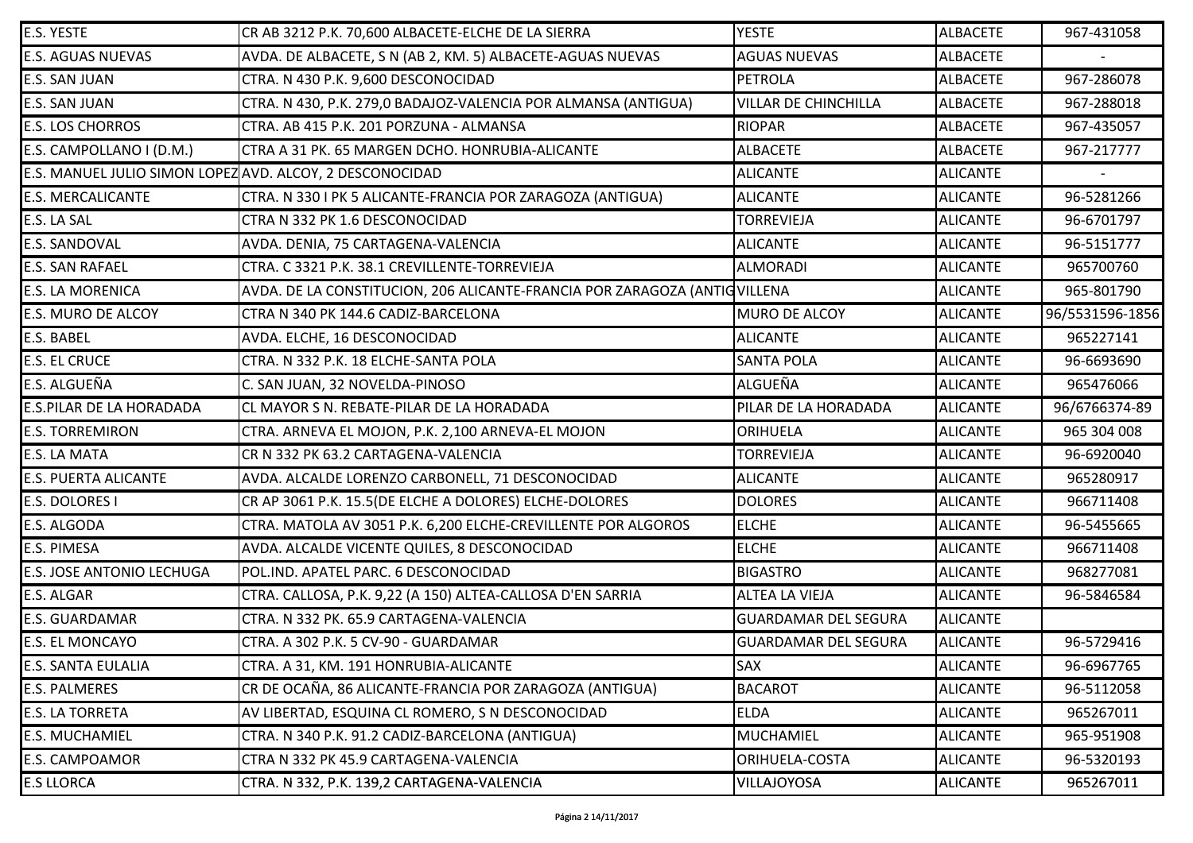| | | | | |
|---|---|---|---|---|
| E.S. YESTE | CR AB 3212 P.K. 70,600 ALBACETE-ELCHE DE LA SIERRA | YESTE | ALBACETE | 967-431058 |
| E.S. AGUAS NUEVAS | AVDA. DE ALBACETE, S N (AB 2, KM. 5) ALBACETE-AGUAS NUEVAS | AGUAS NUEVAS | ALBACETE | - |
| E.S. SAN JUAN | CTRA. N 430 P.K. 9,600 DESCONOCIDAD | PETROLA | ALBACETE | 967-286078 |
| E.S. SAN JUAN | CTRA. N 430, P.K. 279,0 BADAJOZ-VALENCIA POR ALMANSA (ANTIGUA) | VILLAR DE CHINCHILLA | ALBACETE | 967-288018 |
| E.S. LOS CHORROS | CTRA. AB 415 P.K. 201 PORZUNA - ALMANSA | RIOPAR | ALBACETE | 967-435057 |
| E.S. CAMPOLLANO I (D.M.) | CTRA A 31 PK. 65 MARGEN DCHO. HONRUBIA-ALICANTE | ALBACETE | ALBACETE | 967-217777 |
| E.S. MANUEL JULIO SIMON LOPEZ | AVD. ALCOY, 2 DESCONOCIDAD | ALICANTE | ALICANTE | - |
| E.S. MERCALICANTE | CTRA. N 330 I PK 5 ALICANTE-FRANCIA POR ZARAGOZA (ANTIGUA) | ALICANTE | ALICANTE | 96-5281266 |
| E.S. LA SAL | CTRA N 332 PK 1.6 DESCONOCIDAD | TORREVIEJA | ALICANTE | 96-6701797 |
| E.S. SANDOVAL | AVDA. DENIA, 75 CARTAGENA-VALENCIA | ALICANTE | ALICANTE | 96-5151777 |
| E.S. SAN RAFAEL | CTRA. C 3321 P.K. 38.1 CREVILLENTE-TORREVIEJA | ALMORADI | ALICANTE | 965700760 |
| E.S. LA MORENICA | AVDA. DE LA CONSTITUCION, 206 ALICANTE-FRANCIA POR ZARAGOZA (ANTIG | VILLENA | ALICANTE | 965-801790 |
| E.S. MURO DE ALCOY | CTRA N 340 PK 144.6 CADIZ-BARCELONA | MURO DE ALCOY | ALICANTE | 96/5531596-1856 |
| E.S. BABEL | AVDA. ELCHE, 16 DESCONOCIDAD | ALICANTE | ALICANTE | 965227141 |
| E.S. EL CRUCE | CTRA. N 332 P.K. 18 ELCHE-SANTA POLA | SANTA POLA | ALICANTE | 96-6693690 |
| E.S. ALGUEÑA | C. SAN JUAN, 32 NOVELDA-PINOSO | ALGUEÑA | ALICANTE | 965476066 |
| E.S.PILAR DE LA HORADADA | CL MAYOR S N. REBATE-PILAR DE LA HORADADA | PILAR DE LA HORADADA | ALICANTE | 96/6766374-89 |
| E.S. TORREMIRON | CTRA. ARNEVA EL MOJON, P.K. 2,100 ARNEVA-EL MOJON | ORIHUELA | ALICANTE | 965 304 008 |
| E.S. LA MATA | CR N 332 PK 63.2 CARTAGENA-VALENCIA | TORREVIEJA | ALICANTE | 96-6920040 |
| E.S. PUERTA ALICANTE | AVDA. ALCALDE LORENZO CARBONELL, 71 DESCONOCIDAD | ALICANTE | ALICANTE | 965280917 |
| E.S. DOLORES I | CR AP 3061 P.K. 15.5(DE ELCHE A DOLORES) ELCHE-DOLORES | DOLORES | ALICANTE | 966711408 |
| E.S. ALGODA | CTRA. MATOLA AV 3051 P.K. 6,200 ELCHE-CREVILLENTE POR ALGOROS | ELCHE | ALICANTE | 96-5455665 |
| E.S. PIMESA | AVDA. ALCALDE VICENTE QUILES, 8 DESCONOCIDAD | ELCHE | ALICANTE | 966711408 |
| E.S. JOSE ANTONIO LECHUGA | POL.IND. APATEL PARC. 6 DESCONOCIDAD | BIGASTRO | ALICANTE | 968277081 |
| E.S. ALGAR | CTRA. CALLOSA, P.K. 9,22 (A 150) ALTEA-CALLOSA D'EN SARRIA | ALTEA LA VIEJA | ALICANTE | 96-5846584 |
| E.S. GUARDAMAR | CTRA. N 332 PK. 65.9 CARTAGENA-VALENCIA | GUARDAMAR DEL SEGURA | ALICANTE | |
| E.S. EL MONCAYO | CTRA. A 302 P.K. 5 CV-90 - GUARDAMAR | GUARDAMAR DEL SEGURA | ALICANTE | 96-5729416 |
| E.S. SANTA EULALIA | CTRA. A 31, KM. 191 HONRUBIA-ALICANTE | SAX | ALICANTE | 96-6967765 |
| E.S. PALMERES | CR DE OCAÑA, 86 ALICANTE-FRANCIA POR ZARAGOZA (ANTIGUA) | BACAROT | ALICANTE | 96-5112058 |
| E.S. LA TORRETA | AV LIBERTAD, ESQUINA CL ROMERO, S N DESCONOCIDAD | ELDA | ALICANTE | 965267011 |
| E.S. MUCHAMIEL | CTRA. N 340 P.K. 91.2 CADIZ-BARCELONA (ANTIGUA) | MUCHAMIEL | ALICANTE | 965-951908 |
| E.S. CAMPOAMOR | CTRA N 332 PK 45.9 CARTAGENA-VALENCIA | ORIHUELA-COSTA | ALICANTE | 96-5320193 |
| E.S LLORCA | CTRA. N 332, P.K. 139,2 CARTAGENA-VALENCIA | VILLAJOYOSA | ALICANTE | 965267011 |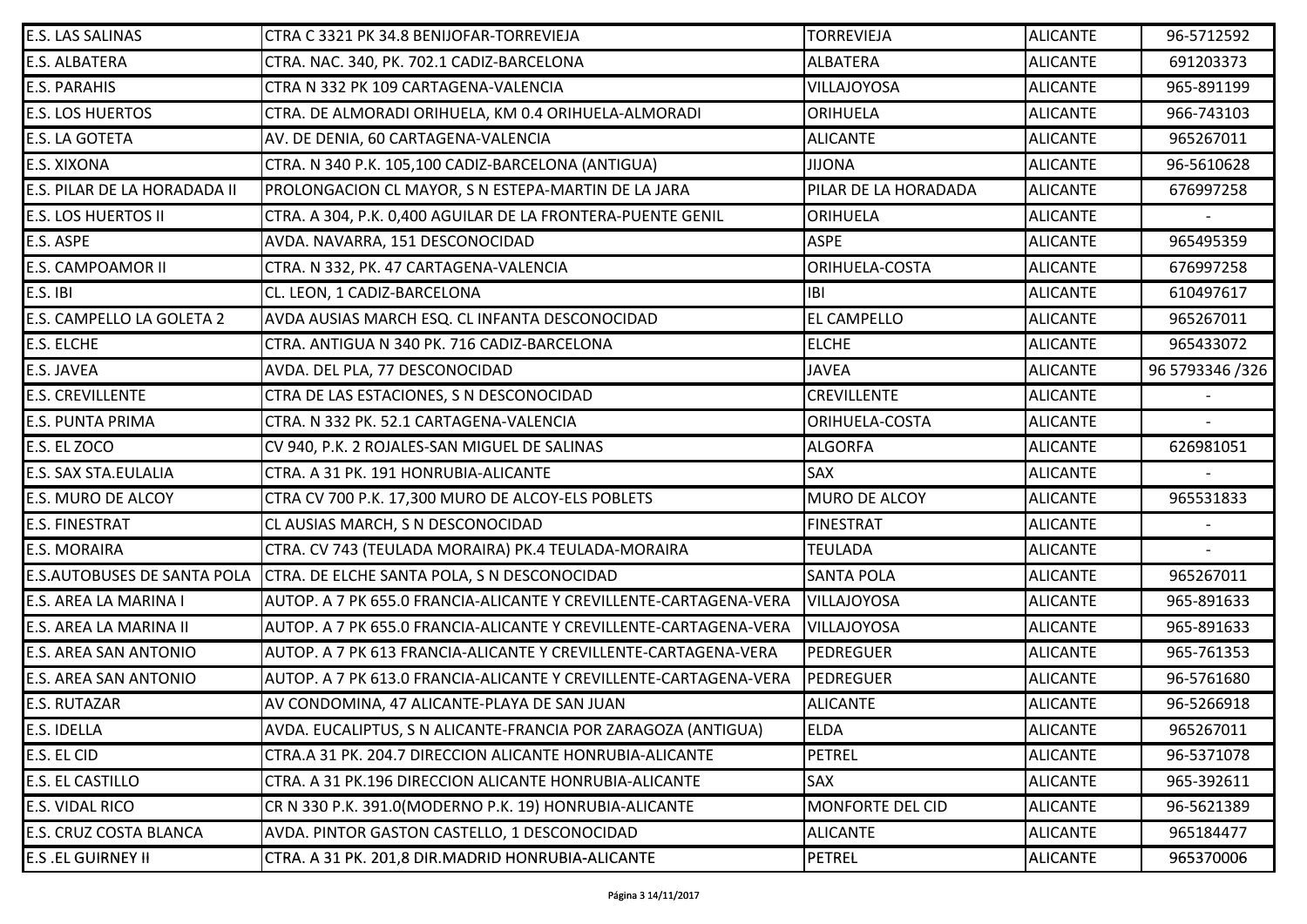| E.S. LAS SALINAS | CTRA C 3321 PK 34.8 BENIJOFAR-TORREVIEJA | TORREVIEJA | ALICANTE | 96-5712592 |
|---|---|---|---|---|
| E.S. ALBATERA | CTRA. NAC. 340, PK. 702.1 CADIZ-BARCELONA | ALBATERA | ALICANTE | 691203373 |
| E.S. PARAHIS | CTRA N 332 PK 109 CARTAGENA-VALENCIA | VILLAJOYOSA | ALICANTE | 965-891199 |
| E.S. LOS HUERTOS | CTRA. DE ALMORADI ORIHUELA, KM 0.4 ORIHUELA-ALMORADI | ORIHUELA | ALICANTE | 966-743103 |
| E.S. LA GOTETA | AV. DE DENIA, 60 CARTAGENA-VALENCIA | ALICANTE | ALICANTE | 965267011 |
| E.S. XIXONA | CTRA. N 340 P.K. 105,100 CADIZ-BARCELONA (ANTIGUA) | JIJONA | ALICANTE | 96-5610628 |
| E.S. PILAR DE LA HORADADA II | PROLONGACION CL MAYOR, S N ESTEPA-MARTIN DE LA JARA | PILAR DE LA HORADADA | ALICANTE | 676997258 |
| E.S. LOS HUERTOS II | CTRA. A 304, P.K. 0,400 AGUILAR DE LA FRONTERA-PUENTE GENIL | ORIHUELA | ALICANTE | - |
| E.S. ASPE | AVDA. NAVARRA, 151 DESCONOCIDAD | ASPE | ALICANTE | 965495359 |
| E.S. CAMPOAMOR II | CTRA. N 332, PK. 47 CARTAGENA-VALENCIA | ORIHUELA-COSTA | ALICANTE | 676997258 |
| E.S. IBI | CL. LEON, 1 CADIZ-BARCELONA | IBI | ALICANTE | 610497617 |
| E.S. CAMPELLO LA GOLETA 2 | AVDA AUSIAS MARCH ESQ. CL INFANTA DESCONOCIDAD | EL CAMPELLO | ALICANTE | 965267011 |
| E.S. ELCHE | CTRA. ANTIGUA N 340 PK. 716 CADIZ-BARCELONA | ELCHE | ALICANTE | 965433072 |
| E.S. JAVEA | AVDA. DEL PLA, 77 DESCONOCIDAD | JAVEA | ALICANTE | 96 5793346 /326 |
| E.S. CREVILLENTE | CTRA DE LAS ESTACIONES, S N DESCONOCIDAD | CREVILLENTE | ALICANTE | - |
| E.S. PUNTA PRIMA | CTRA. N 332 PK. 52.1 CARTAGENA-VALENCIA | ORIHUELA-COSTA | ALICANTE | - |
| E.S. EL ZOCO | CV 940, P.K. 2 ROJALES-SAN MIGUEL DE SALINAS | ALGORFA | ALICANTE | 626981051 |
| E.S. SAX STA.EULALIA | CTRA. A 31 PK. 191 HONRUBIA-ALICANTE | SAX | ALICANTE | - |
| E.S. MURO DE ALCOY | CTRA CV 700 P.K. 17,300 MURO DE ALCOY-ELS POBLETS | MURO DE ALCOY | ALICANTE | 965531833 |
| E.S. FINESTRAT | CL AUSIAS MARCH, S N DESCONOCIDAD | FINESTRAT | ALICANTE | - |
| E.S. MORAIRA | CTRA. CV 743 (TEULADA MORAIRA) PK.4 TEULADA-MORAIRA | TEULADA | ALICANTE | - |
| E.S.AUTOBUSES DE SANTA POLA | CTRA. DE ELCHE SANTA POLA, S N DESCONOCIDAD | SANTA POLA | ALICANTE | 965267011 |
| E.S. AREA LA MARINA I | AUTOP. A 7 PK 655.0 FRANCIA-ALICANTE Y CREVILLENTE-CARTAGENA-VERA | VILLAJOYOSA | ALICANTE | 965-891633 |
| E.S. AREA LA MARINA II | AUTOP. A 7 PK 655.0 FRANCIA-ALICANTE Y CREVILLENTE-CARTAGENA-VERA | VILLAJOYOSA | ALICANTE | 965-891633 |
| E.S. AREA SAN ANTONIO | AUTOP. A 7 PK 613 FRANCIA-ALICANTE Y CREVILLENTE-CARTAGENA-VERA | PEDREGUER | ALICANTE | 965-761353 |
| E.S. AREA SAN ANTONIO | AUTOP. A 7 PK 613.0 FRANCIA-ALICANTE Y CREVILLENTE-CARTAGENA-VERA | PEDREGUER | ALICANTE | 96-5761680 |
| E.S. RUTAZAR | AV CONDOMINA, 47 ALICANTE-PLAYA DE SAN JUAN | ALICANTE | ALICANTE | 96-5266918 |
| E.S. IDELLA | AVDA. EUCALIPTUS, S N ALICANTE-FRANCIA POR ZARAGOZA (ANTIGUA) | ELDA | ALICANTE | 965267011 |
| E.S. EL CID | CTRA.A 31 PK. 204.7 DIRECCION ALICANTE HONRUBIA-ALICANTE | PETREL | ALICANTE | 96-5371078 |
| E.S. EL CASTILLO | CTRA. A 31 PK.196 DIRECCION ALICANTE HONRUBIA-ALICANTE | SAX | ALICANTE | 965-392611 |
| E.S. VIDAL RICO | CR N 330 P.K. 391.0(MODERNO P.K. 19) HONRUBIA-ALICANTE | MONFORTE DEL CID | ALICANTE | 96-5621389 |
| E.S. CRUZ COSTA BLANCA | AVDA. PINTOR GASTON CASTELLO, 1 DESCONOCIDAD | ALICANTE | ALICANTE | 965184477 |
| E.S .EL GUIRNEY II | CTRA. A 31 PK. 201,8 DIR.MADRID HONRUBIA-ALICANTE | PETREL | ALICANTE | 965370006 |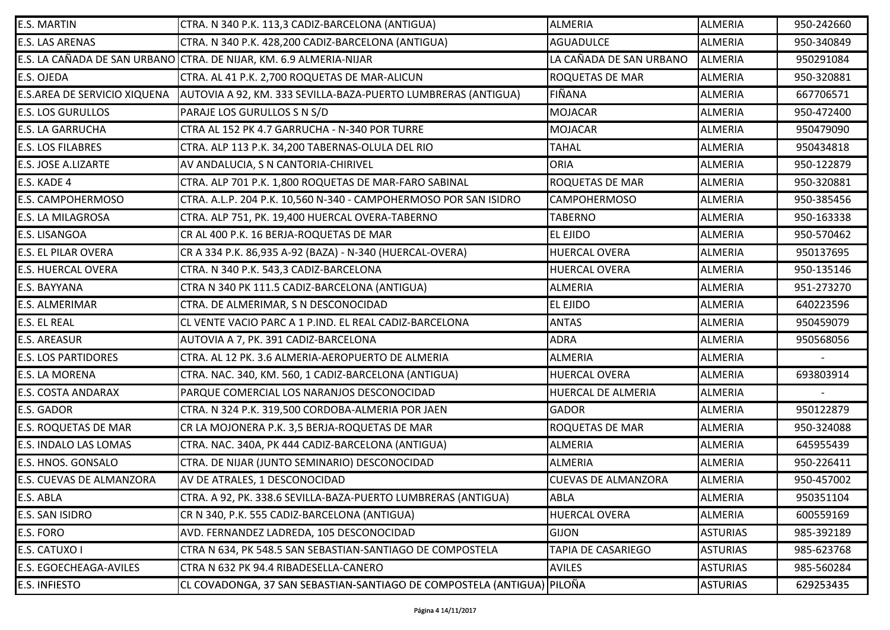| | | | | |
|---|---|---|---|---|
| E.S. MARTIN | CTRA. N 340 P.K. 113,3 CADIZ-BARCELONA (ANTIGUA) | ALMERIA | ALMERIA | 950-242660 |
| E.S. LAS ARENAS | CTRA. N 340 P.K. 428,200 CADIZ-BARCELONA (ANTIGUA) | AGUADULCE | ALMERIA | 950-340849 |
| E.S. LA CAÑADA DE SAN URBANO | CTRA. DE NIJAR, KM. 6.9 ALMERIA-NIJAR | LA CAÑADA DE SAN URBANO | ALMERIA | 950291084 |
| E.S. OJEDA | CTRA. AL 41 P.K. 2,700 ROQUETAS DE MAR-ALICUN | ROQUETAS DE MAR | ALMERIA | 950-320881 |
| E.S.AREA DE SERVICIO XIQUENA | AUTOVIA A 92, KM. 333 SEVILLA-BAZA-PUERTO LUMBRERAS (ANTIGUA) | FIÑANA | ALMERIA | 667706571 |
| E.S. LOS GURULLOS | PARAJE LOS GURULLOS S N S/D | MOJACAR | ALMERIA | 950-472400 |
| E.S. LA GARRUCHA | CTRA AL 152 PK 4.7 GARRUCHA - N-340 POR TURRE | MOJACAR | ALMERIA | 950479090 |
| E.S. LOS FILABRES | CTRA. ALP 113 P.K. 34,200 TABERNAS-OLULA DEL RIO | TAHAL | ALMERIA | 950434818 |
| E.S. JOSE A.LIZARTE | AV ANDALUCIA, S N CANTORIA-CHIRIVEL | ORIA | ALMERIA | 950-122879 |
| E.S. KADE 4 | CTRA. ALP 701 P.K. 1,800 ROQUETAS DE MAR-FARO SABINAL | ROQUETAS DE MAR | ALMERIA | 950-320881 |
| E.S. CAMPOHERMOSO | CTRA. A.L.P. 204 P.K. 10,560 N-340 - CAMPOHERMOSO POR SAN ISIDRO | CAMPOHERMOSO | ALMERIA | 950-385456 |
| E.S. LA MILAGROSA | CTRA. ALP 751, PK. 19,400 HUERCAL OVERA-TABERNO | TABERNO | ALMERIA | 950-163338 |
| E.S. LISANGOA | CR AL 400 P.K. 16 BERJA-ROQUETAS DE MAR | EL EJIDO | ALMERIA | 950-570462 |
| E.S. EL PILAR OVERA | CR A 334 P.K. 86,935 A-92 (BAZA) - N-340 (HUERCAL-OVERA) | HUERCAL OVERA | ALMERIA | 950137695 |
| E.S. HUERCAL OVERA | CTRA. N 340 P.K. 543,3 CADIZ-BARCELONA | HUERCAL OVERA | ALMERIA | 950-135146 |
| E.S. BAYYANA | CTRA N 340 PK 111.5 CADIZ-BARCELONA (ANTIGUA) | ALMERIA | ALMERIA | 951-273270 |
| E.S. ALMERIMAR | CTRA. DE ALMERIMAR, S N DESCONOCIDAD | EL EJIDO | ALMERIA | 640223596 |
| E.S. EL REAL | CL VENTE VACIO PARC A 1 P.IND. EL REAL CADIZ-BARCELONA | ANTAS | ALMERIA | 950459079 |
| E.S. AREASUR | AUTOVIA A 7, PK. 391 CADIZ-BARCELONA | ADRA | ALMERIA | 950568056 |
| E.S. LOS PARTIDORES | CTRA. AL 12 PK. 3.6 ALMERIA-AEROPUERTO DE ALMERIA | ALMERIA | ALMERIA | - |
| E.S. LA MORENA | CTRA. NAC. 340, KM. 560, 1 CADIZ-BARCELONA (ANTIGUA) | HUERCAL OVERA | ALMERIA | 693803914 |
| E.S. COSTA ANDARAX | PARQUE COMERCIAL LOS NARANJOS DESCONOCIDAD | HUERCAL DE ALMERIA | ALMERIA | - |
| E.S. GADOR | CTRA. N 324 P.K. 319,500 CORDOBA-ALMERIA POR JAEN | GADOR | ALMERIA | 950122879 |
| E.S. ROQUETAS DE MAR | CR LA MOJONERA P.K. 3,5 BERJA-ROQUETAS DE MAR | ROQUETAS DE MAR | ALMERIA | 950-324088 |
| E.S. INDALO LAS LOMAS | CTRA. NAC. 340A, PK 444 CADIZ-BARCELONA (ANTIGUA) | ALMERIA | ALMERIA | 645955439 |
| E.S. HNOS. GONSALO | CTRA. DE NIJAR (JUNTO SEMINARIO) DESCONOCIDAD | ALMERIA | ALMERIA | 950-226411 |
| E.S. CUEVAS DE ALMANZORA | AV DE ATRALES, 1 DESCONOCIDAD | CUEVAS DE ALMANZORA | ALMERIA | 950-457002 |
| E.S. ABLA | CTRA. A 92, PK. 338.6 SEVILLA-BAZA-PUERTO LUMBRERAS (ANTIGUA) | ABLA | ALMERIA | 950351104 |
| E.S. SAN ISIDRO | CR N 340, P.K. 555 CADIZ-BARCELONA (ANTIGUA) | HUERCAL OVERA | ALMERIA | 600559169 |
| E.S. FORO | AVD. FERNANDEZ LADREDA, 105 DESCONOCIDAD | GIJON | ASTURIAS | 985-392189 |
| E.S. CATUXO I | CTRA N 634, PK 548.5 SAN SEBASTIAN-SANTIAGO DE COMPOSTELA | TAPIA DE CASARIEGO | ASTURIAS | 985-623768 |
| E.S. EGOECHEAGA-AVILES | CTRA N 632 PK 94.4 RIBADESELLA-CANERO | AVILES | ASTURIAS | 985-560284 |
| E.S. INFIESTO | CL COVADONGA, 37 SAN SEBASTIAN-SANTIAGO DE COMPOSTELA (ANTIGUA) | PILOÑA | ASTURIAS | 629253435 |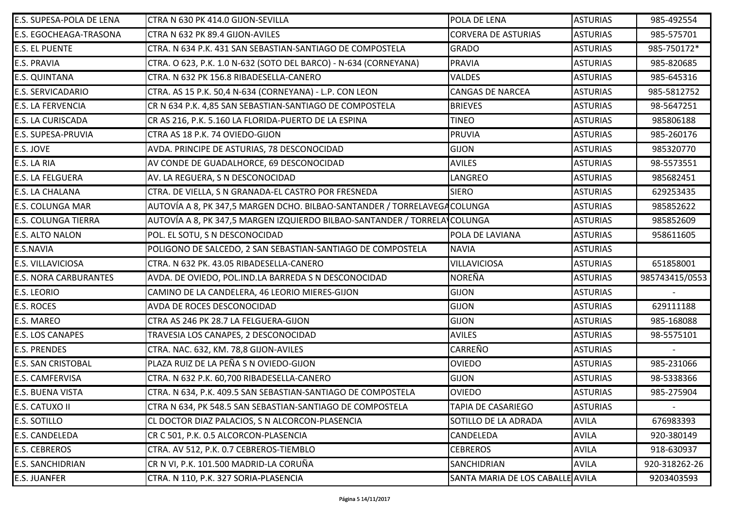| | | | | |
|---|---|---|---|---|
| E.S. SUPESA-POLA DE LENA | CTRA N 630 PK 414.0 GIJON-SEVILLA | POLA DE LENA | ASTURIAS | 985-492554 |
| E.S. EGOCHEAGA-TRASONA | CTRA N 632 PK 89.4 GIJON-AVILES | CORVERA DE ASTURIAS | ASTURIAS | 985-575701 |
| E.S. EL PUENTE | CTRA. N 634 P.K. 431 SAN SEBASTIAN-SANTIAGO DE COMPOSTELA | GRADO | ASTURIAS | 985-750172* |
| E.S. PRAVIA | CTRA. O 623, P.K. 1.0 N-632 (SOTO DEL BARCO) - N-634 (CORNEYANA) | PRAVIA | ASTURIAS | 985-820685 |
| E.S. QUINTANA | CTRA. N 632 PK 156.8 RIBADESELLA-CANERO | VALDES | ASTURIAS | 985-645316 |
| E.S. SERVICADARIO | CTRA. AS 15 P.K. 50,4 N-634 (CORNEYANA) - L.P. CON LEON | CANGAS DE NARCEA | ASTURIAS | 985-5812752 |
| E.S. LA FERVENCIA | CR N 634 P.K. 4,85 SAN SEBASTIAN-SANTIAGO DE COMPOSTELA | BRIEVES | ASTURIAS | 98-5647251 |
| E.S. LA CURISCADA | CR AS 216, P.K. 5.160 LA FLORIDA-PUERTO DE LA ESPINA | TINEO | ASTURIAS | 985806188 |
| E.S. SUPESA-PRUVIA | CTRA AS 18 P.K. 74 OVIEDO-GIJON | PRUVIA | ASTURIAS | 985-260176 |
| E.S. JOVE | AVDA. PRINCIPE DE ASTURIAS, 78 DESCONOCIDAD | GIJON | ASTURIAS | 985320770 |
| E.S. LA RIA | AV CONDE DE GUADALHORCE, 69 DESCONOCIDAD | AVILES | ASTURIAS | 98-5573551 |
| E.S. LA FELGUERA | AV. LA REGUERA, S N DESCONOCIDAD | LANGREO | ASTURIAS | 985682451 |
| E.S. LA CHALANA | CTRA. DE VIELLA, S N GRANADA-EL CASTRO POR FRESNEDA | SIERO | ASTURIAS | 629253435 |
| E.S. COLUNGA MAR | AUTOVÍA A 8, PK 347,5 MARGEN DCHO. BILBAO-SANTANDER / TORRELAVEGA | COLUNGA | ASTURIAS | 985852622 |
| E.S. COLUNGA TIERRA | AUTOVÍA A 8, PK 347,5 MARGEN IZQUIERDO BILBAO-SANTANDER / TORRELA\ | COLUNGA | ASTURIAS | 985852609 |
| E.S. ALTO NALON | POL. EL SOTU, S N DESCONOCIDAD | POLA DE LAVIANA | ASTURIAS | 958611605 |
| E.S.NAVIA | POLIGONO DE SALCEDO, 2 SAN SEBASTIAN-SANTIAGO DE COMPOSTELA | NAVIA | ASTURIAS | |
| E.S. VILLAVICIOSA | CTRA. N 632 PK. 43.05 RIBADESELLA-CANERO | VILLAVICIOSA | ASTURIAS | 651858001 |
| E.S. NORA CARBURANTES | AVDA. DE OVIEDO, POL.IND.LA BARREDA S N DESCONOCIDAD | NOREÑA | ASTURIAS | 985743415/0553 |
| E.S. LEORIO | CAMINO DE LA CANDELERA, 46 LEORIO MIERES-GIJON | GIJON | ASTURIAS | - |
| E.S. ROCES | AVDA DE ROCES DESCONOCIDAD | GIJON | ASTURIAS | 629111188 |
| E.S. MAREO | CTRA AS 246 PK 28.7 LA FELGUERA-GIJON | GIJON | ASTURIAS | 985-168088 |
| E.S. LOS CANAPES | TRAVESIA LOS CANAPES, 2 DESCONOCIDAD | AVILES | ASTURIAS | 98-5575101 |
| E.S. PRENDES | CTRA. NAC. 632, KM. 78,8 GIJON-AVILES | CARREÑO | ASTURIAS | - |
| E.S. SAN CRISTOBAL | PLAZA RUIZ DE LA PEÑA S N OVIEDO-GIJON | OVIEDO | ASTURIAS | 985-231066 |
| E.S. CAMFERVISA | CTRA. N 632 P.K. 60,700 RIBADESELLA-CANERO | GIJON | ASTURIAS | 98-5338366 |
| E.S. BUENA VISTA | CTRA. N 634, P.K. 409.5 SAN SEBASTIAN-SANTIAGO DE COMPOSTELA | OVIEDO | ASTURIAS | 985-275904 |
| E.S. CATUXO II | CTRA N 634, PK 548.5 SAN SEBASTIAN-SANTIAGO DE COMPOSTELA | TAPIA DE CASARIEGO | ASTURIAS | - |
| E.S. SOTILLO | CL DOCTOR DIAZ PALACIOS, S N ALCORCON-PLASENCIA | SOTILLO DE LA ADRADA | AVILA | 676983393 |
| E.S. CANDELEDA | CR C 501, P.K. 0.5 ALCORCON-PLASENCIA | CANDELEDA | AVILA | 920-380149 |
| E.S. CEBREROS | CTRA. AV 512, P.K. 0.7 CEBREROS-TIEMBLO | CEBREROS | AVILA | 918-630937 |
| E.S. SANCHIDRIAN | CR N VI, P.K. 101.500 MADRID-LA CORUÑA | SANCHIDRIAN | AVILA | 920-318262-26 |
| E.S. JUANFER | CTRA. N 110, P.K. 327 SORIA-PLASENCIA | SANTA MARIA DE LOS CABALLE | AVILA | 9203403593 |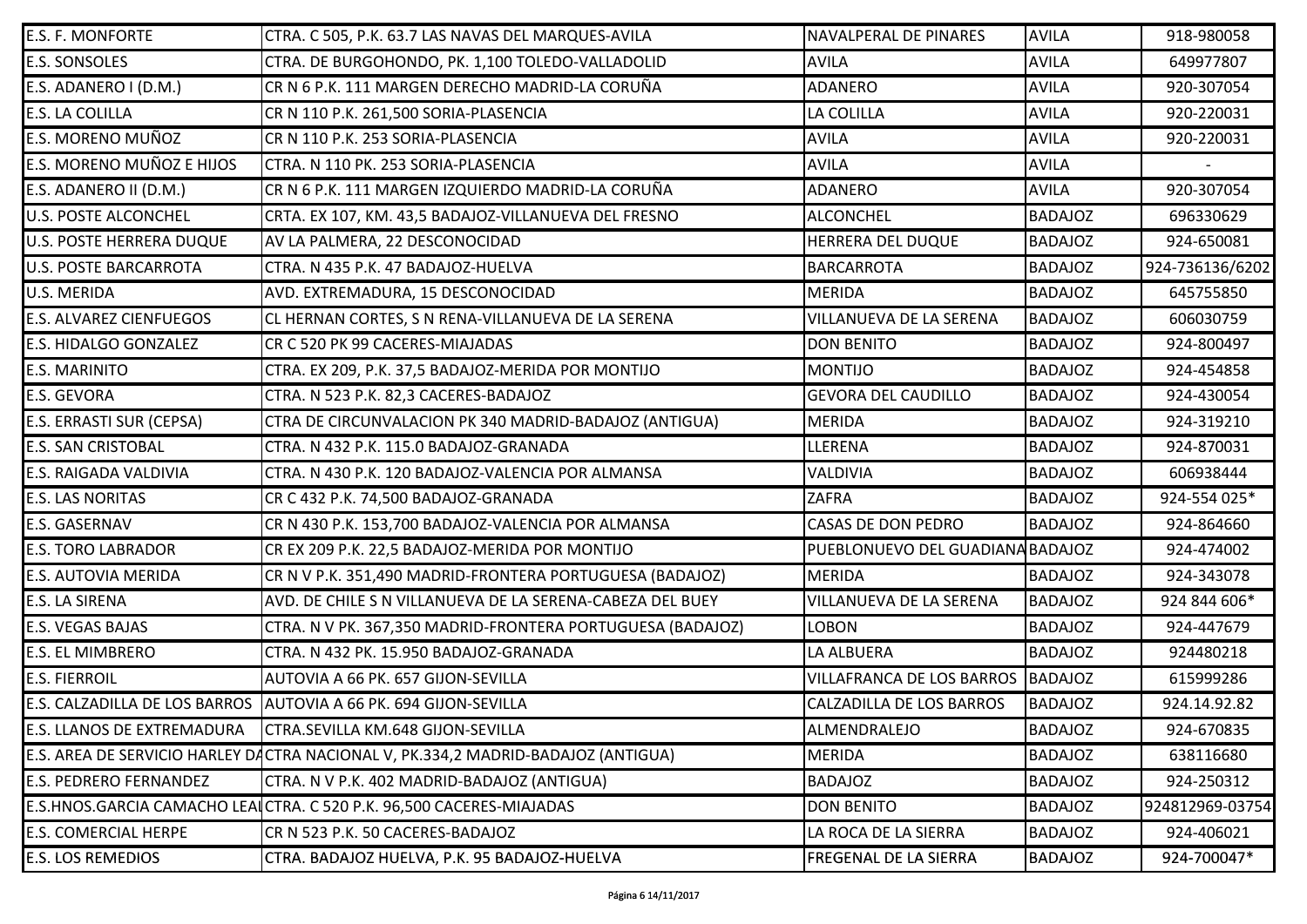| | | | | |
|---|---|---|---|---|
| E.S. F. MONFORTE | CTRA. C 505, P.K. 63.7 LAS NAVAS DEL MARQUES-AVILA | NAVALPERAL DE PINARES | AVILA | 918-980058 |
| E.S. SONSOLES | CTRA. DE BURGOHONDO, PK. 1,100 TOLEDO-VALLADOLID | AVILA | AVILA | 649977807 |
| E.S. ADANERO I (D.M.) | CR N 6 P.K. 111 MARGEN DERECHO MADRID-LA CORUÑA | ADANERO | AVILA | 920-307054 |
| E.S. LA COLILLA | CR N 110 P.K. 261,500 SORIA-PLASENCIA | LA COLILLA | AVILA | 920-220031 |
| E.S. MORENO MUÑOZ | CR N 110 P.K. 253 SORIA-PLASENCIA | AVILA | AVILA | 920-220031 |
| E.S. MORENO MUÑOZ E HIJOS | CTRA. N 110 PK. 253 SORIA-PLASENCIA | AVILA | AVILA | - |
| E.S. ADANERO II (D.M.) | CR N 6 P.K. 111 MARGEN IZQUIERDO MADRID-LA CORUÑA | ADANERO | AVILA | 920-307054 |
| U.S. POSTE ALCONCHEL | CRTA. EX 107, KM. 43,5 BADAJOZ-VILLANUEVA DEL FRESNO | ALCONCHEL | BADAJOZ | 696330629 |
| U.S. POSTE HERRERA DUQUE | AV LA PALMERA, 22 DESCONOCIDAD | HERRERA DEL DUQUE | BADAJOZ | 924-650081 |
| U.S. POSTE BARCARROTA | CTRA. N 435 P.K. 47 BADAJOZ-HUELVA | BARCARROTA | BADAJOZ | 924-736136/6202 |
| U.S. MERIDA | AVD. EXTREMADURA, 15 DESCONOCIDAD | MERIDA | BADAJOZ | 645755850 |
| E.S. ALVAREZ CIENFUEGOS | CL HERNAN CORTES, S N RENA-VILLANUEVA DE LA SERENA | VILLANUEVA DE LA SERENA | BADAJOZ | 606030759 |
| E.S. HIDALGO GONZALEZ | CR C 520 PK 99 CACERES-MIAJADAS | DON BENITO | BADAJOZ | 924-800497 |
| E.S. MARINITO | CTRA. EX 209, P.K. 37,5 BADAJOZ-MERIDA POR MONTIJO | MONTIJO | BADAJOZ | 924-454858 |
| E.S. GEVORA | CTRA. N 523 P.K. 82,3 CACERES-BADAJOZ | GEVORA DEL CAUDILLO | BADAJOZ | 924-430054 |
| E.S. ERRASTI SUR (CEPSA) | CTRA DE CIRCUNVALACION PK 340 MADRID-BADAJOZ (ANTIGUA) | MERIDA | BADAJOZ | 924-319210 |
| E.S. SAN CRISTOBAL | CTRA. N 432 P.K. 115.0 BADAJOZ-GRANADA | LLERENA | BADAJOZ | 924-870031 |
| E.S. RAIGADA VALDIVIA | CTRA. N 430 P.K. 120 BADAJOZ-VALENCIA POR ALMANSA | VALDIVIA | BADAJOZ | 606938444 |
| E.S. LAS NORITAS | CR C 432 P.K. 74,500 BADAJOZ-GRANADA | ZAFRA | BADAJOZ | 924-554 025* |
| E.S. GASERNAV | CR N 430 P.K. 153,700 BADAJOZ-VALENCIA POR ALMANSA | CASAS DE DON PEDRO | BADAJOZ | 924-864660 |
| E.S. TORO LABRADOR | CR EX 209 P.K. 22,5 BADAJOZ-MERIDA POR MONTIJO | PUEBLONUEVO DEL GUADIANA | BADAJOZ | 924-474002 |
| E.S. AUTOVIA MERIDA | CR N V P.K. 351,490 MADRID-FRONTERA PORTUGUESA (BADAJOZ) | MERIDA | BADAJOZ | 924-343078 |
| E.S. LA SIRENA | AVD. DE CHILE S N VILLANUEVA DE LA SERENA-CABEZA DEL BUEY | VILLANUEVA DE LA SERENA | BADAJOZ | 924 844 606* |
| E.S. VEGAS BAJAS | CTRA. N V PK. 367,350 MADRID-FRONTERA PORTUGUESA (BADAJOZ) | LOBON | BADAJOZ | 924-447679 |
| E.S. EL MIMBRERO | CTRA. N 432 PK. 15.950 BADAJOZ-GRANADA | LA ALBUERA | BADAJOZ | 924480218 |
| E.S. FIERROIL | AUTOVIA A 66 PK. 657 GIJON-SEVILLA | VILLAFRANCA DE LOS BARROS | BADAJOZ | 615999286 |
| E.S. CALZADILLA DE LOS BARROS | AUTOVIA A 66 PK. 694 GIJON-SEVILLA | CALZADILLA DE LOS BARROS | BADAJOZ | 924.14.92.82 |
| E.S. LLANOS DE EXTREMADURA | CTRA.SEVILLA KM.648 GIJON-SEVILLA | ALMENDRALEJO | BADAJOZ | 924-670835 |
| E.S. AREA DE SERVICIO HARLEY DA | CTRA NACIONAL V, PK.334,2 MADRID-BADAJOZ (ANTIGUA) | MERIDA | BADAJOZ | 638116680 |
| E.S. PEDRERO FERNANDEZ | CTRA. N V P.K. 402 MADRID-BADAJOZ (ANTIGUA) | BADAJOZ | BADAJOZ | 924-250312 |
| E.S.HNOS.GARCIA CAMACHO LEAL | CTRA. C 520 P.K. 96,500 CACERES-MIAJADAS | DON BENITO | BADAJOZ | 924812969-03754 |
| E.S. COMERCIAL HERPE | CR N 523 P.K. 50 CACERES-BADAJOZ | LA ROCA DE LA SIERRA | BADAJOZ | 924-406021 |
| E.S. LOS REMEDIOS | CTRA. BADAJOZ HUELVA, P.K. 95 BADAJOZ-HUELVA | FREGENAL DE LA SIERRA | BADAJOZ | 924-700047* |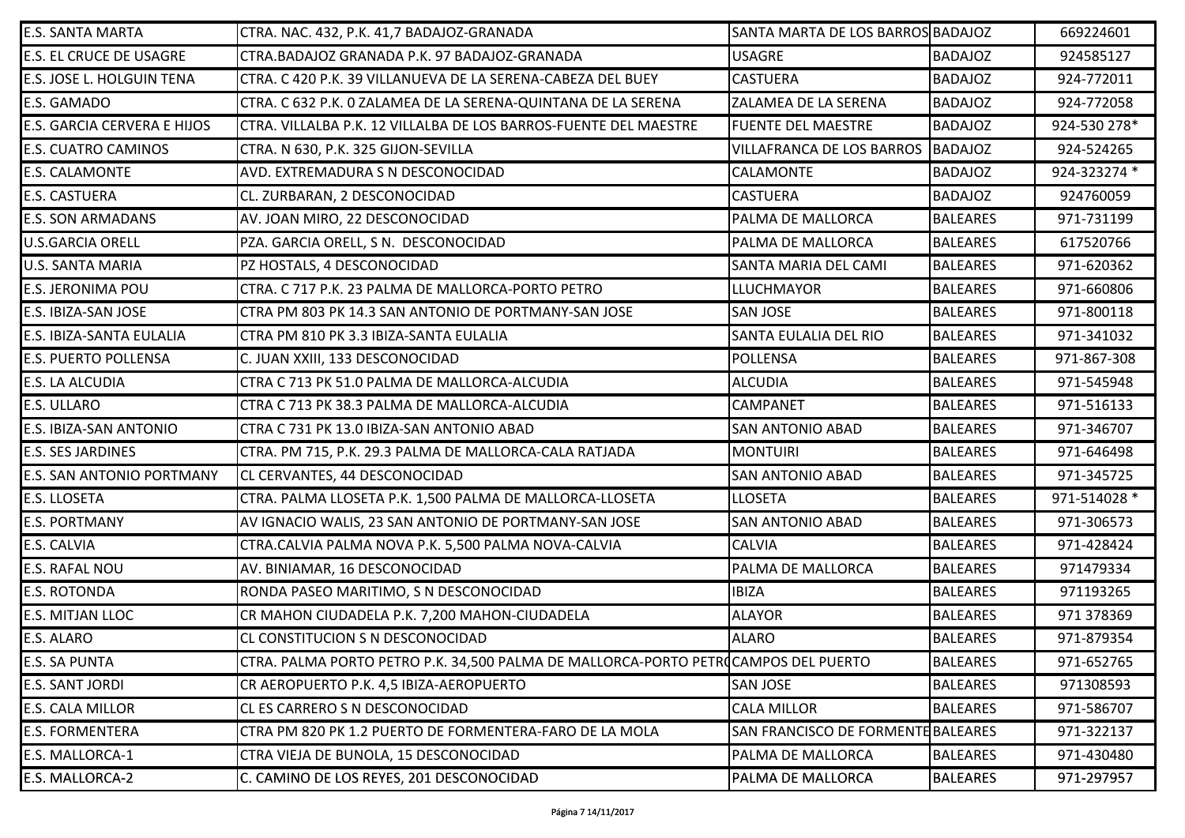| | | | | |
|---|---|---|---|---|
| E.S. SANTA MARTA | CTRA. NAC. 432, P.K. 41,7 BADAJOZ-GRANADA | SANTA MARTA DE LOS BARROS | BADAJOZ | 669224601 |
| E.S. EL CRUCE DE USAGRE | CTRA.BADAJOZ GRANADA P.K. 97 BADAJOZ-GRANADA | USAGRE | BADAJOZ | 924585127 |
| E.S. JOSE L. HOLGUIN TENA | CTRA. C 420 P.K. 39 VILLANUEVA DE LA SERENA-CABEZA DEL BUEY | CASTUERA | BADAJOZ | 924-772011 |
| E.S. GAMADO | CTRA. C 632 P.K. 0 ZALAMEA DE LA SERENA-QUINTANA DE LA SERENA | ZALAMEA DE LA SERENA | BADAJOZ | 924-772058 |
| E.S. GARCIA CERVERA E HIJOS | CTRA. VILLALBA P.K. 12 VILLALBA DE LOS BARROS-FUENTE DEL MAESTRE | FUENTE DEL MAESTRE | BADAJOZ | 924-530 278* |
| E.S. CUATRO CAMINOS | CTRA. N 630, P.K. 325 GIJON-SEVILLA | VILLAFRANCA DE LOS BARROS | BADAJOZ | 924-524265 |
| E.S. CALAMONTE | AVD. EXTREMADURA S N DESCONOCIDAD | CALAMONTE | BADAJOZ | 924-323274 * |
| E.S. CASTUERA | CL. ZURBARAN, 2 DESCONOCIDAD | CASTUERA | BADAJOZ | 924760059 |
| E.S. SON ARMADANS | AV. JOAN MIRO, 22 DESCONOCIDAD | PALMA DE MALLORCA | BALEARES | 971-731199 |
| U.S.GARCIA ORELL | PZA. GARCIA ORELL, S N. DESCONOCIDAD | PALMA DE MALLORCA | BALEARES | 617520766 |
| U.S. SANTA MARIA | PZ HOSTALS, 4 DESCONOCIDAD | SANTA MARIA DEL CAMI | BALEARES | 971-620362 |
| E.S. JERONIMA POU | CTRA. C 717 P.K. 23 PALMA DE MALLORCA-PORTO PETRO | LLUCHMAYOR | BALEARES | 971-660806 |
| E.S. IBIZA-SAN JOSE | CTRA PM 803 PK 14.3 SAN ANTONIO DE PORTMANY-SAN JOSE | SAN JOSE | BALEARES | 971-800118 |
| E.S. IBIZA-SANTA EULALIA | CTRA PM 810 PK 3.3 IBIZA-SANTA EULALIA | SANTA EULALIA DEL RIO | BALEARES | 971-341032 |
| E.S. PUERTO POLLENSA | C. JUAN XXIII, 133 DESCONOCIDAD | POLLENSA | BALEARES | 971-867-308 |
| E.S. LA ALCUDIA | CTRA C 713 PK 51.0 PALMA DE MALLORCA-ALCUDIA | ALCUDIA | BALEARES | 971-545948 |
| E.S. ULLARO | CTRA C 713 PK 38.3 PALMA DE MALLORCA-ALCUDIA | CAMPANET | BALEARES | 971-516133 |
| E.S. IBIZA-SAN ANTONIO | CTRA C 731 PK 13.0 IBIZA-SAN ANTONIO ABAD | SAN ANTONIO ABAD | BALEARES | 971-346707 |
| E.S. SES JARDINES | CTRA. PM 715, P.K. 29.3 PALMA DE MALLORCA-CALA RATJADA | MONTUIRI | BALEARES | 971-646498 |
| E.S. SAN ANTONIO PORTMANY | CL CERVANTES, 44 DESCONOCIDAD | SAN ANTONIO ABAD | BALEARES | 971-345725 |
| E.S. LLOSETA | CTRA. PALMA LLOSETA P.K. 1,500 PALMA DE MALLORCA-LLOSETA | LLOSETA | BALEARES | 971-514028 * |
| E.S. PORTMANY | AV IGNACIO WALIS, 23 SAN ANTONIO DE PORTMANY-SAN JOSE | SAN ANTONIO ABAD | BALEARES | 971-306573 |
| E.S. CALVIA | CTRA.CALVIA PALMA NOVA P.K. 5,500 PALMA NOVA-CALVIA | CALVIA | BALEARES | 971-428424 |
| E.S. RAFAL NOU | AV. BINIAMAR, 16 DESCONOCIDAD | PALMA DE MALLORCA | BALEARES | 971479334 |
| E.S. ROTONDA | RONDA PASEO MARITIMO, S N DESCONOCIDAD | IBIZA | BALEARES | 971193265 |
| E.S. MITJAN LLOC | CR MAHON CIUDADELA P.K. 7,200 MAHON-CIUDADELA | ALAYOR | BALEARES | 971 378369 |
| E.S. ALARO | CL CONSTITUCION S N DESCONOCIDAD | ALARO | BALEARES | 971-879354 |
| E.S. SA PUNTA | CTRA. PALMA PORTO PETRO P.K. 34,500 PALMA DE MALLORCA-PORTO PETRO | CAMPOS DEL PUERTO | BALEARES | 971-652765 |
| E.S. SANT JORDI | CR AEROPUERTO P.K. 4,5 IBIZA-AEROPUERTO | SAN JOSE | BALEARES | 971308593 |
| E.S. CALA MILLOR | CL ES CARRERO S N DESCONOCIDAD | CALA MILLOR | BALEARES | 971-586707 |
| E.S. FORMENTERA | CTRA PM 820 PK 1.2 PUERTO DE FORMENTERA-FARO DE LA MOLA | SAN FRANCISCO DE FORMENTERA | BALEARES | 971-322137 |
| E.S. MALLORCA-1 | CTRA VIEJA DE BUNOLA, 15 DESCONOCIDAD | PALMA DE MALLORCA | BALEARES | 971-430480 |
| E.S. MALLORCA-2 | C. CAMINO DE LOS REYES, 201 DESCONOCIDAD | PALMA DE MALLORCA | BALEARES | 971-297957 |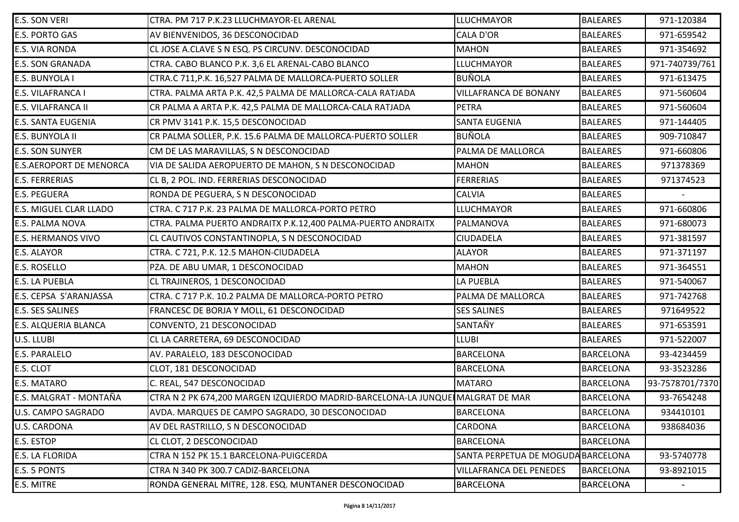| | | | | |
|---|---|---|---|---|
| E.S. SON VERI | CTRA. PM 717 P.K.23 LLUCHMAYOR-EL ARENAL | LLUCHMAYOR | BALEARES | 971-120384 |
| E.S. PORTO GAS | AV BIENVENIDOS, 36 DESCONOCIDAD | CALA D'OR | BALEARES | 971-659542 |
| E.S. VIA RONDA | CL JOSE A.CLAVE S N ESQ. PS CIRCUNV. DESCONOCIDAD | MAHON | BALEARES | 971-354692 |
| E.S. SON GRANADA | CTRA. CABO BLANCO P.K. 3,6 EL ARENAL-CABO BLANCO | LLUCHMAYOR | BALEARES | 971-740739/761 |
| E.S. BUNYOLA I | CTRA.C 711,P.K. 16,527 PALMA DE MALLORCA-PUERTO SOLLER | BUÑOLA | BALEARES | 971-613475 |
| E.S. VILAFRANCA I | CTRA. PALMA ARTA P.K. 42,5 PALMA DE MALLORCA-CALA RATJADA | VILLAFRANCA DE BONANY | BALEARES | 971-560604 |
| E.S. VILAFRANCA II | CR PALMA A ARTA P.K. 42,5 PALMA DE MALLORCA-CALA RATJADA | PETRA | BALEARES | 971-560604 |
| E.S. SANTA EUGENIA | CR PMV 3141 P.K. 15,5 DESCONOCIDAD | SANTA EUGENIA | BALEARES | 971-144405 |
| E.S. BUNYOLA II | CR PALMA SOLLER, P.K. 15.6 PALMA DE MALLORCA-PUERTO SOLLER | BUÑOLA | BALEARES | 909-710847 |
| E.S. SON SUNYER | CM DE LAS MARAVILLAS, S N DESCONOCIDAD | PALMA DE MALLORCA | BALEARES | 971-660806 |
| E.S.AEROPORT DE MENORCA | VIA DE SALIDA AEROPUERTO DE MAHON, S N DESCONOCIDAD | MAHON | BALEARES | 971378369 |
| E.S. FERRERIAS | CL B, 2 POL. IND. FERRERIAS DESCONOCIDAD | FERRERIAS | BALEARES | 971374523 |
| E.S. PEGUERA | RONDA DE PEGUERA, S N DESCONOCIDAD | CALVIA | BALEARES | - |
| E.S. MIGUEL CLAR LLADO | CTRA. C 717 P.K. 23 PALMA DE MALLORCA-PORTO PETRO | LLUCHMAYOR | BALEARES | 971-660806 |
| E.S. PALMA NOVA | CTRA. PALMA PUERTO ANDRAITX P.K.12,400 PALMA-PUERTO ANDRAITX | PALMANOVA | BALEARES | 971-680073 |
| E.S. HERMANOS VIVO | CL CAUTIVOS CONSTANTINOPLA, S N DESCONOCIDAD | CIUDADELA | BALEARES | 971-381597 |
| E.S. ALAYOR | CTRA. C 721, P.K. 12.5 MAHON-CIUDADELA | ALAYOR | BALEARES | 971-371197 |
| E.S. ROSELLO | PZA. DE ABU UMAR, 1 DESCONOCIDAD | MAHON | BALEARES | 971-364551 |
| E.S. LA PUEBLA | CL TRAJINEROS, 1 DESCONOCIDAD | LA PUEBLA | BALEARES | 971-540067 |
| E.S. CEPSA S'ARANJASSA | CTRA. C 717 P.K. 10.2 PALMA DE MALLORCA-PORTO PETRO | PALMA DE MALLORCA | BALEARES | 971-742768 |
| E.S. SES SALINES | FRANCESC DE BORJA Y MOLL, 61 DESCONOCIDAD | SES SALINES | BALEARES | 971649522 |
| E.S. ALQUERIA BLANCA | CONVENTO, 21 DESCONOCIDAD | SANTAÑY | BALEARES | 971-653591 |
| U.S. LLUBI | CL LA CARRETERA, 69 DESCONOCIDAD | LLUBI | BALEARES | 971-522007 |
| E.S. PARALELO | AV. PARALELO, 183 DESCONOCIDAD | BARCELONA | BARCELONA | 93-4234459 |
| E.S. CLOT | CLOT, 181 DESCONOCIDAD | BARCELONA | BARCELONA | 93-3523286 |
| E.S. MATARO | C. REAL, 547 DESCONOCIDAD | MATARO | BARCELONA | 93-7578701/7370 |
| E.S. MALGRAT - MONTAÑA | CTRA N 2 PK 674,200 MARGEN IZQUIERDO MADRID-BARCELONA-LA JUNQUE | MALGRAT DE MAR | BARCELONA | 93-7654248 |
| U.S. CAMPO SAGRADO | AVDA. MARQUES DE CAMPO SAGRADO, 30 DESCONOCIDAD | BARCELONA | BARCELONA | 934410101 |
| U.S. CARDONA | AV DEL RASTRILLO, S N DESCONOCIDAD | CARDONA | BARCELONA | 938684036 |
| E.S. ESTOP | CL CLOT, 2 DESCONOCIDAD | BARCELONA | BARCELONA | |
| E.S. LA FLORIDA | CTRA N 152 PK 15.1 BARCELONA-PUIGCERDA | SANTA PERPETUA DE MOGUDA | BARCELONA | 93-5740778 |
| E.S. 5 PONTS | CTRA N 340 PK 300.7 CADIZ-BARCELONA | VILLAFRANCA DEL PENEDES | BARCELONA | 93-8921015 |
| E.S. MITRE | RONDA GENERAL MITRE, 128. ESQ. MUNTANER DESCONOCIDAD | BARCELONA | BARCELONA | - |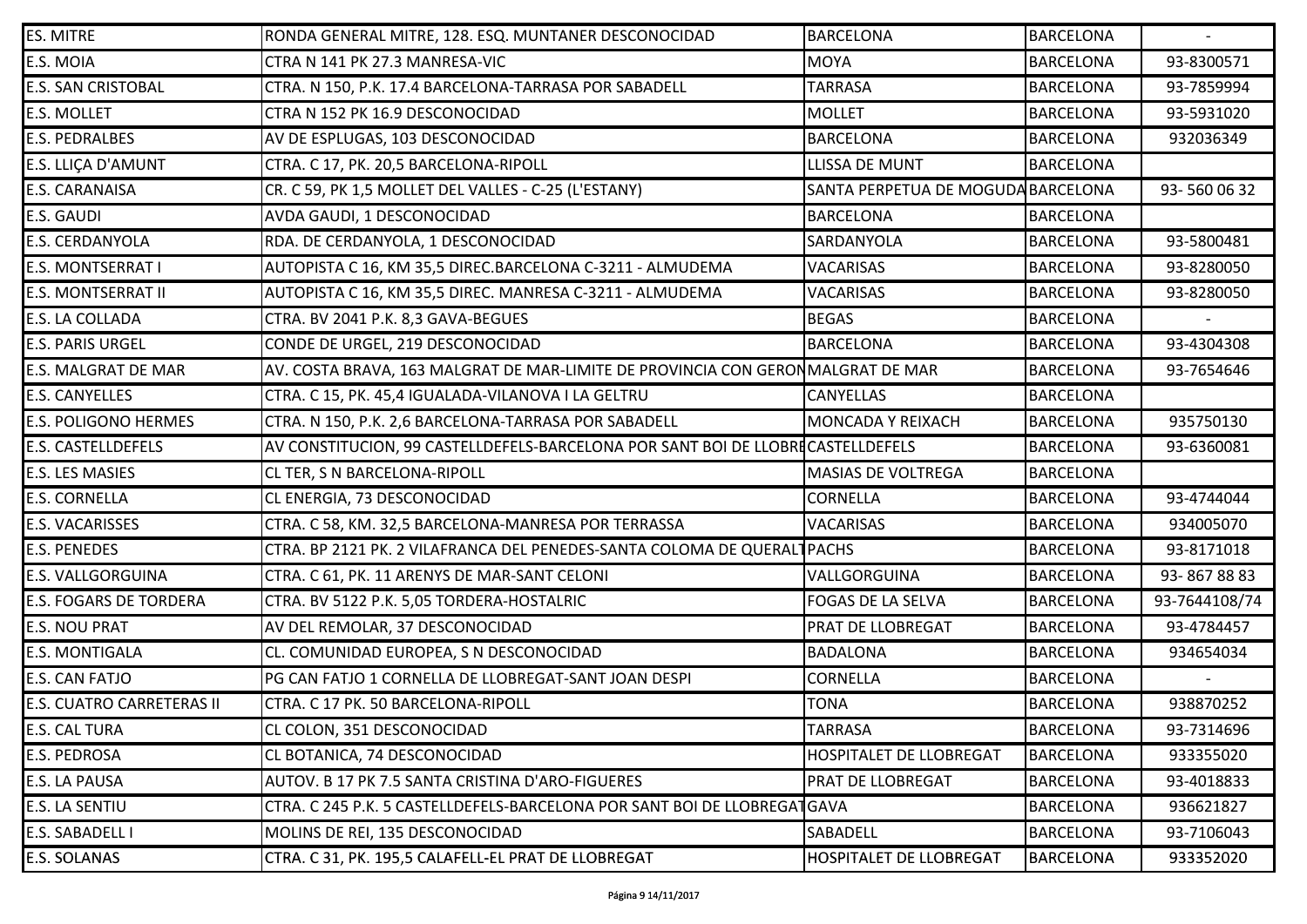| | | | | |
|---|---|---|---|---|
| ES. MITRE | RONDA GENERAL MITRE, 128. ESQ. MUNTANER DESCONOCIDAD | BARCELONA | BARCELONA | - |
| E.S. MOIA | CTRA N 141 PK 27.3 MANRESA-VIC | MOYA | BARCELONA | 93-8300571 |
| E.S. SAN CRISTOBAL | CTRA. N 150, P.K. 17.4 BARCELONA-TARRASA POR SABADELL | TARRASA | BARCELONA | 93-7859994 |
| E.S. MOLLET | CTRA N 152 PK 16.9 DESCONOCIDAD | MOLLET | BARCELONA | 93-5931020 |
| E.S. PEDRALBES | AV DE ESPLUGAS, 103 DESCONOCIDAD | BARCELONA | BARCELONA | 932036349 |
| E.S. LLIÇA D'AMUNT | CTRA. C 17, PK. 20,5 BARCELONA-RIPOLL | LLISSA DE MUNT | BARCELONA | |
| E.S. CARANAISA | CR. C 59, PK 1,5 MOLLET DEL VALLES - C-25 (L'ESTANY) | SANTA PERPETUA DE MOGUDA | BARCELONA | 93- 560 06 32 |
| E.S. GAUDI | AVDA GAUDI, 1 DESCONOCIDAD | BARCELONA | BARCELONA | |
| E.S. CERDANYOLA | RDA. DE CERDANYOLA, 1 DESCONOCIDAD | SARDANYOLA | BARCELONA | 93-5800481 |
| E.S. MONTSERRAT I | AUTOPISTA C 16, KM 35,5 DIREC.BARCELONA C-3211 - ALMUDEMA | VACARISAS | BARCELONA | 93-8280050 |
| E.S. MONTSERRAT II | AUTOPISTA C 16, KM 35,5 DIREC. MANRESA C-3211 - ALMUDEMA | VACARISAS | BARCELONA | 93-8280050 |
| E.S. LA COLLADA | CTRA. BV 2041 P.K. 8,3 GAVA-BEGUES | BEGAS | BARCELONA | - |
| E.S. PARIS URGEL | CONDE DE URGEL, 219 DESCONOCIDAD | BARCELONA | BARCELONA | 93-4304308 |
| E.S. MALGRAT DE MAR | AV. COSTA BRAVA, 163 MALGRAT DE MAR-LIMITE DE PROVINCIA CON GERON | MALGRAT DE MAR | BARCELONA | 93-7654646 |
| E.S. CANYELLES | CTRA. C 15, PK. 45,4 IGUALADA-VILANOVA I LA GELTRU | CANYELLAS | BARCELONA | |
| E.S. POLIGONO HERMES | CTRA. N 150, P.K. 2,6 BARCELONA-TARRASA POR SABADELL | MONCADA Y REIXACH | BARCELONA | 935750130 |
| E.S. CASTELLDEFELS | AV CONSTITUCION, 99 CASTELLDEFELS-BARCELONA POR SANT BOI DE LLOBRE | CASTELLDEFELS | BARCELONA | 93-6360081 |
| E.S. LES MASIES | CL TER, S N BARCELONA-RIPOLL | MASIAS DE VOLTREGA | BARCELONA | |
| E.S. CORNELLA | CL ENERGIA, 73 DESCONOCIDAD | CORNELLA | BARCELONA | 93-4744044 |
| E.S. VACARISSES | CTRA. C 58, KM. 32,5 BARCELONA-MANRESA POR TERRASSA | VACARISAS | BARCELONA | 934005070 |
| E.S. PENEDES | CTRA. BP 2121 PK. 2 VILAFRANCA DEL PENEDES-SANTA COLOMA DE QUERALT | PACHS | BARCELONA | 93-8171018 |
| E.S. VALLGORGUINA | CTRA. C 61, PK. 11 ARENYS DE MAR-SANT CELONI | VALLGORGUINA | BARCELONA | 93- 867 88 83 |
| E.S. FOGARS DE TORDERA | CTRA. BV 5122 P.K. 5,05 TORDERA-HOSTALRIC | FOGAS DE LA SELVA | BARCELONA | 93-7644108/74 |
| E.S. NOU PRAT | AV DEL REMOLAR, 37 DESCONOCIDAD | PRAT DE LLOBREGAT | BARCELONA | 93-4784457 |
| E.S. MONTIGALA | CL. COMUNIDAD EUROPEA, S N DESCONOCIDAD | BADALONA | BARCELONA | 934654034 |
| E.S. CAN FATJO | PG CAN FATJO 1 CORNELLA DE LLOBREGAT-SANT JOAN DESPI | CORNELLA | BARCELONA | - |
| E.S. CUATRO CARRETERAS II | CTRA. C 17 PK. 50 BARCELONA-RIPOLL | TONA | BARCELONA | 938870252 |
| E.S. CAL TURA | CL COLON, 351 DESCONOCIDAD | TARRASA | BARCELONA | 93-7314696 |
| E.S. PEDROSA | CL BOTANICA, 74 DESCONOCIDAD | HOSPITALET DE LLOBREGAT | BARCELONA | 933355020 |
| E.S. LA PAUSA | AUTOV. B 17 PK 7.5 SANTA CRISTINA D'ARO-FIGUERES | PRAT DE LLOBREGAT | BARCELONA | 93-4018833 |
| E.S. LA SENTIU | CTRA. C 245 P.K. 5 CASTELLDEFELS-BARCELONA POR SANT BOI DE LLOBREGAT | GAVA | BARCELONA | 936621827 |
| E.S. SABADELL I | MOLINS DE REI, 135 DESCONOCIDAD | SABADELL | BARCELONA | 93-7106043 |
| E.S. SOLANAS | CTRA. C 31, PK. 195,5 CALAFELL-EL PRAT DE LLOBREGAT | HOSPITALET DE LLOBREGAT | BARCELONA | 933352020 |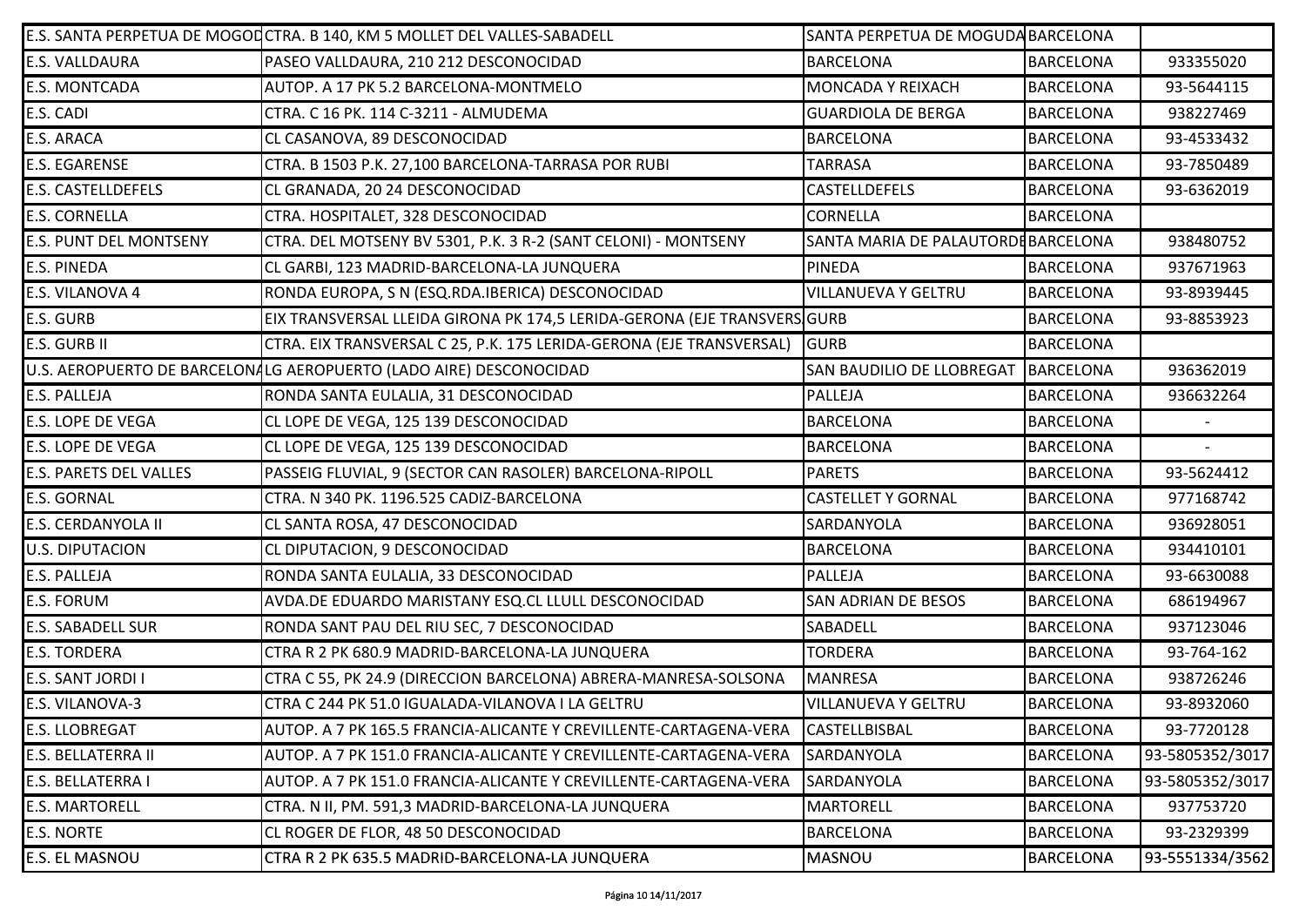| | | | | |
|---|---|---|---|---|
| E.S. SANTA PERPETUA DE MOGOD | CTRA. B 140, KM 5 MOLLET DEL VALLES-SABADELL | SANTA PERPETUA DE MOGUDA | BARCELONA | |
| E.S. VALLDAURA | PASEO VALLDAURA, 210 212 DESCONOCIDAD | BARCELONA | BARCELONA | 933355020 |
| E.S. MONTCADA | AUTOP. A 17 PK 5.2 BARCELONA-MONTMELO | MONCADA Y REIXACH | BARCELONA | 93-5644115 |
| E.S. CADI | CTRA. C 16 PK. 114 C-3211 - ALMUDEMA | GUARDIOLA DE BERGA | BARCELONA | 938227469 |
| E.S. ARACA | CL CASANOVA, 89 DESCONOCIDAD | BARCELONA | BARCELONA | 93-4533432 |
| E.S. EGARENSE | CTRA. B 1503 P.K. 27,100 BARCELONA-TARRASA POR RUBI | TARRASA | BARCELONA | 93-7850489 |
| E.S. CASTELLDEFELS | CL GRANADA, 20 24 DESCONOCIDAD | CASTELLDEFELS | BARCELONA | 93-6362019 |
| E.S. CORNELLA | CTRA. HOSPITALET, 328 DESCONOCIDAD | CORNELLA | BARCELONA | |
| E.S. PUNT DEL MONTSENY | CTRA. DEL MOTSENY BV 5301, P.K. 3 R-2 (SANT CELONI) - MONTSENY | SANTA MARIA DE PALAUTORDE | BARCELONA | 938480752 |
| E.S. PINEDA | CL GARBI, 123 MADRID-BARCELONA-LA JUNQUERA | PINEDA | BARCELONA | 937671963 |
| E.S. VILANOVA 4 | RONDA EUROPA, S N (ESQ.RDA.IBERICA) DESCONOCIDAD | VILLANUEVA Y GELTRU | BARCELONA | 93-8939445 |
| E.S. GURB | EIX TRANSVERSAL LLEIDA GIRONA PK 174,5 LERIDA-GERONA (EJE TRANSVERS | GURB | BARCELONA | 93-8853923 |
| E.S. GURB II | CTRA. EIX TRANSVERSAL C 25, P.K. 175 LERIDA-GERONA (EJE TRANSVERSAL) | GURB | BARCELONA | |
| U.S. AEROPUERTO DE BARCELONA | LG AEROPUERTO (LADO AIRE) DESCONOCIDAD | SAN BAUDILIO DE LLOBREGAT | BARCELONA | 936362019 |
| E.S. PALLEJA | RONDA SANTA EULALIA, 31 DESCONOCIDAD | PALLEJA | BARCELONA | 936632264 |
| E.S. LOPE DE VEGA | CL LOPE DE VEGA, 125 139 DESCONOCIDAD | BARCELONA | BARCELONA | - |
| E.S. LOPE DE VEGA | CL LOPE DE VEGA, 125 139 DESCONOCIDAD | BARCELONA | BARCELONA | - |
| E.S. PARETS DEL VALLES | PASSEIG FLUVIAL, 9 (SECTOR CAN RASOLER) BARCELONA-RIPOLL | PARETS | BARCELONA | 93-5624412 |
| E.S. GORNAL | CTRA. N 340 PK. 1196.525 CADIZ-BARCELONA | CASTELLET Y GORNAL | BARCELONA | 977168742 |
| E.S. CERDANYOLA II | CL SANTA ROSA, 47 DESCONOCIDAD | SARDANYOLA | BARCELONA | 936928051 |
| U.S. DIPUTACION | CL DIPUTACION, 9 DESCONOCIDAD | BARCELONA | BARCELONA | 934410101 |
| E.S. PALLEJA | RONDA SANTA EULALIA, 33 DESCONOCIDAD | PALLEJA | BARCELONA | 93-6630088 |
| E.S. FORUM | AVDA.DE EDUARDO MARISTANY ESQ.CL LLULL DESCONOCIDAD | SAN ADRIAN DE BESOS | BARCELONA | 686194967 |
| E.S. SABADELL SUR | RONDA SANT PAU DEL RIU SEC, 7 DESCONOCIDAD | SABADELL | BARCELONA | 937123046 |
| E.S. TORDERA | CTRA R 2 PK 680.9 MADRID-BARCELONA-LA JUNQUERA | TORDERA | BARCELONA | 93-764-162 |
| E.S. SANT JORDI I | CTRA C 55, PK 24.9 (DIRECCION BARCELONA) ABRERA-MANRESA-SOLSONA | MANRESA | BARCELONA | 938726246 |
| E.S. VILANOVA-3 | CTRA C 244 PK 51.0 IGUALADA-VILANOVA I LA GELTRU | VILLANUEVA Y GELTRU | BARCELONA | 93-8932060 |
| E.S. LLOBREGAT | AUTOP. A 7 PK 165.5 FRANCIA-ALICANTE Y CREVILLENTE-CARTAGENA-VERA | CASTELLBISBAL | BARCELONA | 93-7720128 |
| E.S. BELLATERRA II | AUTOP. A 7 PK 151.0 FRANCIA-ALICANTE Y CREVILLENTE-CARTAGENA-VERA | SARDANYOLA | BARCELONA | 93-5805352/3017 |
| E.S. BELLATERRA I | AUTOP. A 7 PK 151.0 FRANCIA-ALICANTE Y CREVILLENTE-CARTAGENA-VERA | SARDANYOLA | BARCELONA | 93-5805352/3017 |
| E.S. MARTORELL | CTRA. N II, PM. 591,3 MADRID-BARCELONA-LA JUNQUERA | MARTORELL | BARCELONA | 937753720 |
| E.S. NORTE | CL ROGER DE FLOR, 48 50 DESCONOCIDAD | BARCELONA | BARCELONA | 93-2329399 |
| E.S. EL MASNOU | CTRA R 2 PK 635.5 MADRID-BARCELONA-LA JUNQUERA | MASNOU | BARCELONA | 93-5551334/3562 |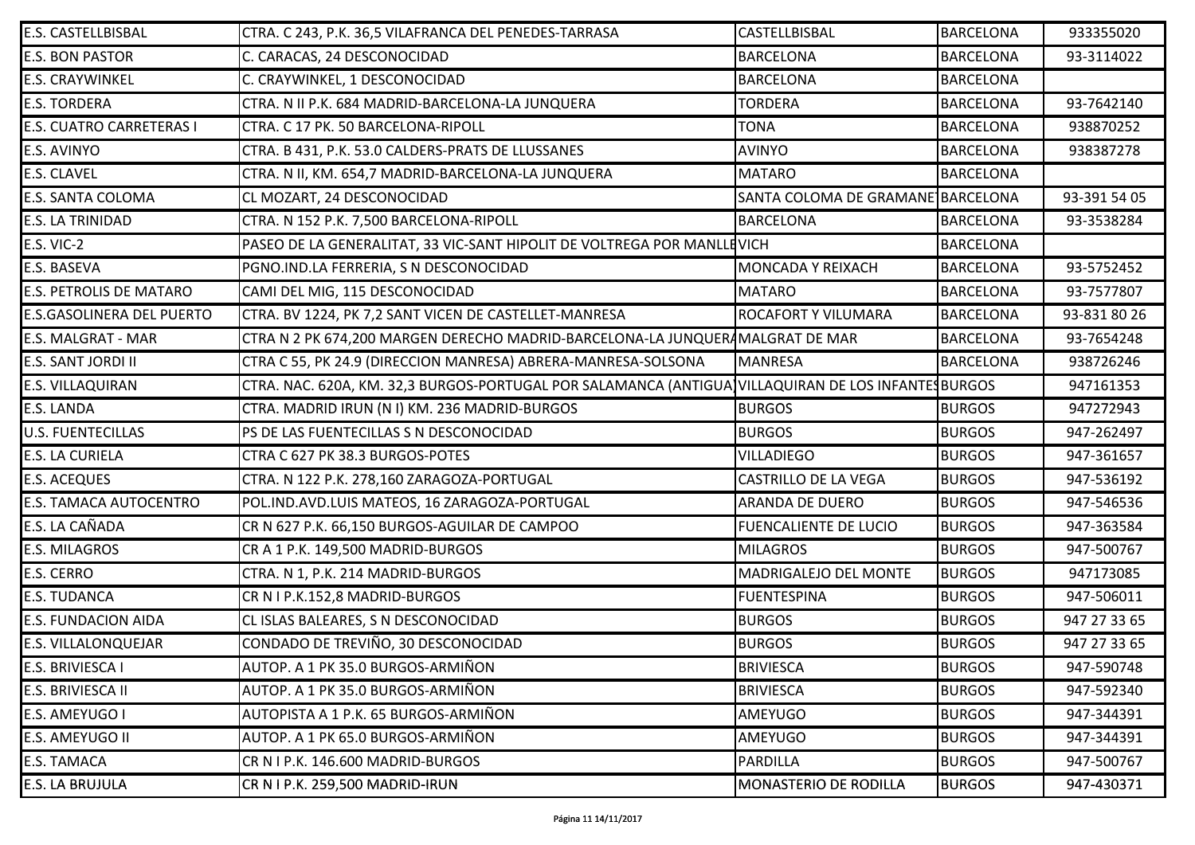| | | | | |
|---|---|---|---|---|
| E.S. CASTELLBISBAL | CTRA. C 243, P.K. 36,5 VILAFRANCA DEL PENEDES-TARRASA | CASTELLBISBAL | BARCELONA | 933355020 |
| E.S. BON PASTOR | C. CARACAS, 24 DESCONOCIDAD | BARCELONA | BARCELONA | 93-3114022 |
| E.S. CRAYWINKEL | C. CRAYWINKEL, 1 DESCONOCIDAD | BARCELONA | BARCELONA | |
| E.S. TORDERA | CTRA. N II P.K. 684 MADRID-BARCELONA-LA JUNQUERA | TORDERA | BARCELONA | 93-7642140 |
| E.S. CUATRO CARRETERAS I | CTRA. C 17 PK. 50 BARCELONA-RIPOLL | TONA | BARCELONA | 938870252 |
| E.S. AVINYO | CTRA. B 431, P.K. 53.0 CALDERS-PRATS DE LLUSSANES | AVINYO | BARCELONA | 938387278 |
| E.S. CLAVEL | CTRA. N II, KM. 654,7 MADRID-BARCELONA-LA JUNQUERA | MATARO | BARCELONA | |
| E.S. SANTA COLOMA | CL MOZART, 24 DESCONOCIDAD | SANTA COLOMA DE GRAMANET | BARCELONA | 93-391 54 05 |
| E.S. LA TRINIDAD | CTRA. N 152 P.K. 7,500 BARCELONA-RIPOLL | BARCELONA | BARCELONA | 93-3538284 |
| E.S. VIC-2 | PASEO DE LA GENERALITAT, 33 VIC-SANT HIPOLIT DE VOLTREGA POR MANLLE | VICH | BARCELONA | |
| E.S. BASEVA | PGNO.IND.LA FERRERIA, S N DESCONOCIDAD | MONCADA Y REIXACH | BARCELONA | 93-5752452 |
| E.S. PETROLIS DE MATARO | CAMI DEL MIG, 115 DESCONOCIDAD | MATARO | BARCELONA | 93-7577807 |
| E.S.GASOLINERA DEL PUERTO | CTRA. BV 1224, PK 7,2 SANT VICEN DE CASTELLET-MANRESA | ROCAFORT Y VILUMARA | BARCELONA | 93-831 80 26 |
| E.S. MALGRAT - MAR | CTRA N 2 PK 674,200 MARGEN DERECHO MADRID-BARCELONA-LA JUNQUERA | MALGRAT DE MAR | BARCELONA | 93-7654248 |
| E.S. SANT JORDI II | CTRA C 55, PK 24.9 (DIRECCION MANRESA) ABRERA-MANRESA-SOLSONA | MANRESA | BARCELONA | 938726246 |
| E.S. VILLAQUIRAN | CTRA. NAC. 620A, KM. 32,3 BURGOS-PORTUGAL POR SALAMANCA (ANTIGUA) | VILLAQUIRAN DE LOS INFANTES | BURGOS | 947161353 |
| E.S. LANDA | CTRA. MADRID IRUN (N I) KM. 236 MADRID-BURGOS | BURGOS | BURGOS | 947272943 |
| U.S. FUENTECILLAS | PS DE LAS FUENTECILLAS S N DESCONOCIDAD | BURGOS | BURGOS | 947-262497 |
| E.S. LA CURIELA | CTRA C 627 PK 38.3 BURGOS-POTES | VILLADIEGO | BURGOS | 947-361657 |
| E.S. ACEQUES | CTRA. N 122 P.K. 278,160 ZARAGOZA-PORTUGAL | CASTRILLO DE LA VEGA | BURGOS | 947-536192 |
| E.S. TAMACA AUTOCENTRO | POL.IND.AVD.LUIS MATEOS, 16 ZARAGOZA-PORTUGAL | ARANDA DE DUERO | BURGOS | 947-546536 |
| E.S. LA CAÑADA | CR N 627 P.K. 66,150 BURGOS-AGUILAR DE CAMPOO | FUENCALIENTE DE LUCIO | BURGOS | 947-363584 |
| E.S. MILAGROS | CR A 1 P.K. 149,500 MADRID-BURGOS | MILAGROS | BURGOS | 947-500767 |
| E.S. CERRO | CTRA. N 1, P.K. 214 MADRID-BURGOS | MADRIGALEJO DEL MONTE | BURGOS | 947173085 |
| E.S. TUDANCA | CR N I P.K.152,8 MADRID-BURGOS | FUENTESPINA | BURGOS | 947-506011 |
| E.S. FUNDACION AIDA | CL ISLAS BALEARES, S N DESCONOCIDAD | BURGOS | BURGOS | 947 27 33 65 |
| E.S. VILLALONQUEJAR | CONDADO DE TREVIÑO, 30 DESCONOCIDAD | BURGOS | BURGOS | 947 27 33 65 |
| E.S. BRIVIESCA I | AUTOP. A 1 PK 35.0 BURGOS-ARMIÑON | BRIVIESCA | BURGOS | 947-590748 |
| E.S. BRIVIESCA II | AUTOP. A 1 PK 35.0 BURGOS-ARMIÑON | BRIVIESCA | BURGOS | 947-592340 |
| E.S. AMEYUGO I | AUTOPISTA A 1 P.K. 65 BURGOS-ARMIÑON | AMEYUGO | BURGOS | 947-344391 |
| E.S. AMEYUGO II | AUTOP. A 1 PK 65.0 BURGOS-ARMIÑON | AMEYUGO | BURGOS | 947-344391 |
| E.S. TAMACA | CR N I P.K. 146.600 MADRID-BURGOS | PARDILLA | BURGOS | 947-500767 |
| E.S. LA BRUJULA | CR N I P.K. 259,500 MADRID-IRUN | MONASTERIO DE RODILLA | BURGOS | 947-430371 |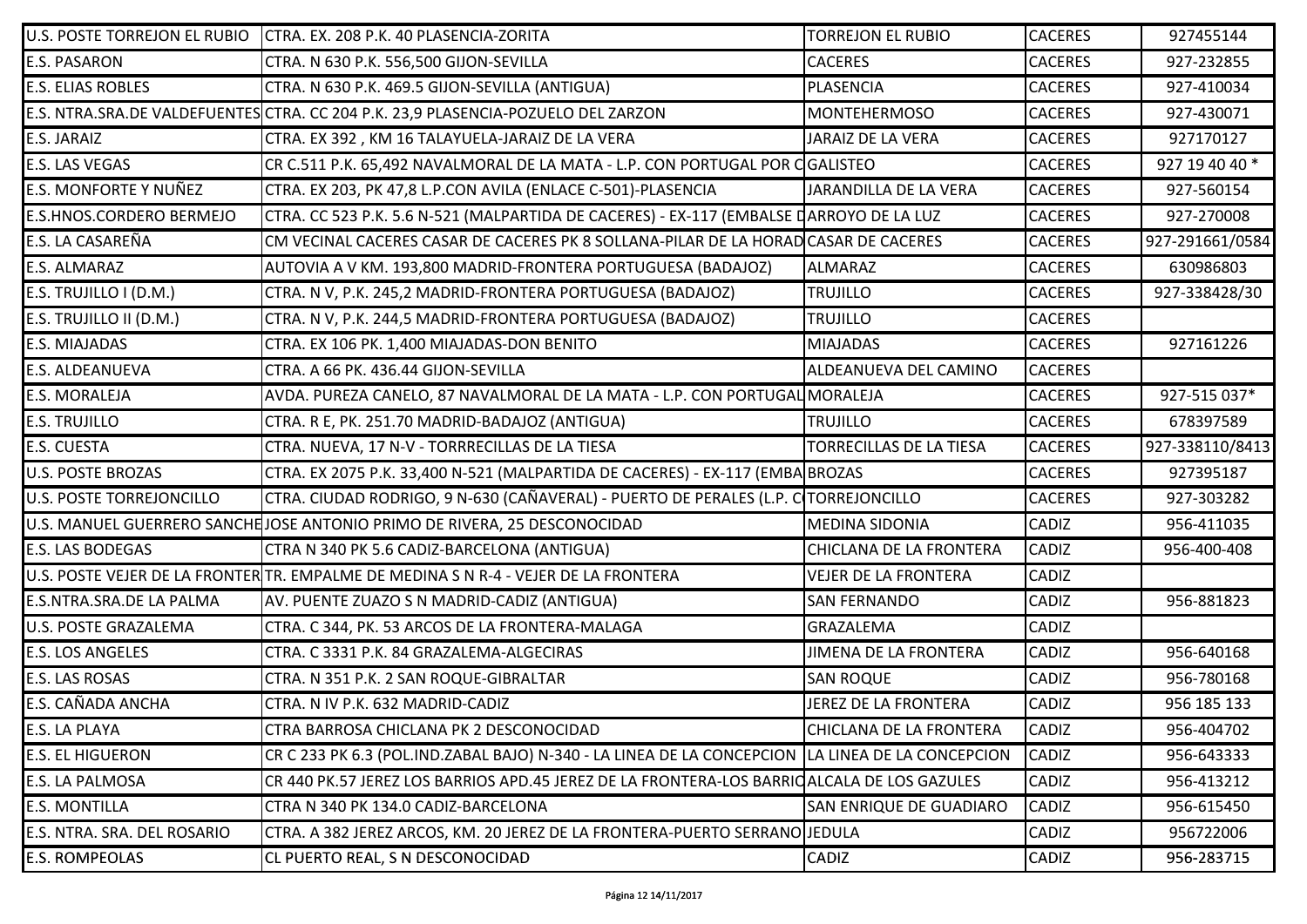| | | | | |
|---|---|---|---|---|
| U.S. POSTE TORREJON EL RUBIO | CTRA. EX. 208 P.K. 40 PLASENCIA-ZORITA | TORREJON EL RUBIO | CACERES | 927455144 |
| E.S. PASARON | CTRA. N 630 P.K. 556,500 GIJON-SEVILLA | CACERES | CACERES | 927-232855 |
| E.S. ELIAS ROBLES | CTRA. N 630 P.K. 469.5 GIJON-SEVILLA (ANTIGUA) | PLASENCIA | CACERES | 927-410034 |
| E.S. NTRA.SRA.DE VALDEFUENTES | CTRA. CC 204 P.K. 23,9 PLASENCIA-POZUELO DEL ZARZON | MONTEHERMOSO | CACERES | 927-430071 |
| E.S. JARAIZ | CTRA. EX 392 , KM 16 TALAYUELA-JARAIZ DE LA VERA | JARAIZ DE LA VERA | CACERES | 927170127 |
| E.S. LAS VEGAS | CR C.511 P.K. 65,492 NAVALMORAL DE LA MATA - L.P. CON PORTUGAL POR C | GALISTEO | CACERES | 927 19 40 40 * |
| E.S. MONFORTE Y NUÑEZ | CTRA. EX 203, PK 47,8 L.P.CON AVILA (ENLACE C-501)-PLASENCIA | JARANDILLA DE LA VERA | CACERES | 927-560154 |
| E.S.HNOS.CORDERO BERMEJO | CTRA. CC 523 P.K. 5.6 N-521 (MALPARTIDA DE CACERES) - EX-117 (EMBALSE D | ARROYO DE LA LUZ | CACERES | 927-270008 |
| E.S. LA CASAREÑA | CM VECINAL CACERES CASAR DE CACERES PK 8 SOLLANA-PILAR DE LA HORAD | CASAR DE CACERES | CACERES | 927-291661/0584 |
| E.S. ALMARAZ | AUTOVIA A V KM. 193,800 MADRID-FRONTERA PORTUGUESA (BADAJOZ) | ALMARAZ | CACERES | 630986803 |
| E.S. TRUJILLO I (D.M.) | CTRA. N V, P.K. 245,2 MADRID-FRONTERA PORTUGUESA (BADAJOZ) | TRUJILLO | CACERES | 927-338428/30 |
| E.S. TRUJILLO II (D.M.) | CTRA. N V, P.K. 244,5 MADRID-FRONTERA PORTUGUESA (BADAJOZ) | TRUJILLO | CACERES | |
| E.S. MIAJADAS | CTRA. EX 106 PK. 1,400 MIAJADAS-DON BENITO | MIAJADAS | CACERES | 927161226 |
| E.S. ALDEANUEVA | CTRA. A 66 PK. 436.44 GIJON-SEVILLA | ALDEANUEVA DEL CAMINO | CACERES | |
| E.S. MORALEJA | AVDA. PUREZA CANELO, 87 NAVALMORAL DE LA MATA - L.P. CON PORTUGAL | MORALEJA | CACERES | 927-515 037* |
| E.S. TRUJILLO | CTRA. R E, PK. 251.70 MADRID-BADAJOZ (ANTIGUA) | TRUJILLO | CACERES | 678397589 |
| E.S. CUESTA | CTRA. NUEVA, 17 N-V - TORRRECILLAS DE LA TIESA | TORRECILLAS DE LA TIESA | CACERES | 927-338110/8413 |
| U.S. POSTE BROZAS | CTRA. EX 2075 P.K. 33,400 N-521 (MALPARTIDA DE CACERES) - EX-117 (EMBA | BROZAS | CACERES | 927395187 |
| U.S. POSTE TORREJONCILLO | CTRA. CIUDAD RODRIGO, 9 N-630 (CAÑAVERAL) - PUERTO DE PERALES (L.P. C | TORREJONCILLO | CACERES | 927-303282 |
| U.S. MANUEL GUERRERO SANCHE | JOSE ANTONIO PRIMO DE RIVERA, 25 DESCONOCIDAD | MEDINA SIDONIA | CADIZ | 956-411035 |
| E.S. LAS BODEGAS | CTRA N 340 PK 5.6 CADIZ-BARCELONA (ANTIGUA) | CHICLANA DE LA FRONTERA | CADIZ | 956-400-408 |
| U.S. POSTE VEJER DE LA FRONTER | TR. EMPALME DE MEDINA S N R-4 - VEJER DE LA FRONTERA | VEJER DE LA FRONTERA | CADIZ | |
| E.S.NTRA.SRA.DE LA PALMA | AV. PUENTE ZUAZO S N MADRID-CADIZ (ANTIGUA) | SAN FERNANDO | CADIZ | 956-881823 |
| U.S. POSTE GRAZALEMA | CTRA. C 344, PK. 53 ARCOS DE LA FRONTERA-MALAGA | GRAZALEMA | CADIZ | |
| E.S. LOS ANGELES | CTRA. C 3331 P.K. 84 GRAZALEMA-ALGECIRAS | JIMENA DE LA FRONTERA | CADIZ | 956-640168 |
| E.S. LAS ROSAS | CTRA. N 351 P.K. 2 SAN ROQUE-GIBRALTAR | SAN ROQUE | CADIZ | 956-780168 |
| E.S. CAÑADA ANCHA | CTRA. N IV P.K. 632 MADRID-CADIZ | JEREZ DE LA FRONTERA | CADIZ | 956 185 133 |
| E.S. LA PLAYA | CTRA BARROSA CHICLANA PK 2 DESCONOCIDAD | CHICLANA DE LA FRONTERA | CADIZ | 956-404702 |
| E.S. EL HIGUERON | CR C 233 PK 6.3 (POL.IND.ZABAL BAJO) N-340 - LA LINEA DE LA CONCEPCION | LA LINEA DE LA CONCEPCION | CADIZ | 956-643333 |
| E.S. LA PALMOSA | CR 440 PK.57 JEREZ LOS BARRIOS APD.45 JEREZ DE LA FRONTERA-LOS BARRIO | ALCALA DE LOS GAZULES | CADIZ | 956-413212 |
| E.S. MONTILLA | CTRA N 340 PK 134.0 CADIZ-BARCELONA | SAN ENRIQUE DE GUADIARO | CADIZ | 956-615450 |
| E.S. NTRA. SRA. DEL ROSARIO | CTRA. A 382 JEREZ ARCOS, KM. 20 JEREZ DE LA FRONTERA-PUERTO SERRANO | JEDULA | CADIZ | 956722006 |
| E.S. ROMPEOLAS | CL PUERTO REAL, S N DESCONOCIDAD | CADIZ | CADIZ | 956-283715 |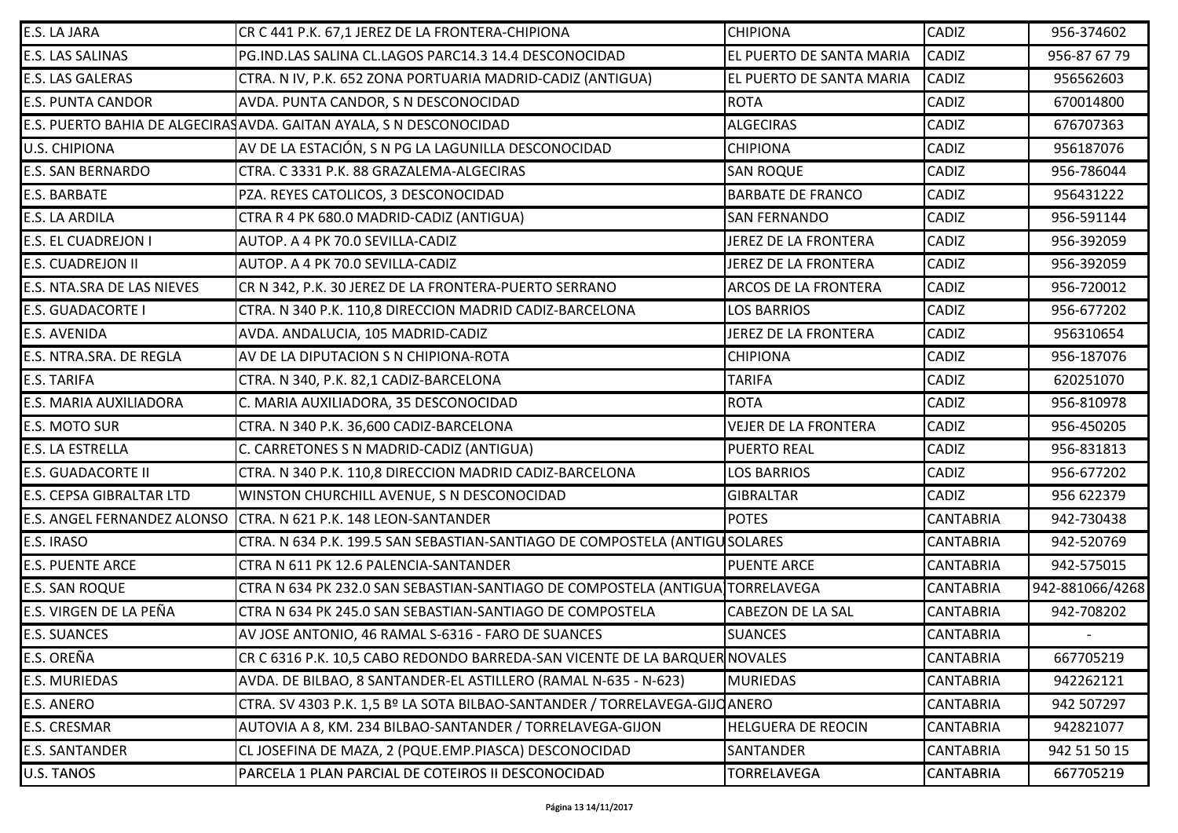| E.S. LA JARA | CR C 441 P.K. 67,1 JEREZ DE LA FRONTERA-CHIPIONA | CHIPIONA | CADIZ | 956-374602 |
|---|---|---|---|---|
| E.S. LAS SALINAS | PG.IND.LAS SALINA CL.LAGOS PARC14.3 14.4 DESCONOCIDAD | EL PUERTO DE SANTA MARIA | CADIZ | 956-87 67 79 |
| E.S. LAS GALERAS | CTRA. N IV, P.K. 652 ZONA PORTUARIA MADRID-CADIZ (ANTIGUA) | EL PUERTO DE SANTA MARIA | CADIZ | 956562603 |
| E.S. PUNTA CANDOR | AVDA. PUNTA CANDOR, S N DESCONOCIDAD | ROTA | CADIZ | 670014800 |
| E.S. PUERTO BAHIA DE ALGECIRAS | AVDA. GAITAN AYALA, S N DESCONOCIDAD | ALGECIRAS | CADIZ | 676707363 |
| U.S. CHIPIONA | AV DE LA ESTACIÓN, S N PG LA LAGUNILLA DESCONOCIDAD | CHIPIONA | CADIZ | 956187076 |
| E.S. SAN BERNARDO | CTRA. C 3331 P.K. 88 GRAZALEMA-ALGECIRAS | SAN ROQUE | CADIZ | 956-786044 |
| E.S. BARBATE | PZA. REYES CATOLICOS, 3 DESCONOCIDAD | BARBATE DE FRANCO | CADIZ | 956431222 |
| E.S. LA ARDILA | CTRA R 4 PK 680.0 MADRID-CADIZ (ANTIGUA) | SAN FERNANDO | CADIZ | 956-591144 |
| E.S. EL CUADREJON I | AUTOP. A 4 PK 70.0 SEVILLA-CADIZ | JEREZ DE LA FRONTERA | CADIZ | 956-392059 |
| E.S. CUADREJON II | AUTOP. A 4 PK 70.0 SEVILLA-CADIZ | JEREZ DE LA FRONTERA | CADIZ | 956-392059 |
| E.S. NTA.SRA DE LAS NIEVES | CR N 342, P.K. 30 JEREZ DE LA FRONTERA-PUERTO SERRANO | ARCOS DE LA FRONTERA | CADIZ | 956-720012 |
| E.S. GUADACORTE I | CTRA. N 340 P.K. 110,8 DIRECCION MADRID CADIZ-BARCELONA | LOS BARRIOS | CADIZ | 956-677202 |
| E.S. AVENIDA | AVDA. ANDALUCIA, 105 MADRID-CADIZ | JEREZ DE LA FRONTERA | CADIZ | 956310654 |
| E.S. NTRA.SRA. DE REGLA | AV DE LA DIPUTACION S N CHIPIONA-ROTA | CHIPIONA | CADIZ | 956-187076 |
| E.S. TARIFA | CTRA. N 340, P.K. 82,1 CADIZ-BARCELONA | TARIFA | CADIZ | 620251070 |
| E.S. MARIA AUXILIADORA | C. MARIA AUXILIADORA, 35 DESCONOCIDAD | ROTA | CADIZ | 956-810978 |
| E.S. MOTO SUR | CTRA. N 340 P.K. 36,600 CADIZ-BARCELONA | VEJER DE LA FRONTERA | CADIZ | 956-450205 |
| E.S. LA ESTRELLA | C. CARRETONES S N MADRID-CADIZ (ANTIGUA) | PUERTO REAL | CADIZ | 956-831813 |
| E.S. GUADACORTE II | CTRA. N 340 P.K. 110,8 DIRECCION MADRID CADIZ-BARCELONA | LOS BARRIOS | CADIZ | 956-677202 |
| E.S. CEPSA GIBRALTAR LTD | WINSTON CHURCHILL AVENUE, S N DESCONOCIDAD | GIBRALTAR | CADIZ | 956 622379 |
| E.S. ANGEL FERNANDEZ ALONSO | CTRA. N 621 P.K. 148 LEON-SANTANDER | POTES | CANTABRIA | 942-730438 |
| E.S. IRASO | CTRA. N 634 P.K. 199.5 SAN SEBASTIAN-SANTIAGO DE COMPOSTELA (ANTIGU | SOLARES | CANTABRIA | 942-520769 |
| E.S. PUENTE ARCE | CTRA N 611 PK 12.6 PALENCIA-SANTANDER | PUENTE ARCE | CANTABRIA | 942-575015 |
| E.S. SAN ROQUE | CTRA N 634 PK 232.0 SAN SEBASTIAN-SANTIAGO DE COMPOSTELA (ANTIGUA) | TORRELAVEGA | CANTABRIA | 942-881066/4268 |
| E.S. VIRGEN DE LA PEÑA | CTRA N 634 PK 245.0 SAN SEBASTIAN-SANTIAGO DE COMPOSTELA | CABEZON DE LA SAL | CANTABRIA | 942-708202 |
| E.S. SUANCES | AV JOSE ANTONIO, 46 RAMAL S-6316 - FARO DE SUANCES | SUANCES | CANTABRIA | - |
| E.S. OREÑA | CR C 6316 P.K. 10,5 CABO REDONDO BARREDA-SAN VICENTE DE LA BARQUER | NOVALES | CANTABRIA | 667705219 |
| E.S. MURIEDAS | AVDA. DE BILBAO, 8 SANTANDER-EL ASTILLERO (RAMAL N-635 - N-623) | MURIEDAS | CANTABRIA | 942262121 |
| E.S. ANERO | CTRA. SV 4303 P.K. 1,5 Bº LA SOTA BILBAO-SANTANDER / TORRELAVEGA-GIJO | ANERO | CANTABRIA | 942 507297 |
| E.S. CRESMAR | AUTOVIA A 8, KM. 234 BILBAO-SANTANDER / TORRELAVEGA-GIJON | HELGUERA DE REOCIN | CANTABRIA | 942821077 |
| E.S. SANTANDER | CL JOSEFINA DE MAZA, 2 (PQUE.EMP.PIASCA) DESCONOCIDAD | SANTANDER | CANTABRIA | 942 51 50 15 |
| U.S. TANOS | PARCELA 1 PLAN PARCIAL DE COTEIROS II DESCONOCIDAD | TORRELAVEGA | CANTABRIA | 667705219 |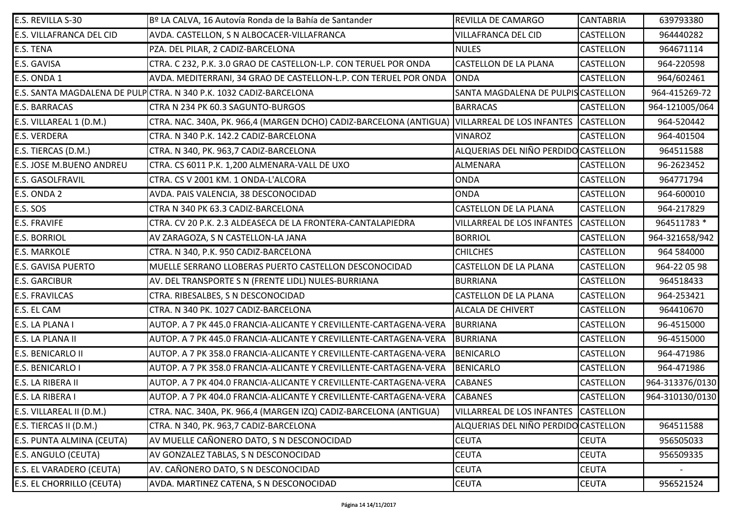| | | | | |
|---|---|---|---|---|
| E.S. REVILLA S-30 | Bº LA CALVA, 16 Autovía Ronda de la Bahía de Santander | REVILLA DE CAMARGO | CANTABRIA | 639793380 |
| E.S. VILLAFRANCA DEL CID | AVDA. CASTELLON, S N ALBOCACER-VILLAFRANCA | VILLAFRANCA DEL CID | CASTELLON | 964440282 |
| E.S. TENA | PZA. DEL PILAR, 2 CADIZ-BARCELONA | NULES | CASTELLON | 964671114 |
| E.S. GAVISA | CTRA. C 232, P.K. 3.0 GRAO DE CASTELLON-L.P. CON TERUEL POR ONDA | CASTELLON DE LA PLANA | CASTELLON | 964-220598 |
| E.S. ONDA 1 | AVDA. MEDITERRANI, 34 GRAO DE CASTELLON-L.P. CON TERUEL POR ONDA | ONDA | CASTELLON | 964/602461 |
| E.S. SANTA MAGDALENA DE PULP | CTRA. N 340 P.K. 1032 CADIZ-BARCELONA | SANTA MAGDALENA DE PULPIS | CASTELLON | 964-415269-72 |
| E.S. BARRACAS | CTRA N 234 PK 60.3 SAGUNTO-BURGOS | BARRACAS | CASTELLON | 964-121005/064 |
| E.S. VILLAREAL 1 (D.M.) | CTRA. NAC. 340A, PK. 966,4 (MARGEN DCHO) CADIZ-BARCELONA (ANTIGUA) | VILLARREAL DE LOS INFANTES | CASTELLON | 964-520442 |
| E.S. VERDERA | CTRA. N 340 P.K. 142.2 CADIZ-BARCELONA | VINAROZ | CASTELLON | 964-401504 |
| E.S. TIERCAS (D.M.) | CTRA. N 340, PK. 963,7 CADIZ-BARCELONA | ALQUERIAS DEL NIÑO PERDIDO | CASTELLON | 964511588 |
| E.S. JOSE M.BUENO ANDREU | CTRA. CS 6011 P.K. 1,200 ALMENARA-VALL DE UXO | ALMENARA | CASTELLON | 96-2623452 |
| E.S. GASOLFRAVIL | CTRA. CS V 2001 KM. 1 ONDA-L'ALCORA | ONDA | CASTELLON | 964771794 |
| E.S. ONDA 2 | AVDA. PAIS VALENCIA, 38 DESCONOCIDAD | ONDA | CASTELLON | 964-600010 |
| E.S. SOS | CTRA N 340 PK 63.3 CADIZ-BARCELONA | CASTELLON DE LA PLANA | CASTELLON | 964-217829 |
| E.S. FRAVIFE | CTRA. CV 20 P.K. 2.3 ALDEASECA DE LA FRONTERA-CANTALAPIEDRA | VILLARREAL DE LOS INFANTES | CASTELLON | 964511783 * |
| E.S. BORRIOL | AV ZARAGOZA, S N CASTELLON-LA JANA | BORRIOL | CASTELLON | 964-321658/942 |
| E.S. MARKOLE | CTRA. N 340, P.K. 950 CADIZ-BARCELONA | CHILCHES | CASTELLON | 964 584000 |
| E.S. GAVISA PUERTO | MUELLE SERRANO LLOBERAS PUERTO CASTELLON DESCONOCIDAD | CASTELLON DE LA PLANA | CASTELLON | 964-22 05 98 |
| E.S. GARCIBUR | AV. DEL TRANSPORTE S N (FRENTE LIDL) NULES-BURRIANA | BURRIANA | CASTELLON | 964518433 |
| E.S. FRAVILCAS | CTRA. RIBESALBES, S N DESCONOCIDAD | CASTELLON DE LA PLANA | CASTELLON | 964-253421 |
| E.S. EL CAM | CTRA. N 340 PK. 1027 CADIZ-BARCELONA | ALCALA DE CHIVERT | CASTELLON | 964410670 |
| E.S. LA PLANA I | AUTOP. A 7 PK 445.0 FRANCIA-ALICANTE Y CREVILLENTE-CARTAGENA-VERA | BURRIANA | CASTELLON | 96-4515000 |
| E.S. LA PLANA II | AUTOP. A 7 PK 445.0 FRANCIA-ALICANTE Y CREVILLENTE-CARTAGENA-VERA | BURRIANA | CASTELLON | 96-4515000 |
| E.S. BENICARLO II | AUTOP. A 7 PK 358.0 FRANCIA-ALICANTE Y CREVILLENTE-CARTAGENA-VERA | BENICARLO | CASTELLON | 964-471986 |
| E.S. BENICARLO I | AUTOP. A 7 PK 358.0 FRANCIA-ALICANTE Y CREVILLENTE-CARTAGENA-VERA | BENICARLO | CASTELLON | 964-471986 |
| E.S. LA RIBERA II | AUTOP. A 7 PK 404.0 FRANCIA-ALICANTE Y CREVILLENTE-CARTAGENA-VERA | CABANES | CASTELLON | 964-313376/0130 |
| E.S. LA RIBERA I | AUTOP. A 7 PK 404.0 FRANCIA-ALICANTE Y CREVILLENTE-CARTAGENA-VERA | CABANES | CASTELLON | 964-310130/0130 |
| E.S. VILLAREAL II (D.M.) | CTRA. NAC. 340A, PK. 966,4 (MARGEN IZQ) CADIZ-BARCELONA (ANTIGUA) | VILLARREAL DE LOS INFANTES | CASTELLON | |
| E.S. TIERCAS II (D.M.) | CTRA. N 340, PK. 963,7 CADIZ-BARCELONA | ALQUERIAS DEL NIÑO PERDIDO | CASTELLON | 964511588 |
| E.S. PUNTA ALMINA (CEUTA) | AV MUELLE CAÑONERO DATO, S N DESCONOCIDAD | CEUTA | CEUTA | 956505033 |
| E.S. ANGULO (CEUTA) | AV GONZALEZ TABLAS, S N DESCONOCIDAD | CEUTA | CEUTA | 956509335 |
| E.S. EL VARADERO (CEUTA) | AV. CAÑONERO DATO, S N DESCONOCIDAD | CEUTA | CEUTA | - |
| E.S. EL CHORRILLO (CEUTA) | AVDA. MARTINEZ CATENA, S N DESCONOCIDAD | CEUTA | CEUTA | 956521524 |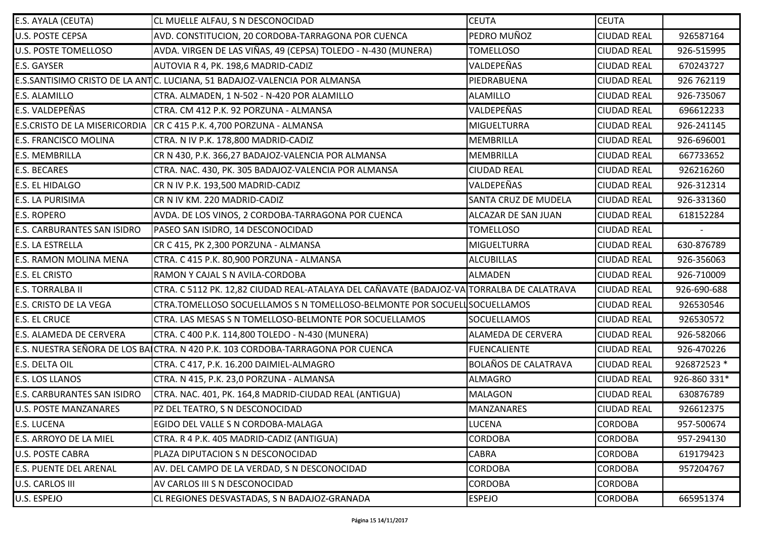| E.S. AYALA (CEUTA) | CL MUELLE ALFAU, S N DESCONOCIDAD | CEUTA | CEUTA | |
|---|---|---|---|---|
| U.S. POSTE CEPSA | AVD. CONSTITUCION, 20 CORDOBA-TARRAGONA POR CUENCA | PEDRO MUÑOZ | CIUDAD REAL | 926587164 |
| U.S. POSTE TOMELLOSO | AVDA. VIRGEN DE LAS VIÑAS, 49 (CEPSA) TOLEDO - N-430 (MUNERA) | TOMELLOSO | CIUDAD REAL | 926-515995 |
| E.S. GAYSER | AUTOVIA R 4, PK. 198,6 MADRID-CADIZ | VALDEPEÑAS | CIUDAD REAL | 670243727 |
| E.S.SANTISIMO CRISTO DE LA ANT | C. LUCIANA, 51 BADAJOZ-VALENCIA POR ALMANSA | PIEDRABUENA | CIUDAD REAL | 926 762119 |
| E.S. ALAMILLO | CTRA. ALMADEN, 1 N-502 - N-420 POR ALAMILLO | ALAMILLO | CIUDAD REAL | 926-735067 |
| E.S. VALDEPEÑAS | CTRA. CM 412 P.K. 92 PORZUNA - ALMANSA | VALDEPEÑAS | CIUDAD REAL | 696612233 |
| E.S.CRISTO DE LA MISERICORDIA | CR C 415 P.K. 4,700 PORZUNA - ALMANSA | MIGUELTURRA | CIUDAD REAL | 926-241145 |
| E.S. FRANCISCO MOLINA | CTRA. N IV P.K. 178,800 MADRID-CADIZ | MEMBRILLA | CIUDAD REAL | 926-696001 |
| E.S. MEMBRILLA | CR N 430, P.K. 366,27 BADAJOZ-VALENCIA POR ALMANSA | MEMBRILLA | CIUDAD REAL | 667733652 |
| E.S. BECARES | CTRA. NAC. 430, PK. 305 BADAJOZ-VALENCIA POR ALMANSA | CIUDAD REAL | CIUDAD REAL | 926216260 |
| E.S. EL HIDALGO | CR N IV P.K. 193,500 MADRID-CADIZ | VALDEPEÑAS | CIUDAD REAL | 926-312314 |
| E.S. LA PURISIMA | CR N IV KM. 220 MADRID-CADIZ | SANTA CRUZ DE MUDELA | CIUDAD REAL | 926-331360 |
| E.S. ROPERO | AVDA. DE LOS VINOS, 2 CORDOBA-TARRAGONA POR CUENCA | ALCAZAR DE SAN JUAN | CIUDAD REAL | 618152284 |
| E.S. CARBURANTES SAN ISIDRO | PASEO SAN ISIDRO, 14 DESCONOCIDAD | TOMELLOSO | CIUDAD REAL | - |
| E.S. LA ESTRELLA | CR C 415, PK 2,300 PORZUNA - ALMANSA | MIGUELTURRA | CIUDAD REAL | 630-876789 |
| E.S. RAMON MOLINA MENA | CTRA. C 415 P.K. 80,900 PORZUNA - ALMANSA | ALCUBILLAS | CIUDAD REAL | 926-356063 |
| E.S. EL CRISTO | RAMON Y CAJAL S N AVILA-CORDOBA | ALMADEN | CIUDAD REAL | 926-710009 |
| E.S. TORRALBA II | CTRA. C 5112 PK. 12,82 CIUDAD REAL-ATALAYA DEL CAÑAVATE (BADAJOZ-VA | TORRALBA DE CALATRAVA | CIUDAD REAL | 926-690-688 |
| E.S. CRISTO DE LA VEGA | CTRA.TOMELLOSO SOCUELLAMOS S N TOMELLOSO-BELMONTE POR SOCUELL | SOCUELLAMOS | CIUDAD REAL | 926530546 |
| E.S. EL CRUCE | CTRA. LAS MESAS S N TOMELLOSO-BELMONTE POR SOCUELLAMOS | SOCUELLAMOS | CIUDAD REAL | 926530572 |
| E.S. ALAMEDA DE CERVERA | CTRA. C 400 P.K. 114,800 TOLEDO - N-430 (MUNERA) | ALAMEDA DE CERVERA | CIUDAD REAL | 926-582066 |
| E.S. NUESTRA SEÑORA DE LOS BA | CTRA. N 420 P.K. 103 CORDOBA-TARRAGONA POR CUENCA | FUENCALIENTE | CIUDAD REAL | 926-470226 |
| E.S. DELTA OIL | CTRA. C 417, P.K. 16.200 DAIMIEL-ALMAGRO | BOLAÑOS DE CALATRAVA | CIUDAD REAL | 926872523 * |
| E.S. LOS LLANOS | CTRA. N 415, P.K. 23,0 PORZUNA - ALMANSA | ALMAGRO | CIUDAD REAL | 926-860 331* |
| E.S. CARBURANTES SAN ISIDRO | CTRA. NAC. 401, PK. 164,8 MADRID-CIUDAD REAL (ANTIGUA) | MALAGON | CIUDAD REAL | 630876789 |
| U.S. POSTE MANZANARES | PZ DEL TEATRO, S N DESCONOCIDAD | MANZANARES | CIUDAD REAL | 926612375 |
| E.S. LUCENA | EGIDO DEL VALLE S N CORDOBA-MALAGA | LUCENA | CORDOBA | 957-500674 |
| E.S. ARROYO DE LA MIEL | CTRA. R 4 P.K. 405 MADRID-CADIZ (ANTIGUA) | CORDOBA | CORDOBA | 957-294130 |
| U.S. POSTE CABRA | PLAZA DIPUTACION S N DESCONOCIDAD | CABRA | CORDOBA | 619179423 |
| E.S. PUENTE DEL ARENAL | AV. DEL CAMPO DE LA VERDAD, S N DESCONOCIDAD | CORDOBA | CORDOBA | 957204767 |
| U.S. CARLOS III | AV CARLOS III S N DESCONOCIDAD | CORDOBA | CORDOBA | |
| U.S. ESPEJO | CL REGIONES DESVASTADAS, S N BADAJOZ-GRANADA | ESPEJO | CORDOBA | 665951374 |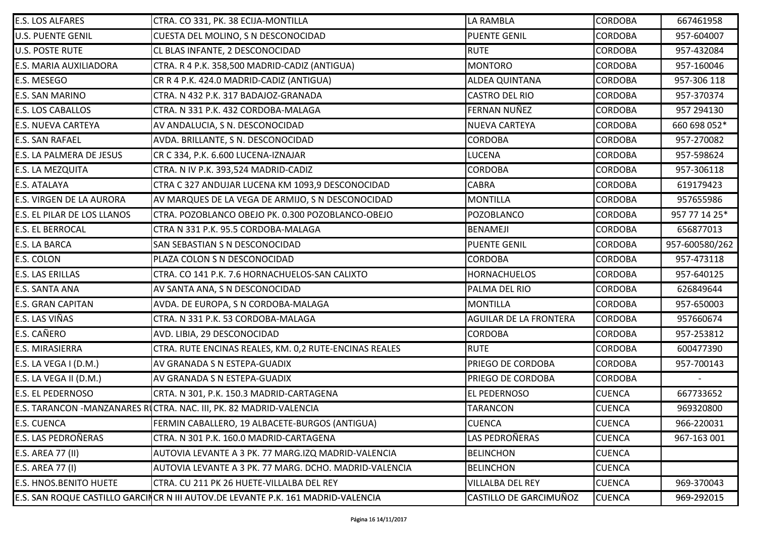| | | | | |
|---|---|---|---|---|
| E.S. LOS ALFARES | CTRA. CO 331, PK. 38 ECIJA-MONTILLA | LA RAMBLA | CORDOBA | 667461958 |
| U.S. PUENTE GENIL | CUESTA DEL MOLINO, S N DESCONOCIDAD | PUENTE GENIL | CORDOBA | 957-604007 |
| U.S. POSTE RUTE | CL BLAS INFANTE, 2 DESCONOCIDAD | RUTE | CORDOBA | 957-432084 |
| E.S. MARIA AUXILIADORA | CTRA. R 4 P.K. 358,500 MADRID-CADIZ (ANTIGUA) | MONTORO | CORDOBA | 957-160046 |
| E.S. MESEGO | CR R 4 P.K. 424.0 MADRID-CADIZ (ANTIGUA) | ALDEA QUINTANA | CORDOBA | 957-306 118 |
| E.S. SAN MARINO | CTRA. N 432 P.K. 317 BADAJOZ-GRANADA | CASTRO DEL RIO | CORDOBA | 957-370374 |
| E.S. LOS CABALLOS | CTRA. N 331 P.K. 432 CORDOBA-MALAGA | FERNAN NUÑEZ | CORDOBA | 957 294130 |
| E.S. NUEVA CARTEYA | AV ANDALUCIA, S N. DESCONOCIDAD | NUEVA CARTEYA | CORDOBA | 660 698 052* |
| E.S. SAN RAFAEL | AVDA. BRILLANTE, S N. DESCONOCIDAD | CORDOBA | CORDOBA | 957-270082 |
| E.S. LA PALMERA DE JESUS | CR C 334, P.K. 6.600 LUCENA-IZNAJAR | LUCENA | CORDOBA | 957-598624 |
| E.S. LA MEZQUITA | CTRA. N IV P.K. 393,524 MADRID-CADIZ | CORDOBA | CORDOBA | 957-306118 |
| E.S. ATALAYA | CTRA C 327 ANDUJAR LUCENA KM 1093,9 DESCONOCIDAD | CABRA | CORDOBA | 619179423 |
| E.S. VIRGEN DE LA AURORA | AV MARQUES DE LA VEGA DE ARMIJO, S N DESCONOCIDAD | MONTILLA | CORDOBA | 957655986 |
| E.S. EL PILAR DE LOS LLANOS | CTRA. POZOBLANCO OBEJO PK. 0.300 POZOBLANCO-OBEJO | POZOBLANCO | CORDOBA | 957 77 14 25* |
| E.S. EL BERROCAL | CTRA N 331 P.K. 95.5 CORDOBA-MALAGA | BENAMEJI | CORDOBA | 656877013 |
| E.S. LA BARCA | SAN SEBASTIAN S N DESCONOCIDAD | PUENTE GENIL | CORDOBA | 957-600580/262 |
| E.S. COLON | PLAZA COLON S N DESCONOCIDAD | CORDOBA | CORDOBA | 957-473118 |
| E.S. LAS ERILLAS | CTRA. CO 141 P.K. 7.6 HORNACHUELOS-SAN CALIXTO | HORNACHUELOS | CORDOBA | 957-640125 |
| E.S. SANTA ANA | AV SANTA ANA, S N DESCONOCIDAD | PALMA DEL RIO | CORDOBA | 626849644 |
| E.S. GRAN CAPITAN | AVDA. DE EUROPA, S N CORDOBA-MALAGA | MONTILLA | CORDOBA | 957-650003 |
| E.S. LAS VIÑAS | CTRA. N 331 P.K. 53 CORDOBA-MALAGA | AGUILAR DE LA FRONTERA | CORDOBA | 957660674 |
| E.S. CAÑERO | AVD. LIBIA, 29 DESCONOCIDAD | CORDOBA | CORDOBA | 957-253812 |
| E.S. MIRASIERRA | CTRA. RUTE ENCINAS REALES, KM. 0,2 RUTE-ENCINAS REALES | RUTE | CORDOBA | 600477390 |
| E.S. LA VEGA I (D.M.) | AV GRANADA S N ESTEPA-GUADIX | PRIEGO DE CORDOBA | CORDOBA | 957-700143 |
| E.S. LA VEGA II (D.M.) | AV GRANADA S N ESTEPA-GUADIX | PRIEGO DE CORDOBA | CORDOBA | - |
| E.S. EL PEDERNOSO | CRTA. N 301, P.K. 150.3 MADRID-CARTAGENA | EL PEDERNOSO | CUENCA | 667733652 |
| E.S. TARANCON -MANZANARES R | CTRA. NAC. III, PK. 82 MADRID-VALENCIA | TARANCON | CUENCA | 969320800 |
| E.S. CUENCA | FERMIN CABALLERO, 19 ALBACETE-BURGOS (ANTIGUA) | CUENCA | CUENCA | 966-220031 |
| E.S. LAS PEDROÑERAS | CTRA. N 301 P.K. 160.0 MADRID-CARTAGENA | LAS PEDROÑERAS | CUENCA | 967-163 001 |
| E.S. AREA 77 (II) | AUTOVIA LEVANTE A 3 PK. 77 MARG.IZQ MADRID-VALENCIA | BELINCHON | CUENCA | |
| E.S. AREA 77 (I) | AUTOVIA LEVANTE A 3 PK. 77 MARG. DCHO. MADRID-VALENCIA | BELINCHON | CUENCA | |
| E.S. HNOS.BENITO HUETE | CTRA. CU 211 PK 26 HUETE-VILLALBA DEL REY | VILLALBA DEL REY | CUENCA | 969-370043 |
| E.S. SAN ROQUE CASTILLO GARCIN | CR N III AUTOV.DE LEVANTE P.K. 161 MADRID-VALENCIA | CASTILLO DE GARCIMUÑOZ | CUENCA | 969-292015 |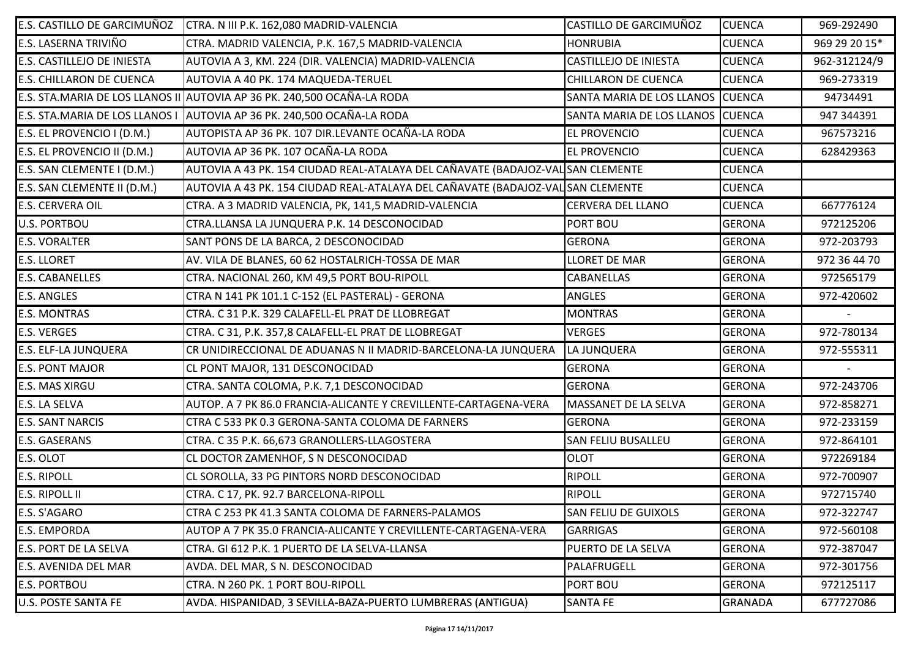| | | | | |
|---|---|---|---|---|
| E.S. CASTILLO DE GARCIMUÑOZ | CTRA. N III P.K. 162,080 MADRID-VALENCIA | CASTILLO DE GARCIMUÑOZ | CUENCA | 969-292490 |
| E.S. LASERNA TRIVIÑO | CTRA. MADRID VALENCIA, P.K. 167,5 MADRID-VALENCIA | HONRUBIA | CUENCA | 969 29 20 15* |
| E.S. CASTILLEJO DE INIESTA | AUTOVIA A 3, KM. 224 (DIR. VALENCIA) MADRID-VALENCIA | CASTILLEJO DE INIESTA | CUENCA | 962-312124/9 |
| E.S. CHILLARON DE CUENCA | AUTOVIA A 40 PK. 174 MAQUEDA-TERUEL | CHILLARON DE CUENCA | CUENCA | 969-273319 |
| E.S. STA.MARIA DE LOS LLANOS II | AUTOVIA AP 36 PK. 240,500 OCAÑA-LA RODA | SANTA MARIA DE LOS LLANOS | CUENCA | 94734491 |
| E.S. STA.MARIA DE LOS LLANOS I | AUTOVIA AP 36 PK. 240,500 OCAÑA-LA RODA | SANTA MARIA DE LOS LLANOS | CUENCA | 947 344391 |
| E.S. EL PROVENCIO I (D.M.) | AUTOPISTA AP 36 PK. 107 DIR.LEVANTE OCAÑA-LA RODA | EL PROVENCIO | CUENCA | 967573216 |
| E.S. EL PROVENCIO II (D.M.) | AUTOVIA AP 36 PK. 107 OCAÑA-LA RODA | EL PROVENCIO | CUENCA | 628429363 |
| E.S. SAN CLEMENTE I (D.M.) | AUTOVIA A 43 PK. 154 CIUDAD REAL-ATALAYA DEL CAÑAVATE (BADAJOZ-VAL | SAN CLEMENTE | CUENCA | |
| E.S. SAN CLEMENTE II (D.M.) | AUTOVIA A 43 PK. 154 CIUDAD REAL-ATALAYA DEL CAÑAVATE (BADAJOZ-VAL | SAN CLEMENTE | CUENCA | |
| E.S. CERVERA OIL | CTRA. A 3 MADRID VALENCIA, PK, 141,5 MADRID-VALENCIA | CERVERA DEL LLANO | CUENCA | 667776124 |
| U.S. PORTBOU | CTRA.LLANSA LA JUNQUERA P.K. 14 DESCONOCIDAD | PORT BOU | GERONA | 972125206 |
| E.S. VORALTER | SANT PONS DE LA BARCA, 2 DESCONOCIDAD | GERONA | GERONA | 972-203793 |
| E.S. LLORET | AV. VILA DE BLANES, 60 62 HOSTALRICH-TOSSA DE MAR | LLORET DE MAR | GERONA | 972 36 44 70 |
| E.S. CABANELLES | CTRA. NACIONAL 260, KM 49,5 PORT BOU-RIPOLL | CABANELLAS | GERONA | 972565179 |
| E.S. ANGLES | CTRA N 141 PK 101.1 C-152 (EL PASTERAL) - GERONA | ANGLES | GERONA | 972-420602 |
| E.S. MONTRAS | CTRA. C 31 P.K. 329 CALAFELL-EL PRAT DE LLOBREGAT | MONTRAS | GERONA | - |
| E.S. VERGES | CTRA. C 31, P.K. 357,8 CALAFELL-EL PRAT DE LLOBREGAT | VERGES | GERONA | 972-780134 |
| E.S. ELF-LA JUNQUERA | CR UNIDIRECCIONAL DE ADUANAS N II MADRID-BARCELONA-LA JUNQUERA | LA JUNQUERA | GERONA | 972-555311 |
| E.S. PONT MAJOR | CL PONT MAJOR, 131 DESCONOCIDAD | GERONA | GERONA | - |
| E.S. MAS XIRGU | CTRA. SANTA COLOMA, P.K. 7,1 DESCONOCIDAD | GERONA | GERONA | 972-243706 |
| E.S. LA SELVA | AUTOP. A 7 PK 86.0 FRANCIA-ALICANTE Y CREVILLENTE-CARTAGENA-VERA | MASSANET DE LA SELVA | GERONA | 972-858271 |
| E.S. SANT NARCIS | CTRA C 533 PK 0.3 GERONA-SANTA COLOMA DE FARNERS | GERONA | GERONA | 972-233159 |
| E.S. GASERANS | CTRA. C 35 P.K. 66,673 GRANOLLERS-LLAGOSTERA | SAN FELIU BUSALLEU | GERONA | 972-864101 |
| E.S. OLOT | CL DOCTOR ZAMENHOF, S N DESCONOCIDAD | OLOT | GERONA | 972269184 |
| E.S. RIPOLL | CL SOROLLA, 33 PG PINTORS NORD DESCONOCIDAD | RIPOLL | GERONA | 972-700907 |
| E.S. RIPOLL II | CTRA. C 17, PK. 92.7 BARCELONA-RIPOLL | RIPOLL | GERONA | 972715740 |
| E.S. S'AGARO | CTRA C 253 PK 41.3 SANTA COLOMA DE FARNERS-PALAMOS | SAN FELIU DE GUIXOLS | GERONA | 972-322747 |
| E.S. EMPORDA | AUTOP A 7 PK 35.0 FRANCIA-ALICANTE Y CREVILLENTE-CARTAGENA-VERA | GARRIGAS | GERONA | 972-560108 |
| E.S. PORT DE LA SELVA | CTRA. GI 612 P.K. 1 PUERTO DE LA SELVA-LLANSA | PUERTO DE LA SELVA | GERONA | 972-387047 |
| E.S. AVENIDA DEL MAR | AVDA. DEL MAR, S N. DESCONOCIDAD | PALAFRUGELL | GERONA | 972-301756 |
| E.S. PORTBOU | CTRA. N 260 PK. 1 PORT BOU-RIPOLL | PORT BOU | GERONA | 972125117 |
| U.S. POSTE SANTA FE | AVDA. HISPANIDAD, 3 SEVILLA-BAZA-PUERTO LUMBRERAS (ANTIGUA) | SANTA FE | GRANADA | 677727086 |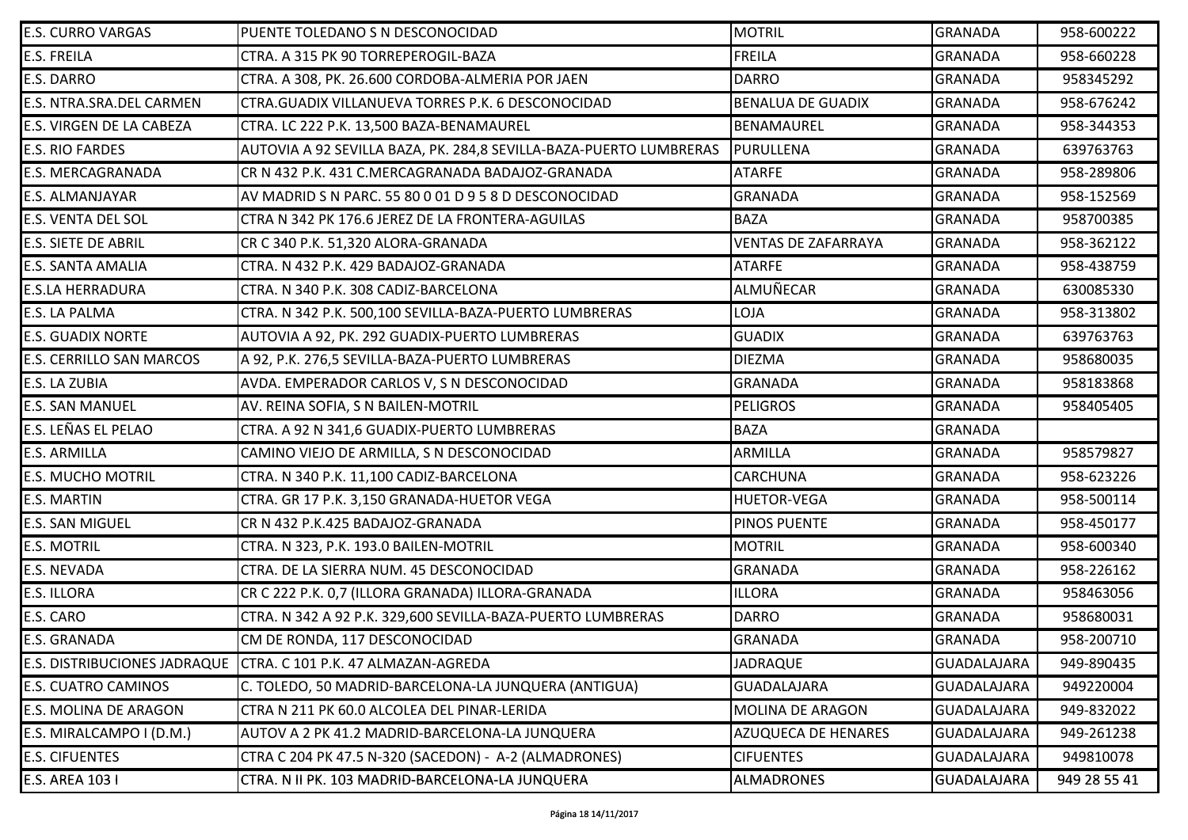| E.S. CURRO VARGAS | PUENTE TOLEDANO S N DESCONOCIDAD | MOTRIL | GRANADA | 958-600222 |
|---|---|---|---|---|
| E.S. FREILA | CTRA. A 315 PK 90 TORREPEROGIL-BAZA | FREILA | GRANADA | 958-660228 |
| E.S. DARRO | CTRA. A 308, PK. 26.600 CORDOBA-ALMERIA POR JAEN | DARRO | GRANADA | 958345292 |
| E.S. NTRA.SRA.DEL CARMEN | CTRA.GUADIX VILLANUEVA TORRES P.K. 6 DESCONOCIDAD | BENALUA DE GUADIX | GRANADA | 958-676242 |
| E.S. VIRGEN DE LA CABEZA | CTRA. LC 222 P.K. 13,500 BAZA-BENAMAUREL | BENAMAUREL | GRANADA | 958-344353 |
| E.S. RIO FARDES | AUTOVIA A 92 SEVILLA BAZA, PK. 284,8 SEVILLA-BAZA-PUERTO LUMBRERAS | PURULLENA | GRANADA | 639763763 |
| E.S. MERCAGRANADA | CR N 432 P.K. 431 C.MERCAGRANADA BADAJOZ-GRANADA | ATARFE | GRANADA | 958-289806 |
| E.S. ALMANJAYAR | AV MADRID S N PARC. 55 80 0 01 D 9 5 8 D DESCONOCIDAD | GRANADA | GRANADA | 958-152569 |
| E.S. VENTA DEL SOL | CTRA N 342 PK 176.6 JEREZ DE LA FRONTERA-AGUILAS | BAZA | GRANADA | 958700385 |
| E.S. SIETE DE ABRIL | CR C 340 P.K. 51,320 ALORA-GRANADA | VENTAS DE ZAFARRAYA | GRANADA | 958-362122 |
| E.S. SANTA AMALIA | CTRA. N 432 P.K. 429 BADAJOZ-GRANADA | ATARFE | GRANADA | 958-438759 |
| E.S.LA HERRADURA | CTRA. N 340 P.K. 308 CADIZ-BARCELONA | ALMUÑECAR | GRANADA | 630085330 |
| E.S. LA PALMA | CTRA. N 342 P.K. 500,100 SEVILLA-BAZA-PUERTO LUMBRERAS | LOJA | GRANADA | 958-313802 |
| E.S. GUADIX NORTE | AUTOVIA A 92, PK. 292 GUADIX-PUERTO LUMBRERAS | GUADIX | GRANADA | 639763763 |
| E.S. CERRILLO SAN MARCOS | A 92, P.K. 276,5 SEVILLA-BAZA-PUERTO LUMBRERAS | DIEZMA | GRANADA | 958680035 |
| E.S. LA ZUBIA | AVDA. EMPERADOR CARLOS V, S N DESCONOCIDAD | GRANADA | GRANADA | 958183868 |
| E.S. SAN MANUEL | AV. REINA SOFIA, S N BAILEN-MOTRIL | PELIGROS | GRANADA | 958405405 |
| E.S. LEÑAS EL PELAO | CTRA. A 92 N 341,6 GUADIX-PUERTO LUMBRERAS | BAZA | GRANADA | |
| E.S. ARMILLA | CAMINO VIEJO DE ARMILLA, S N DESCONOCIDAD | ARMILLA | GRANADA | 958579827 |
| E.S. MUCHO MOTRIL | CTRA. N 340 P.K. 11,100 CADIZ-BARCELONA | CARCHUNA | GRANADA | 958-623226 |
| E.S. MARTIN | CTRA. GR 17 P.K. 3,150 GRANADA-HUETOR VEGA | HUETOR-VEGA | GRANADA | 958-500114 |
| E.S. SAN MIGUEL | CR N 432 P.K.425 BADAJOZ-GRANADA | PINOS PUENTE | GRANADA | 958-450177 |
| E.S. MOTRIL | CTRA. N 323, P.K. 193.0 BAILEN-MOTRIL | MOTRIL | GRANADA | 958-600340 |
| E.S. NEVADA | CTRA. DE LA SIERRA NUM. 45 DESCONOCIDAD | GRANADA | GRANADA | 958-226162 |
| E.S. ILLORA | CR C 222 P.K. 0,7 (ILLORA GRANADA) ILLORA-GRANADA | ILLORA | GRANADA | 958463056 |
| E.S. CARO | CTRA. N 342 A 92 P.K. 329,600 SEVILLA-BAZA-PUERTO LUMBRERAS | DARRO | GRANADA | 958680031 |
| E.S. GRANADA | CM DE RONDA, 117 DESCONOCIDAD | GRANADA | GRANADA | 958-200710 |
| E.S. DISTRIBUCIONES JADRAQUE | CTRA. C 101 P.K. 47 ALMAZAN-AGREDA | JADRAQUE | GUADALAJARA | 949-890435 |
| E.S. CUATRO CAMINOS | C. TOLEDO, 50 MADRID-BARCELONA-LA JUNQUERA (ANTIGUA) | GUADALAJARA | GUADALAJARA | 949220004 |
| E.S. MOLINA DE ARAGON | CTRA N 211 PK 60.0 ALCOLEA DEL PINAR-LERIDA | MOLINA DE ARAGON | GUADALAJARA | 949-832022 |
| E.S. MIRALCAMPO I (D.M.) | AUTOV A 2 PK 41.2 MADRID-BARCELONA-LA JUNQUERA | AZUQUECA DE HENARES | GUADALAJARA | 949-261238 |
| E.S. CIFUENTES | CTRA C 204 PK 47.5 N-320 (SACEDON) - A-2 (ALMADRONES) | CIFUENTES | GUADALAJARA | 949810078 |
| E.S. AREA 103 I | CTRA. N II PK. 103 MADRID-BARCELONA-LA JUNQUERA | ALMADRONES | GUADALAJARA | 949 28 55 41 |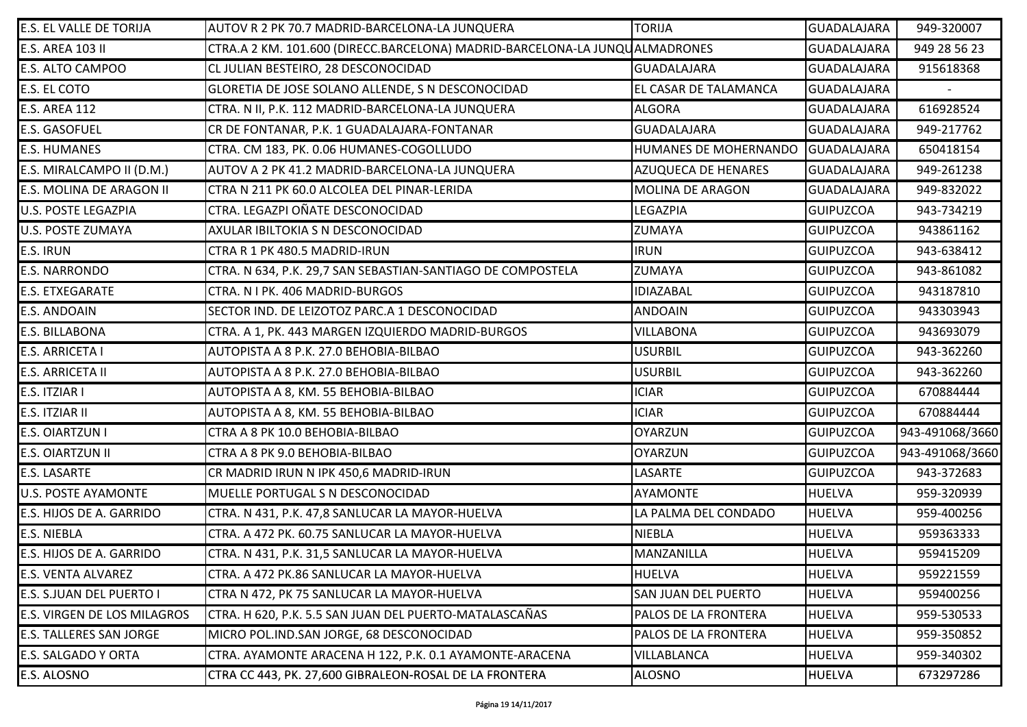| | | | | |
|---|---|---|---|---|
| E.S. EL VALLE DE TORIJA | AUTOV R 2 PK 70.7 MADRID-BARCELONA-LA JUNQUERA | TORIJA | GUADALAJARA | 949-320007 |
| E.S. AREA 103 II | CTRA.A 2 KM. 101.600 (DIRECC.BARCELONA) MADRID-BARCELONA-LA JUNQU | ALMADRONES | GUADALAJARA | 949 28 56 23 |
| E.S. ALTO CAMPOO | CL JULIAN BESTEIRO, 28 DESCONOCIDAD | GUADALAJARA | GUADALAJARA | 915618368 |
| E.S. EL COTO | GLORETIA DE JOSE SOLANO ALLENDE, S N DESCONOCIDAD | EL CASAR DE TALAMANCA | GUADALAJARA | - |
| E.S. AREA 112 | CTRA. N II, P.K. 112 MADRID-BARCELONA-LA JUNQUERA | ALGORA | GUADALAJARA | 616928524 |
| E.S. GASOFUEL | CR DE FONTANAR, P.K. 1 GUADALAJARA-FONTANAR | GUADALAJARA | GUADALAJARA | 949-217762 |
| E.S. HUMANES | CTRA. CM 183, PK. 0.06 HUMANES-COGOLLUDO | HUMANES DE MOHERNANDO | GUADALAJARA | 650418154 |
| E.S. MIRALCAMPO II (D.M.) | AUTOV A 2 PK 41.2 MADRID-BARCELONA-LA JUNQUERA | AZUQUECA DE HENARES | GUADALAJARA | 949-261238 |
| E.S. MOLINA DE ARAGON II | CTRA N 211 PK 60.0 ALCOLEA DEL PINAR-LERIDA | MOLINA DE ARAGON | GUADALAJARA | 949-832022 |
| U.S. POSTE LEGAZPIA | CTRA. LEGAZPI OÑATE DESCONOCIDAD | LEGAZPIA | GUIPUZCOA | 943-734219 |
| U.S. POSTE ZUMAYA | AXULAR IBILTOKIA S N DESCONOCIDAD | ZUMAYA | GUIPUZCOA | 943861162 |
| E.S. IRUN | CTRA R 1 PK 480.5 MADRID-IRUN | IRUN | GUIPUZCOA | 943-638412 |
| E.S. NARRONDO | CTRA. N 634, P.K. 29,7 SAN SEBASTIAN-SANTIAGO DE COMPOSTELA | ZUMAYA | GUIPUZCOA | 943-861082 |
| E.S. ETXEGARATE | CTRA. N I PK. 406 MADRID-BURGOS | IDIAZABAL | GUIPUZCOA | 943187810 |
| E.S. ANDOAIN | SECTOR IND. DE LEIZOTOZ PARC.A 1 DESCONOCIDAD | ANDOAIN | GUIPUZCOA | 943303943 |
| E.S. BILLABONA | CTRA. A 1, PK. 443 MARGEN IZQUIERDO MADRID-BURGOS | VILLABONA | GUIPUZCOA | 943693079 |
| E.S. ARRICETA I | AUTOPISTA A 8 P.K. 27.0 BEHOBIA-BILBAO | USURBIL | GUIPUZCOA | 943-362260 |
| E.S. ARRICETA II | AUTOPISTA A 8 P.K. 27.0 BEHOBIA-BILBAO | USURBIL | GUIPUZCOA | 943-362260 |
| E.S. ITZIAR I | AUTOPISTA A 8, KM. 55 BEHOBIA-BILBAO | ICIAR | GUIPUZCOA | 670884444 |
| E.S. ITZIAR II | AUTOPISTA A 8, KM. 55 BEHOBIA-BILBAO | ICIAR | GUIPUZCOA | 670884444 |
| E.S. OIARTZUN I | CTRA A 8 PK 10.0 BEHOBIA-BILBAO | OYARZUN | GUIPUZCOA | 943-491068/3660 |
| E.S. OIARTZUN II | CTRA A 8 PK 9.0 BEHOBIA-BILBAO | OYARZUN | GUIPUZCOA | 943-491068/3660 |
| E.S. LASARTE | CR MADRID IRUN N IPK 450,6 MADRID-IRUN | LASARTE | GUIPUZCOA | 943-372683 |
| U.S. POSTE AYAMONTE | MUELLE PORTUGAL S N DESCONOCIDAD | AYAMONTE | HUELVA | 959-320939 |
| E.S. HIJOS DE A. GARRIDO | CTRA. N 431, P.K. 47,8 SANLUCAR LA MAYOR-HUELVA | LA PALMA DEL CONDADO | HUELVA | 959-400256 |
| E.S. NIEBLA | CTRA. A 472 PK. 60.75 SANLUCAR LA MAYOR-HUELVA | NIEBLA | HUELVA | 959363333 |
| E.S. HIJOS DE A. GARRIDO | CTRA. N 431, P.K. 31,5 SANLUCAR LA MAYOR-HUELVA | MANZANILLA | HUELVA | 959415209 |
| E.S. VENTA ALVAREZ | CTRA. A 472 PK.86 SANLUCAR LA MAYOR-HUELVA | HUELVA | HUELVA | 959221559 |
| E.S. S.JUAN DEL PUERTO I | CTRA N 472, PK 75 SANLUCAR LA MAYOR-HUELVA | SAN JUAN DEL PUERTO | HUELVA | 959400256 |
| E.S. VIRGEN DE LOS MILAGROS | CTRA. H 620, P.K. 5.5 SAN JUAN DEL PUERTO-MATALASCAÑAS | PALOS DE LA FRONTERA | HUELVA | 959-530533 |
| E.S. TALLERES SAN JORGE | MICRO POL.IND.SAN JORGE, 68 DESCONOCIDAD | PALOS DE LA FRONTERA | HUELVA | 959-350852 |
| E.S. SALGADO Y ORTA | CTRA. AYAMONTE ARACENA H 122, P.K. 0.1 AYAMONTE-ARACENA | VILLABLANCA | HUELVA | 959-340302 |
| E.S. ALOSNO | CTRA CC 443, PK. 27,600 GIBRALEON-ROSAL DE LA FRONTERA | ALOSNO | HUELVA | 673297286 |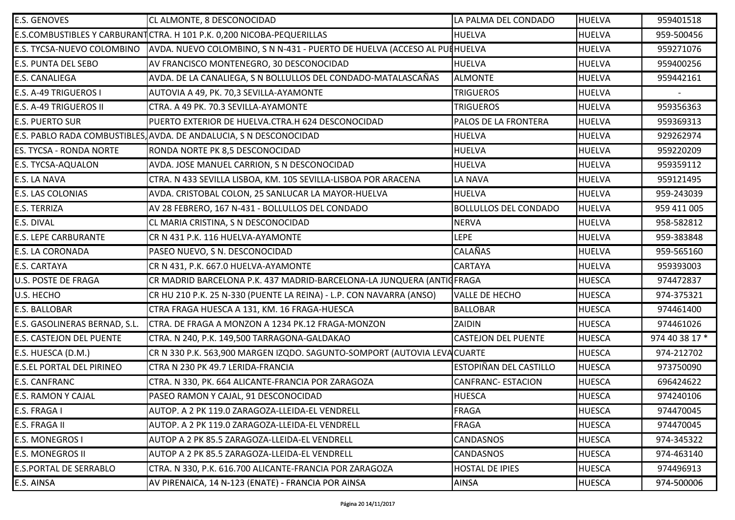| | | | | |
|---|---|---|---|---|
| E.S. GENOVES | CL ALMONTE, 8 DESCONOCIDAD | LA PALMA DEL CONDADO | HUELVA | 959401518 |
| E.S.COMBUSTIBLES Y CARBURANT | CTRA. H 101 P.K. 0,200 NICOBA-PEQUERILLAS | HUELVA | HUELVA | 959-500456 |
| E.S. TYCSA-NUEVO COLOMBINO | AVDA. NUEVO COLOMBINO, S N N-431 - PUERTO DE HUELVA (ACCESO AL PUE | HUELVA | HUELVA | 959271076 |
| E.S. PUNTA DEL SEBO | AV FRANCISCO MONTENEGRO, 30 DESCONOCIDAD | HUELVA | HUELVA | 959400256 |
| E.S. CANALIEGA | AVDA. DE LA CANALIEGA, S N BOLLULLOS DEL CONDADO-MATALASCAÑAS | ALMONTE | HUELVA | 959442161 |
| E.S. A-49 TRIGUEROS I | AUTOVIA A 49, PK. 70,3 SEVILLA-AYAMONTE | TRIGUEROS | HUELVA | - |
| E.S. A-49 TRIGUEROS II | CTRA. A 49 PK. 70.3 SEVILLA-AYAMONTE | TRIGUEROS | HUELVA | 959356363 |
| E.S. PUERTO SUR | PUERTO EXTERIOR DE HUELVA.CTRA.H 624 DESCONOCIDAD | PALOS DE LA FRONTERA | HUELVA | 959369313 |
| E.S. PABLO RADA COMBUSTIBLES, | AVDA. DE ANDALUCIA, S N DESCONOCIDAD | HUELVA | HUELVA | 929262974 |
| ES. TYCSA - RONDA NORTE | RONDA NORTE PK 8,5 DESCONOCIDAD | HUELVA | HUELVA | 959220209 |
| E.S. TYCSA-AQUALON | AVDA. JOSE MANUEL CARRION, S N DESCONOCIDAD | HUELVA | HUELVA | 959359112 |
| E.S. LA NAVA | CTRA. N 433 SEVILLA LISBOA, KM. 105 SEVILLA-LISBOA POR ARACENA | LA NAVA | HUELVA | 959121495 |
| E.S. LAS COLONIAS | AVDA. CRISTOBAL COLON, 25 SANLUCAR LA MAYOR-HUELVA | HUELVA | HUELVA | 959-243039 |
| E.S. TERRIZA | AV 28 FEBRERO, 167 N-431 - BOLLULLOS DEL CONDADO | BOLLULLOS DEL CONDADO | HUELVA | 959 411 005 |
| E.S. DIVAL | CL MARIA CRISTINA, S N DESCONOCIDAD | NERVA | HUELVA | 958-582812 |
| E.S. LEPE CARBURANTE | CR N 431 P.K. 116 HUELVA-AYAMONTE | LEPE | HUELVA | 959-383848 |
| E.S. LA CORONADA | PASEO NUEVO, S N. DESCONOCIDAD | CALAÑAS | HUELVA | 959-565160 |
| E.S. CARTAYA | CR N 431, P.K. 667.0 HUELVA-AYAMONTE | CARTAYA | HUELVA | 959393003 |
| U.S. POSTE DE FRAGA | CR MADRID BARCELONA P.K. 437 MADRID-BARCELONA-LA JUNQUERA (ANTIG | FRAGA | HUESCA | 974472837 |
| U.S. HECHO | CR HU 210 P.K. 25 N-330 (PUENTE LA REINA) - L.P. CON NAVARRA (ANSO) | VALLE DE HECHO | HUESCA | 974-375321 |
| E.S. BALLOBAR | CTRA FRAGA HUESCA A 131, KM. 16 FRAGA-HUESCA | BALLOBAR | HUESCA | 974461400 |
| E.S. GASOLINERAS BERNAD, S.L. | CTRA. DE FRAGA A MONZON A 1234 PK.12 FRAGA-MONZON | ZAIDIN | HUESCA | 974461026 |
| E.S. CASTEJON DEL PUENTE | CTRA. N 240, P.K. 149,500 TARRAGONA-GALDAKAO | CASTEJON DEL PUENTE | HUESCA | 974 40 38 17 * |
| E.S. HUESCA (D.M.) | CR N 330 P.K. 563,900 MARGEN IZQDO. SAGUNTO-SOMPORT (AUTOVIA LEVA | CUARTE | HUESCA | 974-212702 |
| E.S.EL PORTAL DEL PIRINEO | CTRA N 230 PK 49.7 LERIDA-FRANCIA | ESTOPIÑAN DEL CASTILLO | HUESCA | 973750090 |
| E.S. CANFRANC | CTRA. N 330, PK. 664 ALICANTE-FRANCIA POR ZARAGOZA | CANFRANC- ESTACION | HUESCA | 696424622 |
| E.S. RAMON Y CAJAL | PASEO RAMON Y CAJAL, 91 DESCONOCIDAD | HUESCA | HUESCA | 974240106 |
| E.S. FRAGA I | AUTOP. A 2 PK 119.0 ZARAGOZA-LLEIDA-EL VENDRELL | FRAGA | HUESCA | 974470045 |
| E.S. FRAGA II | AUTOP. A 2 PK 119.0 ZARAGOZA-LLEIDA-EL VENDRELL | FRAGA | HUESCA | 974470045 |
| E.S. MONEGROS I | AUTOP A 2 PK 85.5 ZARAGOZA-LLEIDA-EL VENDRELL | CANDASNOS | HUESCA | 974-345322 |
| E.S. MONEGROS II | AUTOP A 2 PK 85.5 ZARAGOZA-LLEIDA-EL VENDRELL | CANDASNOS | HUESCA | 974-463140 |
| E.S.PORTAL DE SERRABLO | CTRA. N 330, P.K. 616.700 ALICANTE-FRANCIA POR ZARAGOZA | HOSTAL DE IPIES | HUESCA | 974496913 |
| E.S. AINSA | AV PIRENAICA, 14 N-123 (ENATE) - FRANCIA POR AINSA | AINSA | HUESCA | 974-500006 |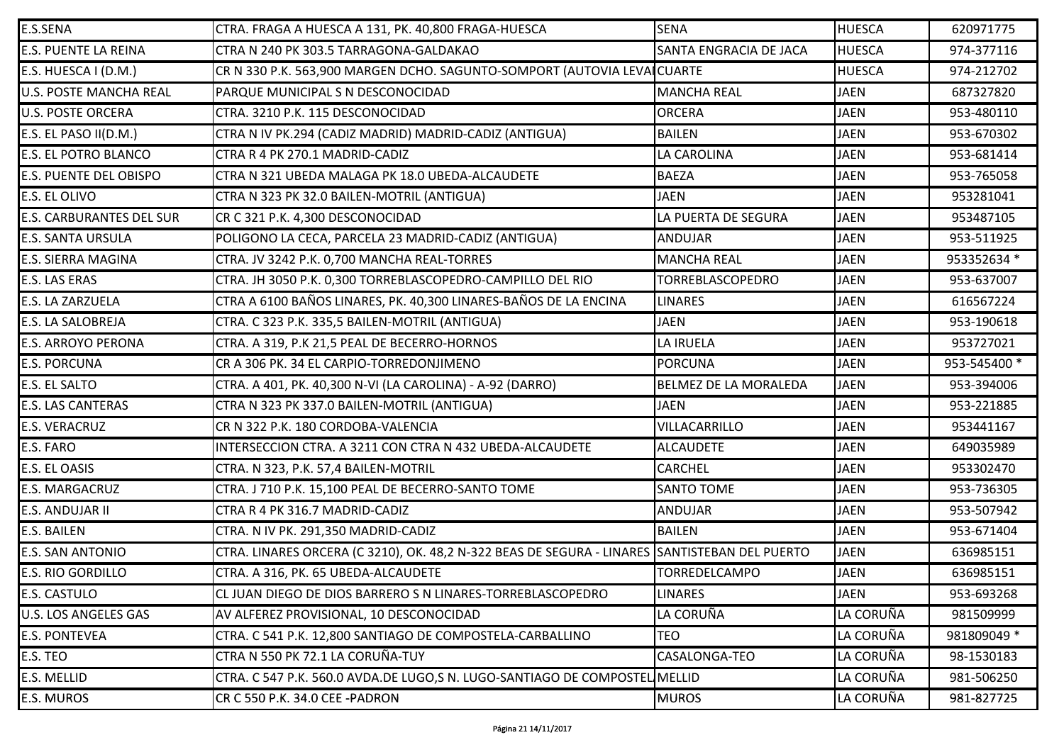| | | | | |
|---|---|---|---|---|
| E.S.SENA | CTRA. FRAGA A HUESCA A 131, PK. 40,800 FRAGA-HUESCA | SENA | HUESCA | 620971775 |
| E.S. PUENTE LA REINA | CTRA N 240 PK 303.5 TARRAGONA-GALDAKAO | SANTA ENGRACIA DE JACA | HUESCA | 974-377116 |
| E.S. HUESCA I (D.M.) | CR N 330 P.K. 563,900 MARGEN DCHO. SAGUNTO-SOMPORT (AUTOVIA LEVA | CUARTE | HUESCA | 974-212702 |
| U.S. POSTE MANCHA REAL | PARQUE MUNICIPAL S N DESCONOCIDAD | MANCHA REAL | JAEN | 687327820 |
| U.S. POSTE ORCERA | CTRA. 3210 P.K. 115 DESCONOCIDAD | ORCERA | JAEN | 953-480110 |
| E.S. EL PASO II(D.M.) | CTRA N IV PK.294 (CADIZ MADRID) MADRID-CADIZ (ANTIGUA) | BAILEN | JAEN | 953-670302 |
| E.S. EL POTRO BLANCO | CTRA R 4 PK 270.1 MADRID-CADIZ | LA CAROLINA | JAEN | 953-681414 |
| E.S. PUENTE DEL OBISPO | CTRA N 321 UBEDA MALAGA PK 18.0 UBEDA-ALCAUDETE | BAEZA | JAEN | 953-765058 |
| E.S. EL OLIVO | CTRA N 323 PK 32.0 BAILEN-MOTRIL (ANTIGUA) | JAEN | JAEN | 953281041 |
| E.S. CARBURANTES DEL SUR | CR C 321 P.K. 4,300 DESCONOCIDAD | LA PUERTA DE SEGURA | JAEN | 953487105 |
| E.S. SANTA URSULA | POLIGONO LA CECA, PARCELA 23 MADRID-CADIZ (ANTIGUA) | ANDUJAR | JAEN | 953-511925 |
| E.S. SIERRA MAGINA | CTRA. JV 3242 P.K. 0,700 MANCHA REAL-TORRES | MANCHA REAL | JAEN | 953352634 * |
| E.S. LAS ERAS | CTRA. JH 3050 P.K. 0,300 TORREBLASCOPEDRO-CAMPILLO DEL RIO | TORREBLASCOPEDRO | JAEN | 953-637007 |
| E.S. LA ZARZUELA | CTRA A 6100 BAÑOS LINARES, PK. 40,300 LINARES-BAÑOS DE LA ENCINA | LINARES | JAEN | 616567224 |
| E.S. LA SALOBREJA | CTRA. C 323 P.K. 335,5 BAILEN-MOTRIL (ANTIGUA) | JAEN | JAEN | 953-190618 |
| E.S. ARROYO PERONA | CTRA. A 319, P.K 21,5 PEAL DE BECERRO-HORNOS | LA IRUELA | JAEN | 953727021 |
| E.S. PORCUNA | CR A 306 PK. 34 EL CARPIO-TORREDONJIMENO | PORCUNA | JAEN | 953-545400 * |
| E.S. EL SALTO | CTRA. A 401, PK. 40,300 N-VI (LA CAROLINA) - A-92 (DARRO) | BELMEZ DE LA MORALEDA | JAEN | 953-394006 |
| E.S. LAS CANTERAS | CTRA N 323 PK 337.0 BAILEN-MOTRIL (ANTIGUA) | JAEN | JAEN | 953-221885 |
| E.S. VERACRUZ | CR N 322 P.K. 180 CORDOBA-VALENCIA | VILLACARRILLO | JAEN | 953441167 |
| E.S. FARO | INTERSECCION CTRA. A 3211 CON CTRA N 432 UBEDA-ALCAUDETE | ALCAUDETE | JAEN | 649035989 |
| E.S. EL OASIS | CTRA. N 323, P.K. 57,4 BAILEN-MOTRIL | CARCHEL | JAEN | 953302470 |
| E.S. MARGACRUZ | CTRA. J 710 P.K. 15,100 PEAL DE BECERRO-SANTO TOME | SANTO TOME | JAEN | 953-736305 |
| E.S. ANDUJAR II | CTRA R 4 PK 316.7 MADRID-CADIZ | ANDUJAR | JAEN | 953-507942 |
| E.S. BAILEN | CTRA. N IV PK. 291,350 MADRID-CADIZ | BAILEN | JAEN | 953-671404 |
| E.S. SAN ANTONIO | CTRA. LINARES ORCERA (C 3210), OK. 48,2 N-322 BEAS DE SEGURA - LINARES | SANTISTEBAN DEL PUERTO | JAEN | 636985151 |
| E.S. RIO GORDILLO | CTRA. A 316, PK. 65 UBEDA-ALCAUDETE | TORREDELCAMPO | JAEN | 636985151 |
| E.S. CASTULO | CL JUAN DIEGO DE DIOS BARRERO S N LINARES-TORREBLASCOPEDRO | LINARES | JAEN | 953-693268 |
| U.S. LOS ANGELES GAS | AV ALFEREZ PROVISIONAL, 10 DESCONOCIDAD | LA CORUÑA | LA CORUÑA | 981509999 |
| E.S. PONTEVEA | CTRA. C 541 P.K. 12,800 SANTIAGO DE COMPOSTELA-CARBALLINO | TEO | LA CORUÑA | 981809049 * |
| E.S. TEO | CTRA N 550 PK 72.1 LA CORUÑA-TUY | CASALONGA-TEO | LA CORUÑA | 98-1530183 |
| E.S. MELLID | CTRA. C 547 P.K. 560.0 AVDA.DE LUGO,S N. LUGO-SANTIAGO DE COMPOSTEL | MELLID | LA CORUÑA | 981-506250 |
| E.S. MUROS | CR C 550 P.K. 34.0 CEE -PADRON | MUROS | LA CORUÑA | 981-827725 |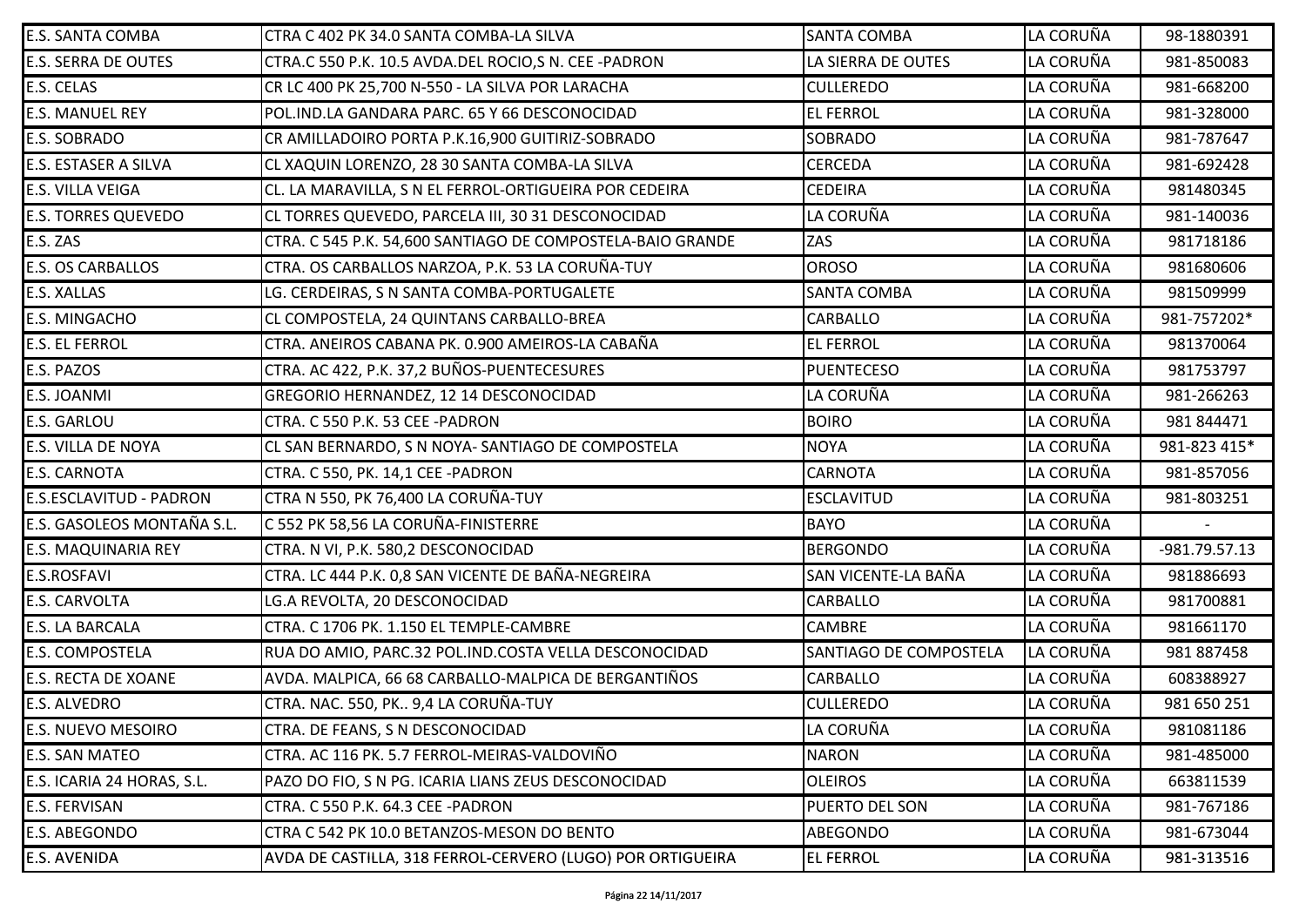| | | | | |
|---|---|---|---|---|
| E.S. SANTA COMBA | CTRA C 402 PK 34.0 SANTA COMBA-LA SILVA | SANTA COMBA | LA CORUÑA | 98-1880391 |
| E.S. SERRA DE OUTES | CTRA.C 550 P.K. 10.5 AVDA.DEL ROCIO,S N. CEE -PADRON | LA SIERRA DE OUTES | LA CORUÑA | 981-850083 |
| E.S. CELAS | CR LC 400 PK 25,700 N-550 - LA SILVA POR LARACHA | CULLEREDO | LA CORUÑA | 981-668200 |
| E.S. MANUEL REY | POL.IND.LA GANDARA PARC. 65 Y 66 DESCONOCIDAD | EL FERROL | LA CORUÑA | 981-328000 |
| E.S. SOBRADO | CR AMILLADOIRO PORTA P.K.16,900 GUITIRIZ-SOBRADO | SOBRADO | LA CORUÑA | 981-787647 |
| E.S. ESTASER A SILVA | CL XAQUIN LORENZO, 28 30 SANTA COMBA-LA SILVA | CERCEDA | LA CORUÑA | 981-692428 |
| E.S. VILLA VEIGA | CL. LA MARAVILLA, S N EL FERROL-ORTIGUEIRA POR CEDEIRA | CEDEIRA | LA CORUÑA | 981480345 |
| E.S. TORRES QUEVEDO | CL TORRES QUEVEDO, PARCELA III, 30 31 DESCONOCIDAD | LA CORUÑA | LA CORUÑA | 981-140036 |
| E.S. ZAS | CTRA. C 545 P.K. 54,600 SANTIAGO DE COMPOSTELA-BAIO GRANDE | ZAS | LA CORUÑA | 981718186 |
| E.S. OS CARBALLOS | CTRA. OS CARBALLOS NARZOA, P.K. 53 LA CORUÑA-TUY | OROSO | LA CORUÑA | 981680606 |
| E.S. XALLAS | LG. CERDEIRAS, S N SANTA COMBA-PORTUGALETE | SANTA COMBA | LA CORUÑA | 981509999 |
| E.S. MINGACHO | CL COMPOSTELA, 24 QUINTANS CARBALLO-BREA | CARBALLO | LA CORUÑA | 981-757202* |
| E.S. EL FERROL | CTRA. ANEIROS CABANA PK. 0.900 AMEIROS-LA CABAÑA | EL FERROL | LA CORUÑA | 981370064 |
| E.S. PAZOS | CTRA. AC 422, P.K. 37,2 BUÑOS-PUENTECESURES | PUENTECESO | LA CORUÑA | 981753797 |
| E.S. JOANMI | GREGORIO HERNANDEZ, 12 14 DESCONOCIDAD | LA CORUÑA | LA CORUÑA | 981-266263 |
| E.S. GARLOU | CTRA. C 550 P.K. 53 CEE -PADRON | BOIRO | LA CORUÑA | 981 844471 |
| E.S. VILLA DE NOYA | CL SAN BERNARDO, S N NOYA- SANTIAGO DE COMPOSTELA | NOYA | LA CORUÑA | 981-823 415* |
| E.S. CARNOTA | CTRA. C 550, PK. 14,1 CEE -PADRON | CARNOTA | LA CORUÑA | 981-857056 |
| E.S.ESCLAVITUD - PADRON | CTRA N 550, PK 76,400 LA CORUÑA-TUY | ESCLAVITUD | LA CORUÑA | 981-803251 |
| E.S. GASOLEOS MONTAÑA S.L. | C 552 PK 58,56 LA CORUÑA-FINISTERRE | BAYO | LA CORUÑA | - |
| E.S. MAQUINARIA REY | CTRA. N VI, P.K. 580,2 DESCONOCIDAD | BERGONDO | LA CORUÑA | -981.79.57.13 |
| E.S.ROSFAVI | CTRA. LC 444 P.K. 0,8 SAN VICENTE DE BAÑA-NEGREIRA | SAN VICENTE-LA BAÑA | LA CORUÑA | 981886693 |
| E.S. CARVOLTA | LG.A REVOLTA, 20 DESCONOCIDAD | CARBALLO | LA CORUÑA | 981700881 |
| E.S. LA BARCALA | CTRA. C 1706 PK. 1.150 EL TEMPLE-CAMBRE | CAMBRE | LA CORUÑA | 981661170 |
| E.S. COMPOSTELA | RUA DO AMIO, PARC.32 POL.IND.COSTA VELLA DESCONOCIDAD | SANTIAGO DE COMPOSTELA | LA CORUÑA | 981 887458 |
| E.S. RECTA DE XOANE | AVDA. MALPICA, 66 68 CARBALLO-MALPICA DE BERGANTIÑOS | CARBALLO | LA CORUÑA | 608388927 |
| E.S. ALVEDRO | CTRA. NAC. 550, PK.. 9,4 LA CORUÑA-TUY | CULLEREDO | LA CORUÑA | 981 650 251 |
| E.S. NUEVO MESOIRO | CTRA. DE FEANS, S N DESCONOCIDAD | LA CORUÑA | LA CORUÑA | 981081186 |
| E.S. SAN MATEO | CTRA. AC 116 PK. 5.7 FERROL-MEIRAS-VALDOVIÑO | NARON | LA CORUÑA | 981-485000 |
| E.S. ICARIA 24 HORAS, S.L. | PAZO DO FIO, S N PG. ICARIA LIANS ZEUS DESCONOCIDAD | OLEIROS | LA CORUÑA | 663811539 |
| E.S. FERVISAN | CTRA. C 550 P.K. 64.3 CEE -PADRON | PUERTO DEL SON | LA CORUÑA | 981-767186 |
| E.S. ABEGONDO | CTRA C 542 PK 10.0 BETANZOS-MESON DO BENTO | ABEGONDO | LA CORUÑA | 981-673044 |
| E.S. AVENIDA | AVDA DE CASTILLA, 318 FERROL-CERVERO (LUGO) POR ORTIGUEIRA | EL FERROL | LA CORUÑA | 981-313516 |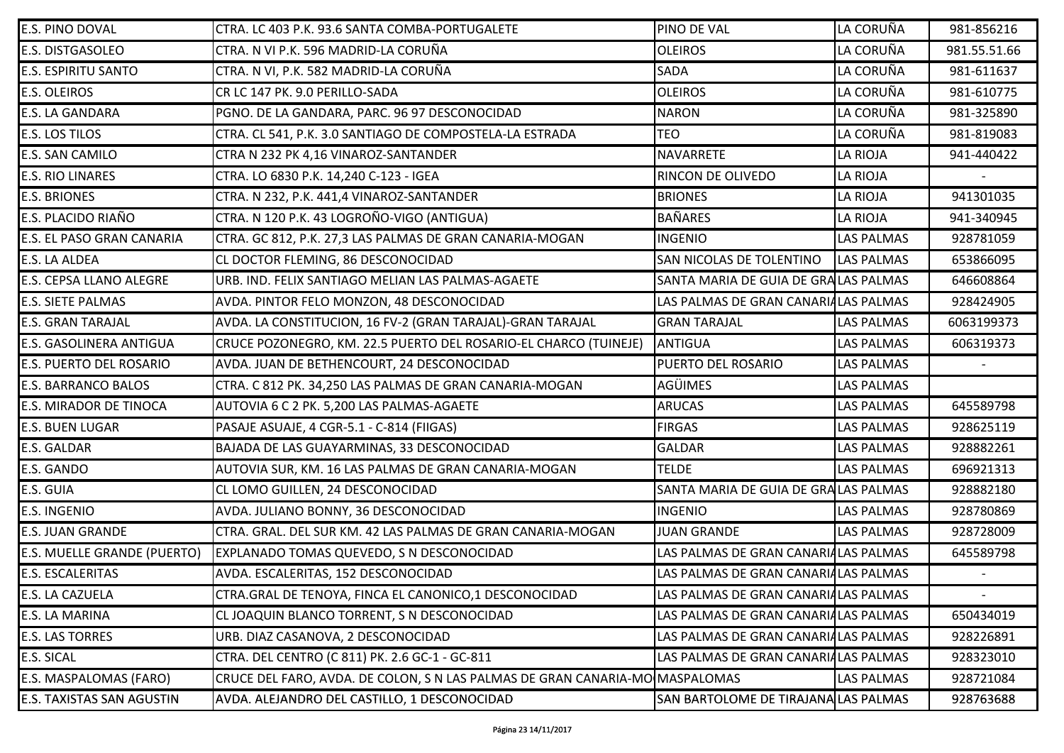| | | | | |
|---|---|---|---|---|
| E.S. PINO DOVAL | CTRA. LC 403 P.K. 93.6 SANTA COMBA-PORTUGALETE | PINO DE VAL | LA CORUÑA | 981-856216 |
| E.S. DISTGASOLEO | CTRA. N VI P.K. 596 MADRID-LA CORUÑA | OLEIROS | LA CORUÑA | 981.55.51.66 |
| E.S. ESPIRITU SANTO | CTRA. N VI, P.K. 582 MADRID-LA CORUÑA | SADA | LA CORUÑA | 981-611637 |
| E.S. OLEIROS | CR LC 147 PK. 9.0 PERILLO-SADA | OLEIROS | LA CORUÑA | 981-610775 |
| E.S. LA GANDARA | PGNO. DE LA GANDARA, PARC. 96 97 DESCONOCIDAD | NARON | LA CORUÑA | 981-325890 |
| E.S. LOS TILOS | CTRA. CL 541, P.K. 3.0 SANTIAGO DE COMPOSTELA-LA ESTRADA | TEO | LA CORUÑA | 981-819083 |
| E.S. SAN CAMILO | CTRA N 232 PK 4,16 VINAROZ-SANTANDER | NAVARRETE | LA RIOJA | 941-440422 |
| E.S. RIO LINARES | CTRA. LO 6830 P.K. 14,240 C-123 - IGEA | RINCON DE OLIVEDO | LA RIOJA | - |
| E.S. BRIONES | CTRA. N 232, P.K. 441,4 VINAROZ-SANTANDER | BRIONES | LA RIOJA | 941301035 |
| E.S. PLACIDO RIAÑO | CTRA. N 120 P.K. 43 LOGROÑO-VIGO (ANTIGUA) | BAÑARES | LA RIOJA | 941-340945 |
| E.S. EL PASO GRAN CANARIA | CTRA. GC 812, P.K. 27,3 LAS PALMAS DE GRAN CANARIA-MOGAN | INGENIO | LAS PALMAS | 928781059 |
| E.S. LA ALDEA | CL DOCTOR FLEMING, 86 DESCONOCIDAD | SAN NICOLAS DE TOLENTINO | LAS PALMAS | 653866095 |
| E.S. CEPSA LLANO ALEGRE | URB. IND. FELIX SANTIAGO MELIAN LAS PALMAS-AGAETE | SANTA MARIA DE GUIA DE GRA | LAS PALMAS | 646608864 |
| E.S. SIETE PALMAS | AVDA. PINTOR FELO MONZON, 48 DESCONOCIDAD | LAS PALMAS DE GRAN CANARIA | LAS PALMAS | 928424905 |
| E.S. GRAN TARAJAL | AVDA. LA CONSTITUCION, 16 FV-2 (GRAN TARAJAL)-GRAN TARAJAL | GRAN TARAJAL | LAS PALMAS | 6063199373 |
| E.S. GASOLINERA ANTIGUA | CRUCE POZONEGRO, KM. 22.5 PUERTO DEL ROSARIO-EL CHARCO (TUINEJE) | ANTIGUA | LAS PALMAS | 606319373 |
| E.S. PUERTO DEL ROSARIO | AVDA. JUAN DE BETHENCOURT, 24 DESCONOCIDAD | PUERTO DEL ROSARIO | LAS PALMAS | - |
| E.S. BARRANCO BALOS | CTRA. C 812 PK. 34,250 LAS PALMAS DE GRAN CANARIA-MOGAN | AGÜIMES | LAS PALMAS | |
| E.S. MIRADOR DE TINOCA | AUTOVIA 6 C 2 PK. 5,200 LAS PALMAS-AGAETE | ARUCAS | LAS PALMAS | 645589798 |
| E.S. BUEN LUGAR | PASAJE ASUAJE, 4 CGR-5.1 - C-814 (FIIGAS) | FIRGAS | LAS PALMAS | 928625119 |
| E.S. GALDAR | BAJADA DE LAS GUAYARMINAS, 33 DESCONOCIDAD | GALDAR | LAS PALMAS | 928882261 |
| E.S. GANDO | AUTOVIA SUR, KM. 16 LAS PALMAS DE GRAN CANARIA-MOGAN | TELDE | LAS PALMAS | 696921313 |
| E.S. GUIA | CL LOMO GUILLEN, 24 DESCONOCIDAD | SANTA MARIA DE GUIA DE GRA | LAS PALMAS | 928882180 |
| E.S. INGENIO | AVDA. JULIANO BONNY, 36 DESCONOCIDAD | INGENIO | LAS PALMAS | 928780869 |
| E.S. JUAN GRANDE | CTRA. GRAL. DEL SUR KM. 42 LAS PALMAS DE GRAN CANARIA-MOGAN | JUAN GRANDE | LAS PALMAS | 928728009 |
| E.S. MUELLE GRANDE (PUERTO) | EXPLANADO TOMAS QUEVEDO, S N DESCONOCIDAD | LAS PALMAS DE GRAN CANARIA | LAS PALMAS | 645589798 |
| E.S. ESCALERITAS | AVDA. ESCALERITAS, 152 DESCONOCIDAD | LAS PALMAS DE GRAN CANARIA | LAS PALMAS | - |
| E.S. LA CAZUELA | CTRA.GRAL DE TENOYA, FINCA EL CANONICO,1 DESCONOCIDAD | LAS PALMAS DE GRAN CANARIA | LAS PALMAS | - |
| E.S. LA MARINA | CL JOAQUIN BLANCO TORRENT, S N DESCONOCIDAD | LAS PALMAS DE GRAN CANARIA | LAS PALMAS | 650434019 |
| E.S. LAS TORRES | URB. DIAZ CASANOVA, 2 DESCONOCIDAD | LAS PALMAS DE GRAN CANARIA | LAS PALMAS | 928226891 |
| E.S. SICAL | CTRA. DEL CENTRO (C 811) PK. 2.6 GC-1 - GC-811 | LAS PALMAS DE GRAN CANARIA | LAS PALMAS | 928323010 |
| E.S. MASPALOMAS (FARO) | CRUCE DEL FARO, AVDA. DE COLON, S N LAS PALMAS DE GRAN CANARIA-MO | MASPALOMAS | LAS PALMAS | 928721084 |
| E.S. TAXISTAS SAN AGUSTIN | AVDA. ALEJANDRO DEL CASTILLO, 1 DESCONOCIDAD | SAN BARTOLOME DE TIRAJANA | LAS PALMAS | 928763688 |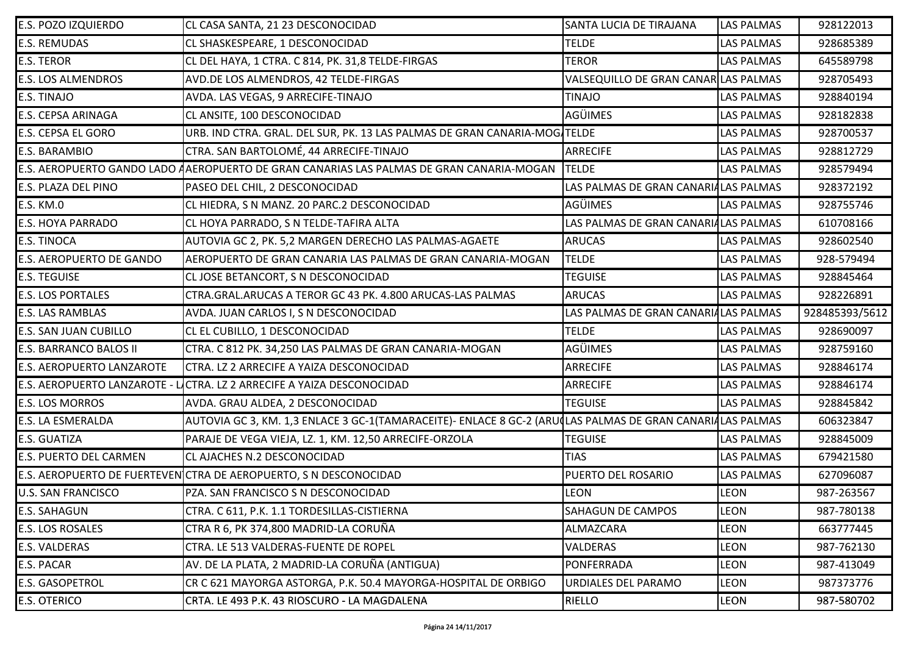| | | | | |
|---|---|---|---|---|
| E.S. POZO IZQUIERDO | CL CASA SANTA, 21 23 DESCONOCIDAD | SANTA LUCIA DE TIRAJANA | LAS PALMAS | 928122013 |
| E.S. REMUDAS | CL SHASKESPEARE, 1 DESCONOCIDAD | TELDE | LAS PALMAS | 928685389 |
| E.S. TEROR | CL DEL HAYA, 1 CTRA. C 814, PK. 31,8 TELDE-FIRGAS | TEROR | LAS PALMAS | 645589798 |
| E.S. LOS ALMENDROS | AVD.DE LOS ALMENDROS, 42 TELDE-FIRGAS | VALSEQUILLO DE GRAN CANAR | LAS PALMAS | 928705493 |
| E.S. TINAJO | AVDA. LAS VEGAS, 9 ARRECIFE-TINAJO | TINAJO | LAS PALMAS | 928840194 |
| E.S. CEPSA ARINAGA | CL ANSITE, 100 DESCONOCIDAD | AGÜIMES | LAS PALMAS | 928182838 |
| E.S. CEPSA EL GORO | URB. IND CTRA. GRAL. DEL SUR, PK. 13 LAS PALMAS DE GRAN CANARIA-MOG | TELDE | LAS PALMAS | 928700537 |
| E.S. BARAMBIO | CTRA. SAN BARTOLOMÉ, 44 ARRECIFE-TINAJO | ARRECIFE | LAS PALMAS | 928812729 |
| E.S. AEROPUERTO GANDO LADO A | AEROPUERTO DE GRAN CANARIAS LAS PALMAS DE GRAN CANARIA-MOGAN | TELDE | LAS PALMAS | 928579494 |
| E.S. PLAZA DEL PINO | PASEO DEL CHIL, 2 DESCONOCIDAD | LAS PALMAS DE GRAN CANARIA | LAS PALMAS | 928372192 |
| E.S. KM.0 | CL HIEDRA, S N MANZ. 20 PARC.2 DESCONOCIDAD | AGÜIMES | LAS PALMAS | 928755746 |
| E.S. HOYA PARRADO | CL HOYA PARRADO, S N TELDE-TAFIRA ALTA | LAS PALMAS DE GRAN CANARIA | LAS PALMAS | 610708166 |
| E.S. TINOCA | AUTOVIA GC 2, PK. 5,2 MARGEN DERECHO LAS PALMAS-AGAETE | ARUCAS | LAS PALMAS | 928602540 |
| E.S. AEROPUERTO DE GANDO | AEROPUERTO DE GRAN CANARIA LAS PALMAS DE GRAN CANARIA-MOGAN | TELDE | LAS PALMAS | 928-579494 |
| E.S. TEGUISE | CL JOSE BETANCORT, S N DESCONOCIDAD | TEGUISE | LAS PALMAS | 928845464 |
| E.S. LOS PORTALES | CTRA.GRAL.ARUCAS A TEROR GC 43 PK. 4.800 ARUCAS-LAS PALMAS | ARUCAS | LAS PALMAS | 928226891 |
| E.S. LAS RAMBLAS | AVDA. JUAN CARLOS I, S N DESCONOCIDAD | LAS PALMAS DE GRAN CANARIA | LAS PALMAS | 928485393/5612 |
| E.S. SAN JUAN CUBILLO | CL EL CUBILLO, 1 DESCONOCIDAD | TELDE | LAS PALMAS | 928690097 |
| E.S. BARRANCO BALOS II | CTRA. C 812 PK. 34,250 LAS PALMAS DE GRAN CANARIA-MOGAN | AGÜIMES | LAS PALMAS | 928759160 |
| E.S. AEROPUERTO LANZAROTE | CTRA. LZ 2 ARRECIFE A YAIZA DESCONOCIDAD | ARRECIFE | LAS PALMAS | 928846174 |
| E.S. AEROPUERTO LANZAROTE - L | CTRA. LZ 2 ARRECIFE A YAIZA DESCONOCIDAD | ARRECIFE | LAS PALMAS | 928846174 |
| E.S. LOS MORROS | AVDA. GRAU ALDEA, 2 DESCONOCIDAD | TEGUISE | LAS PALMAS | 928845842 |
| E.S. LA ESMERALDA | AUTOVIA GC 3, KM. 1,3 ENLACE 3 GC-1(TAMARACEITE)- ENLACE 8 GC-2 (ARU | LAS PALMAS DE GRAN CANARIA | LAS PALMAS | 606323847 |
| E.S. GUATIZA | PARAJE DE VEGA VIEJA, LZ. 1, KM. 12,50 ARRECIFE-ORZOLA | TEGUISE | LAS PALMAS | 928845009 |
| E.S. PUERTO DEL CARMEN | CL AJACHES N.2 DESCONOCIDAD | TIAS | LAS PALMAS | 679421580 |
| E.S. AEROPUERTO DE FUERTEVEN | CTRA DE AEROPUERTO, S N DESCONOCIDAD | PUERTO DEL ROSARIO | LAS PALMAS | 627096087 |
| U.S. SAN FRANCISCO | PZA. SAN FRANCISCO S N DESCONOCIDAD | LEON | LEON | 987-263567 |
| E.S. SAHAGUN | CTRA. C 611, P.K. 1.1 TORDESILLAS-CISTIERNA | SAHAGUN DE CAMPOS | LEON | 987-780138 |
| E.S. LOS ROSALES | CTRA R 6, PK 374,800 MADRID-LA CORUÑA | ALMAZCARA | LEON | 663777445 |
| E.S. VALDERAS | CTRA. LE 513 VALDERAS-FUENTE DE ROPEL | VALDERAS | LEON | 987-762130 |
| E.S. PACAR | AV. DE LA PLATA, 2 MADRID-LA CORUÑA (ANTIGUA) | PONFERRADA | LEON | 987-413049 |
| E.S. GASOPETROL | CR C 621 MAYORGA ASTORGA, P.K. 50.4 MAYORGA-HOSPITAL DE ORBIGO | URDIALES DEL PARAMO | LEON | 987373776 |
| E.S. OTERICO | CRTA. LE 493 P.K. 43 RIOSCURO - LA MAGDALENA | RIELLO | LEON | 987-580702 |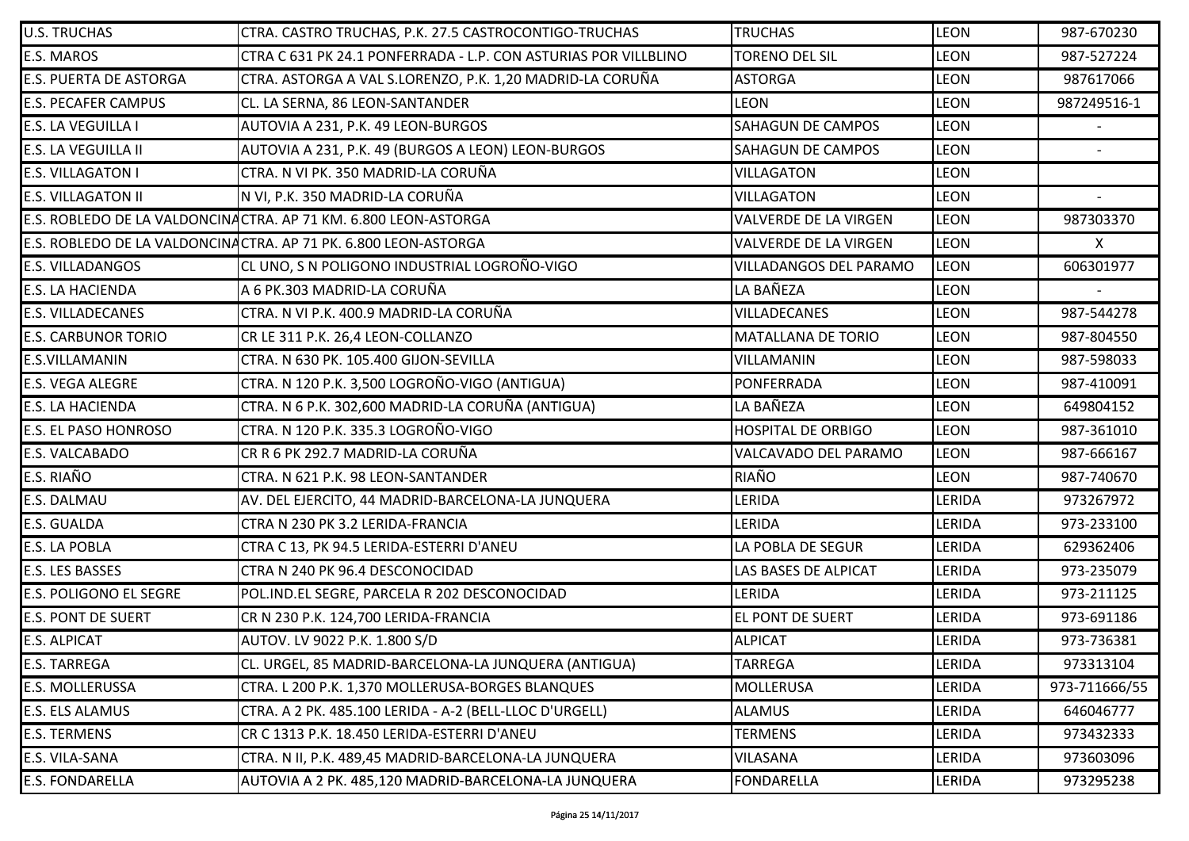| U.S. TRUCHAS | CTRA. CASTRO TRUCHAS, P.K. 27.5 CASTROCONTIGO-TRUCHAS | TRUCHAS | LEON | 987-670230 |
|---|---|---|---|---|
| E.S. MAROS | CTRA C 631 PK 24.1 PONFERRADA - L.P. CON ASTURIAS POR VILLBLINO | TORENO DEL SIL | LEON | 987-527224 |
| E.S. PUERTA DE ASTORGA | CTRA. ASTORGA A VAL S.LORENZO, P.K. 1,20 MADRID-LA CORUÑA | ASTORGA | LEON | 987617066 |
| E.S. PECAFER CAMPUS | CL. LA SERNA, 86 LEON-SANTANDER | LEON | LEON | 987249516-1 |
| E.S. LA VEGUILLA I | AUTOVIA A 231, P.K. 49 LEON-BURGOS | SAHAGUN DE CAMPOS | LEON | - |
| E.S. LA VEGUILLA II | AUTOVIA A 231, P.K. 49 (BURGOS A LEON) LEON-BURGOS | SAHAGUN DE CAMPOS | LEON | - |
| E.S. VILLAGATON I | CTRA. N VI PK. 350 MADRID-LA CORUÑA | VILLAGATON | LEON | |
| E.S. VILLAGATON II | N VI, P.K. 350 MADRID-LA CORUÑA | VILLAGATON | LEON | - |
| E.S. ROBLEDO DE LA VALDONCINA | CTRA. AP 71 KM. 6.800 LEON-ASTORGA | VALVERDE DE LA VIRGEN | LEON | 987303370 |
| E.S. ROBLEDO DE LA VALDONCINA | CTRA. AP 71 PK. 6.800 LEON-ASTORGA | VALVERDE DE LA VIRGEN | LEON | X |
| E.S. VILLADANGOS | CL UNO, S N POLIGONO INDUSTRIAL LOGROÑO-VIGO | VILLADANGOS DEL PARAMO | LEON | 606301977 |
| E.S. LA HACIENDA | A 6 PK.303 MADRID-LA CORUÑA | LA BAÑEZA | LEON | - |
| E.S. VILLADECANES | CTRA. N VI P.K. 400.9 MADRID-LA CORUÑA | VILLADECANES | LEON | 987-544278 |
| E.S. CARBUNOR TORIO | CR LE 311 P.K. 26,4 LEON-COLLANZO | MATALLANA DE TORIO | LEON | 987-804550 |
| E.S.VILLAMANIN | CTRA. N 630 PK. 105.400 GIJON-SEVILLA | VILLAMANIN | LEON | 987-598033 |
| E.S. VEGA ALEGRE | CTRA. N 120 P.K. 3,500 LOGROÑO-VIGO (ANTIGUA) | PONFERRADA | LEON | 987-410091 |
| E.S. LA HACIENDA | CTRA. N 6 P.K. 302,600 MADRID-LA CORUÑA (ANTIGUA) | LA BAÑEZA | LEON | 649804152 |
| E.S. EL PASO HONROSO | CTRA. N 120 P.K. 335.3 LOGROÑO-VIGO | HOSPITAL DE ORBIGO | LEON | 987-361010 |
| E.S. VALCABADO | CR R 6 PK 292.7 MADRID-LA CORUÑA | VALCAVADO DEL PARAMO | LEON | 987-666167 |
| E.S. RIAÑO | CTRA. N 621 P.K. 98 LEON-SANTANDER | RIAÑO | LEON | 987-740670 |
| E.S. DALMAU | AV. DEL EJERCITO, 44 MADRID-BARCELONA-LA JUNQUERA | LERIDA | LERIDA | 973267972 |
| E.S. GUALDA | CTRA N 230 PK 3.2 LERIDA-FRANCIA | LERIDA | LERIDA | 973-233100 |
| E.S. LA POBLA | CTRA C 13, PK 94.5 LERIDA-ESTERRI D'ANEU | LA POBLA DE SEGUR | LERIDA | 629362406 |
| E.S. LES BASSES | CTRA N 240 PK 96.4 DESCONOCIDAD | LAS BASES DE ALPICAT | LERIDA | 973-235079 |
| E.S. POLIGONO EL SEGRE | POL.IND.EL SEGRE, PARCELA R 202 DESCONOCIDAD | LERIDA | LERIDA | 973-211125 |
| E.S. PONT DE SUERT | CR N 230 P.K. 124,700 LERIDA-FRANCIA | EL PONT DE SUERT | LERIDA | 973-691186 |
| E.S. ALPICAT | AUTOV. LV 9022 P.K. 1.800 S/D | ALPICAT | LERIDA | 973-736381 |
| E.S. TARREGA | CL. URGEL, 85 MADRID-BARCELONA-LA JUNQUERA (ANTIGUA) | TARREGA | LERIDA | 973313104 |
| E.S. MOLLERUSSA | CTRA. L 200 P.K. 1,370 MOLLERUSA-BORGES BLANQUES | MOLLERUSA | LERIDA | 973-711666/55 |
| E.S. ELS ALAMUS | CTRA. A 2 PK. 485.100 LERIDA - A-2 (BELL-LLOC D'URGELL) | ALAMUS | LERIDA | 646046777 |
| E.S. TERMENS | CR C 1313 P.K. 18.450 LERIDA-ESTERRI D'ANEU | TERMENS | LERIDA | 973432333 |
| E.S. VILA-SANA | CTRA. N II, P.K. 489,45 MADRID-BARCELONA-LA JUNQUERA | VILASANA | LERIDA | 973603096 |
| E.S. FONDARELLA | AUTOVIA A 2 PK. 485,120 MADRID-BARCELONA-LA JUNQUERA | FONDARELLA | LERIDA | 973295238 |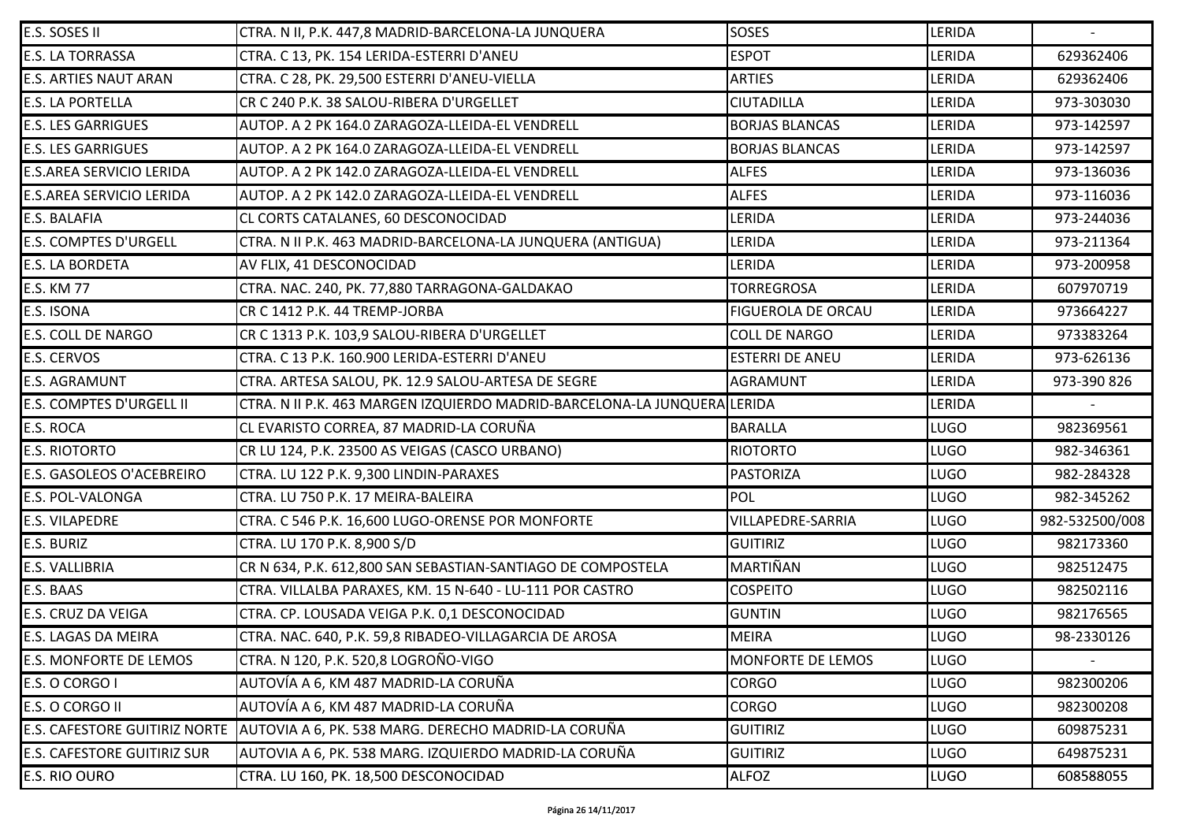| | | | | |
|---|---|---|---|---|
| E.S. SOSES II | CTRA. N II, P.K. 447,8 MADRID-BARCELONA-LA JUNQUERA | SOSES | LERIDA | - |
| E.S. LA TORRASSA | CTRA. C 13, PK. 154 LERIDA-ESTERRI D'ANEU | ESPOT | LERIDA | 629362406 |
| E.S. ARTIES NAUT ARAN | CTRA. C 28, PK. 29,500 ESTERRI D'ANEU-VIELLA | ARTIES | LERIDA | 629362406 |
| E.S. LA PORTELLA | CR C 240 P.K. 38 SALOU-RIBERA D'URGELLET | CIUTADILLA | LERIDA | 973-303030 |
| E.S. LES GARRIGUES | AUTOP. A 2 PK 164.0 ZARAGOZA-LLEIDA-EL VENDRELL | BORJAS BLANCAS | LERIDA | 973-142597 |
| E.S. LES GARRIGUES | AUTOP. A 2 PK 164.0 ZARAGOZA-LLEIDA-EL VENDRELL | BORJAS BLANCAS | LERIDA | 973-142597 |
| E.S.AREA SERVICIO LERIDA | AUTOP. A 2 PK 142.0 ZARAGOZA-LLEIDA-EL VENDRELL | ALFES | LERIDA | 973-136036 |
| E.S.AREA SERVICIO LERIDA | AUTOP. A 2 PK 142.0 ZARAGOZA-LLEIDA-EL VENDRELL | ALFES | LERIDA | 973-116036 |
| E.S. BALAFIA | CL CORTS CATALANES, 60 DESCONOCIDAD | LERIDA | LERIDA | 973-244036 |
| E.S. COMPTES D'URGELL | CTRA. N II P.K. 463 MADRID-BARCELONA-LA JUNQUERA (ANTIGUA) | LERIDA | LERIDA | 973-211364 |
| E.S. LA BORDETA | AV FLIX, 41 DESCONOCIDAD | LERIDA | LERIDA | 973-200958 |
| E.S. KM 77 | CTRA. NAC. 240, PK. 77,880 TARRAGONA-GALDAKAO | TORREGROSA | LERIDA | 607970719 |
| E.S. ISONA | CR C 1412 P.K. 44 TREMP-JORBA | FIGUEROLA DE ORCAU | LERIDA | 973664227 |
| E.S. COLL DE NARGO | CR C 1313 P.K. 103,9 SALOU-RIBERA D'URGELLET | COLL DE NARGO | LERIDA | 973383264 |
| E.S. CERVOS | CTRA. C 13 P.K. 160.900 LERIDA-ESTERRI D'ANEU | ESTERRI DE ANEU | LERIDA | 973-626136 |
| E.S. AGRAMUNT | CTRA. ARTESA SALOU, PK. 12.9 SALOU-ARTESA DE SEGRE | AGRAMUNT | LERIDA | 973-390 826 |
| E.S. COMPTES D'URGELL II | CTRA. N II P.K. 463 MARGEN IZQUIERDO MADRID-BARCELONA-LA JUNQUERA | LERIDA | LERIDA | - |
| E.S. ROCA | CL EVARISTO CORREA, 87 MADRID-LA CORUÑA | BARALLA | LUGO | 982369561 |
| E.S. RIOTORTO | CR LU 124, P.K. 23500 AS VEIGAS (CASCO URBANO) | RIOTORTO | LUGO | 982-346361 |
| E.S. GASOLEOS O'ACEBREIRO | CTRA. LU 122 P.K. 9,300 LINDIN-PARAXES | PASTORIZA | LUGO | 982-284328 |
| E.S. POL-VALONGA | CTRA. LU 750 P.K. 17 MEIRA-BALEIRA | POL | LUGO | 982-345262 |
| E.S. VILAPEDRE | CTRA. C 546 P.K. 16,600 LUGO-ORENSE POR MONFORTE | VILLAPEDRE-SARRIA | LUGO | 982-532500/008 |
| E.S. BURIZ | CTRA. LU 170 P.K. 8,900 S/D | GUITIRIZ | LUGO | 982173360 |
| E.S. VALLIBRIA | CR N 634, P.K. 612,800 SAN SEBASTIAN-SANTIAGO DE COMPOSTELA | MARTIÑAN | LUGO | 982512475 |
| E.S. BAAS | CTRA. VILLALBA PARAXES, KM. 15 N-640 - LU-111 POR CASTRO | COSPEITO | LUGO | 982502116 |
| E.S. CRUZ DA VEIGA | CTRA. CP. LOUSADA VEIGA P.K. 0,1 DESCONOCIDAD | GUNTIN | LUGO | 982176565 |
| E.S. LAGAS DA MEIRA | CTRA. NAC. 640, P.K. 59,8 RIBADEO-VILLAGARCIA DE AROSA | MEIRA | LUGO | 98-2330126 |
| E.S. MONFORTE DE LEMOS | CTRA. N 120, P.K. 520,8 LOGROÑO-VIGO | MONFORTE DE LEMOS | LUGO | - |
| E.S. O CORGO I | AUTOVÍA A 6, KM 487 MADRID-LA CORUÑA | CORGO | LUGO | 982300206 |
| E.S. O CORGO II | AUTOVÍA A 6, KM 487 MADRID-LA CORUÑA | CORGO | LUGO | 982300208 |
| E.S. CAFESTORE GUITIRIZ NORTE | AUTOVIA A 6, PK. 538 MARG. DERECHO MADRID-LA CORUÑA | GUITIRIZ | LUGO | 609875231 |
| E.S. CAFESTORE GUITIRIZ SUR | AUTOVIA A 6, PK. 538 MARG. IZQUIERDO MADRID-LA CORUÑA | GUITIRIZ | LUGO | 649875231 |
| E.S. RIO OURO | CTRA. LU 160, PK. 18,500 DESCONOCIDAD | ALFOZ | LUGO | 608588055 |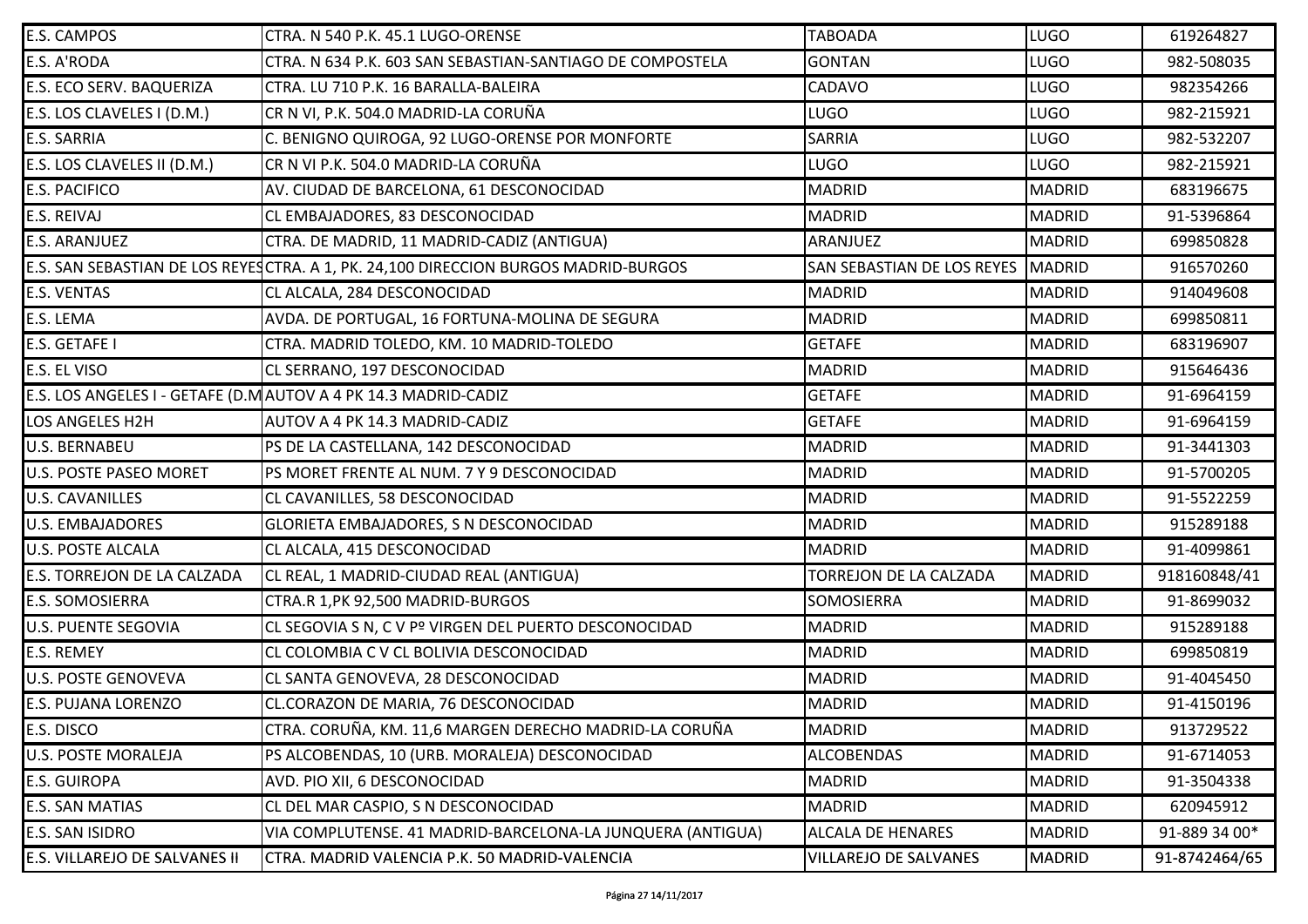| | | | | |
|---|---|---|---|---|
| E.S. CAMPOS | CTRA. N 540 P.K. 45.1 LUGO-ORENSE | TABOADA | LUGO | 619264827 |
| E.S. A'RODA | CTRA. N 634 P.K. 603 SAN SEBASTIAN-SANTIAGO DE COMPOSTELA | GONTAN | LUGO | 982-508035 |
| E.S. ECO SERV. BAQUERIZA | CTRA. LU 710 P.K. 16 BARALLA-BALEIRA | CADAVO | LUGO | 982354266 |
| E.S. LOS CLAVELES I (D.M.) | CR N VI, P.K. 504.0 MADRID-LA CORUÑA | LUGO | LUGO | 982-215921 |
| E.S. SARRIA | C. BENIGNO QUIROGA, 92 LUGO-ORENSE POR MONFORTE | SARRIA | LUGO | 982-532207 |
| E.S. LOS CLAVELES II (D.M.) | CR N VI P.K. 504.0 MADRID-LA CORUÑA | LUGO | LUGO | 982-215921 |
| E.S. PACIFICO | AV. CIUDAD DE BARCELONA, 61 DESCONOCIDAD | MADRID | MADRID | 683196675 |
| E.S. REIVAJ | CL EMBAJADORES, 83 DESCONOCIDAD | MADRID | MADRID | 91-5396864 |
| E.S. ARANJUEZ | CTRA. DE MADRID, 11 MADRID-CADIZ (ANTIGUA) | ARANJUEZ | MADRID | 699850828 |
| E.S. SAN SEBASTIAN DE LOS REYES | CTRA. A 1, PK. 24,100 DIRECCION BURGOS MADRID-BURGOS | SAN SEBASTIAN DE LOS REYES | MADRID | 916570260 |
| E.S. VENTAS | CL ALCALA, 284 DESCONOCIDAD | MADRID | MADRID | 914049608 |
| E.S. LEMA | AVDA. DE PORTUGAL, 16 FORTUNA-MOLINA DE SEGURA | MADRID | MADRID | 699850811 |
| E.S. GETAFE I | CTRA. MADRID TOLEDO, KM. 10 MADRID-TOLEDO | GETAFE | MADRID | 683196907 |
| E.S. EL VISO | CL SERRANO, 197 DESCONOCIDAD | MADRID | MADRID | 915646436 |
| E.S. LOS ANGELES I - GETAFE (D.M | AUTOV A 4 PK 14.3 MADRID-CADIZ | GETAFE | MADRID | 91-6964159 |
| LOS ANGELES H2H | AUTOV A 4 PK 14.3 MADRID-CADIZ | GETAFE | MADRID | 91-6964159 |
| U.S. BERNABEU | PS DE LA CASTELLANA, 142 DESCONOCIDAD | MADRID | MADRID | 91-3441303 |
| U.S. POSTE PASEO MORET | PS MORET FRENTE AL NUM. 7 Y 9 DESCONOCIDAD | MADRID | MADRID | 91-5700205 |
| U.S. CAVANILLES | CL CAVANILLES, 58 DESCONOCIDAD | MADRID | MADRID | 91-5522259 |
| U.S. EMBAJADORES | GLORIETA EMBAJADORES, S N DESCONOCIDAD | MADRID | MADRID | 915289188 |
| U.S. POSTE ALCALA | CL ALCALA, 415 DESCONOCIDAD | MADRID | MADRID | 91-4099861 |
| E.S. TORREJON DE LA CALZADA | CL REAL, 1 MADRID-CIUDAD REAL (ANTIGUA) | TORREJON DE LA CALZADA | MADRID | 918160848/41 |
| E.S. SOMOSIERRA | CTRA.R 1,PK 92,500 MADRID-BURGOS | SOMOSIERRA | MADRID | 91-8699032 |
| U.S. PUENTE SEGOVIA | CL SEGOVIA S N, C V Pº VIRGEN DEL PUERTO DESCONOCIDAD | MADRID | MADRID | 915289188 |
| E.S. REMEY | CL COLOMBIA C V CL BOLIVIA DESCONOCIDAD | MADRID | MADRID | 699850819 |
| U.S. POSTE GENOVEVA | CL SANTA GENOVEVA, 28 DESCONOCIDAD | MADRID | MADRID | 91-4045450 |
| E.S. PUJANA LORENZO | CL.CORAZON DE MARIA, 76 DESCONOCIDAD | MADRID | MADRID | 91-4150196 |
| E.S. DISCO | CTRA. CORUÑA, KM. 11,6 MARGEN DERECHO MADRID-LA CORUÑA | MADRID | MADRID | 913729522 |
| U.S. POSTE MORALEJA | PS ALCOBENDAS, 10 (URB. MORALEJA) DESCONOCIDAD | ALCOBENDAS | MADRID | 91-6714053 |
| E.S. GUIROPA | AVD. PIO XII, 6 DESCONOCIDAD | MADRID | MADRID | 91-3504338 |
| E.S. SAN MATIAS | CL DEL MAR CASPIO, S N DESCONOCIDAD | MADRID | MADRID | 620945912 |
| E.S. SAN ISIDRO | VIA COMPLUTENSE. 41 MADRID-BARCELONA-LA JUNQUERA (ANTIGUA) | ALCALA DE HENARES | MADRID | 91-889 34 00* |
| E.S. VILLAREJO DE SALVANES II | CTRA. MADRID VALENCIA P.K. 50 MADRID-VALENCIA | VILLAREJO DE SALVANES | MADRID | 91-8742464/65 |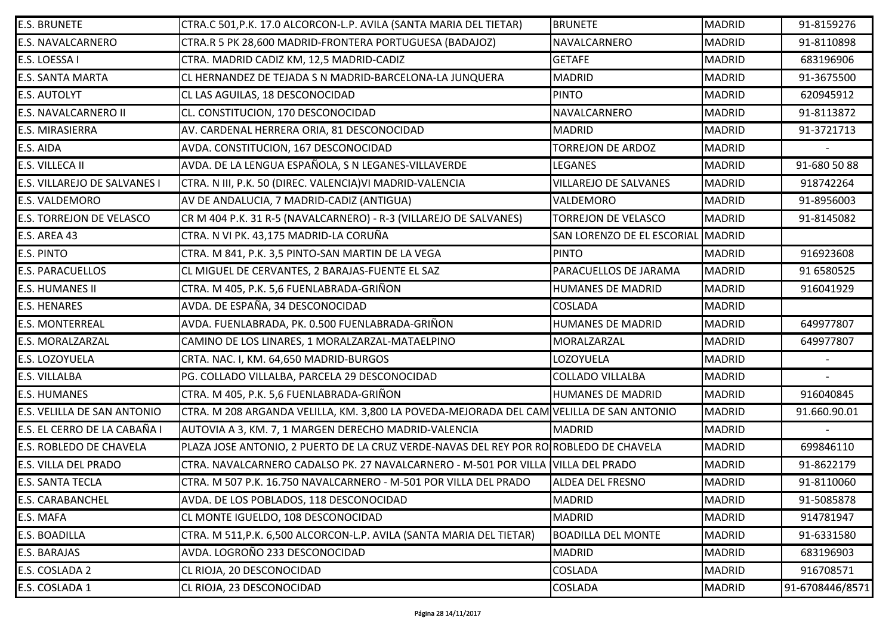| E.S. BRUNETE | CTRA.C 501,P.K. 17.0 ALCORCON-L.P. AVILA (SANTA MARIA DEL TIETAR) | BRUNETE | MADRID | 91-8159276 |
|---|---|---|---|---|
| E.S. NAVALCARNERO | CTRA.R 5 PK 28,600 MADRID-FRONTERA PORTUGUESA (BADAJOZ) | NAVALCARNERO | MADRID | 91-8110898 |
| E.S. LOESSA I | CTRA. MADRID CADIZ KM, 12,5 MADRID-CADIZ | GETAFE | MADRID | 683196906 |
| E.S. SANTA MARTA | CL HERNANDEZ DE TEJADA S N MADRID-BARCELONA-LA JUNQUERA | MADRID | MADRID | 91-3675500 |
| E.S. AUTOLYT | CL LAS AGUILAS, 18 DESCONOCIDAD | PINTO | MADRID | 620945912 |
| E.S. NAVALCARNERO II | CL. CONSTITUCION, 170 DESCONOCIDAD | NAVALCARNERO | MADRID | 91-8113872 |
| E.S. MIRASIERRA | AV. CARDENAL HERRERA ORIA, 81 DESCONOCIDAD | MADRID | MADRID | 91-3721713 |
| E.S. AIDA | AVDA. CONSTITUCION, 167 DESCONOCIDAD | TORREJON DE ARDOZ | MADRID | - |
| E.S. VILLECA II | AVDA. DE LA LENGUA ESPAÑOLA, S N LEGANES-VILLAVERDE | LEGANES | MADRID | 91-680 50 88 |
| E.S. VILLAREJO DE SALVANES I | CTRA. N III, P.K. 50 (DIREC. VALENCIA)VI MADRID-VALENCIA | VILLAREJO DE SALVANES | MADRID | 918742264 |
| E.S. VALDEMORO | AV DE ANDALUCIA, 7 MADRID-CADIZ (ANTIGUA) | VALDEMORO | MADRID | 91-8956003 |
| E.S. TORREJON DE VELASCO | CR M 404 P.K. 31 R-5 (NAVALCARNERO) - R-3 (VILLAREJO DE SALVANES) | TORREJON DE VELASCO | MADRID | 91-8145082 |
| E.S. AREA 43 | CTRA. N VI PK. 43,175 MADRID-LA CORUÑA | SAN LORENZO DE EL ESCORIAL | MADRID | |
| E.S. PINTO | CTRA. M 841, P.K. 3,5 PINTO-SAN MARTIN DE LA VEGA | PINTO | MADRID | 916923608 |
| E.S. PARACUELLOS | CL MIGUEL DE CERVANTES, 2 BARAJAS-FUENTE EL SAZ | PARACUELLOS DE JARAMA | MADRID | 91 6580525 |
| E.S. HUMANES II | CTRA. M 405, P.K. 5,6 FUENLABRADA-GRIÑON | HUMANES DE MADRID | MADRID | 916041929 |
| E.S. HENARES | AVDA. DE ESPAÑA, 34 DESCONOCIDAD | COSLADA | MADRID | |
| E.S. MONTERREAL | AVDA. FUENLABRADA, PK. 0.500 FUENLABRADA-GRIÑON | HUMANES DE MADRID | MADRID | 649977807 |
| E.S. MORALZARZAL | CAMINO DE LOS LINARES, 1 MORALZARZAL-MATAELPINO | MORALZARZAL | MADRID | 649977807 |
| E.S. LOZOYUELA | CRTA. NAC. I, KM. 64,650 MADRID-BURGOS | LOZOYUELA | MADRID | - |
| E.S. VILLALBA | PG. COLLADO VILLALBA, PARCELA 29 DESCONOCIDAD | COLLADO VILLALBA | MADRID | - |
| E.S. HUMANES | CTRA. M 405, P.K. 5,6 FUENLABRADA-GRIÑON | HUMANES DE MADRID | MADRID | 916040845 |
| E.S. VELILLA DE SAN ANTONIO | CTRA. M 208 ARGANDA VELILLA, KM. 3,800 LA POVEDA-MEJORADA DEL CAM | VELILLA DE SAN ANTONIO | MADRID | 91.660.90.01 |
| E.S. EL CERRO DE LA CABAÑA I | AUTOVIA A 3, KM. 7, 1 MARGEN DERECHO MADRID-VALENCIA | MADRID | MADRID | - |
| E.S. ROBLEDO DE CHAVELA | PLAZA JOSE ANTONIO, 2 PUERTO DE LA CRUZ VERDE-NAVAS DEL REY POR RO | ROBLEDO DE CHAVELA | MADRID | 699846110 |
| E.S. VILLA DEL PRADO | CTRA. NAVALCARNERO CADALSO PK. 27 NAVALCARNERO - M-501 POR VILLA | VILLA DEL PRADO | MADRID | 91-8622179 |
| E.S. SANTA TECLA | CTRA. M 507 P.K. 16.750 NAVALCARNERO - M-501 POR VILLA DEL PRADO | ALDEA DEL FRESNO | MADRID | 91-8110060 |
| E.S. CARABANCHEL | AVDA. DE LOS POBLADOS, 118 DESCONOCIDAD | MADRID | MADRID | 91-5085878 |
| E.S. MAFA | CL MONTE IGUELDO, 108 DESCONOCIDAD | MADRID | MADRID | 914781947 |
| E.S. BOADILLA | CTRA. M 511,P.K. 6,500 ALCORCON-L.P. AVILA (SANTA MARIA DEL TIETAR) | BOADILLA DEL MONTE | MADRID | 91-6331580 |
| E.S. BARAJAS | AVDA. LOGROÑO 233 DESCONOCIDAD | MADRID | MADRID | 683196903 |
| E.S. COSLADA 2 | CL RIOJA, 20 DESCONOCIDAD | COSLADA | MADRID | 916708571 |
| E.S. COSLADA 1 | CL RIOJA, 23 DESCONOCIDAD | COSLADA | MADRID | 91-6708446/8571 |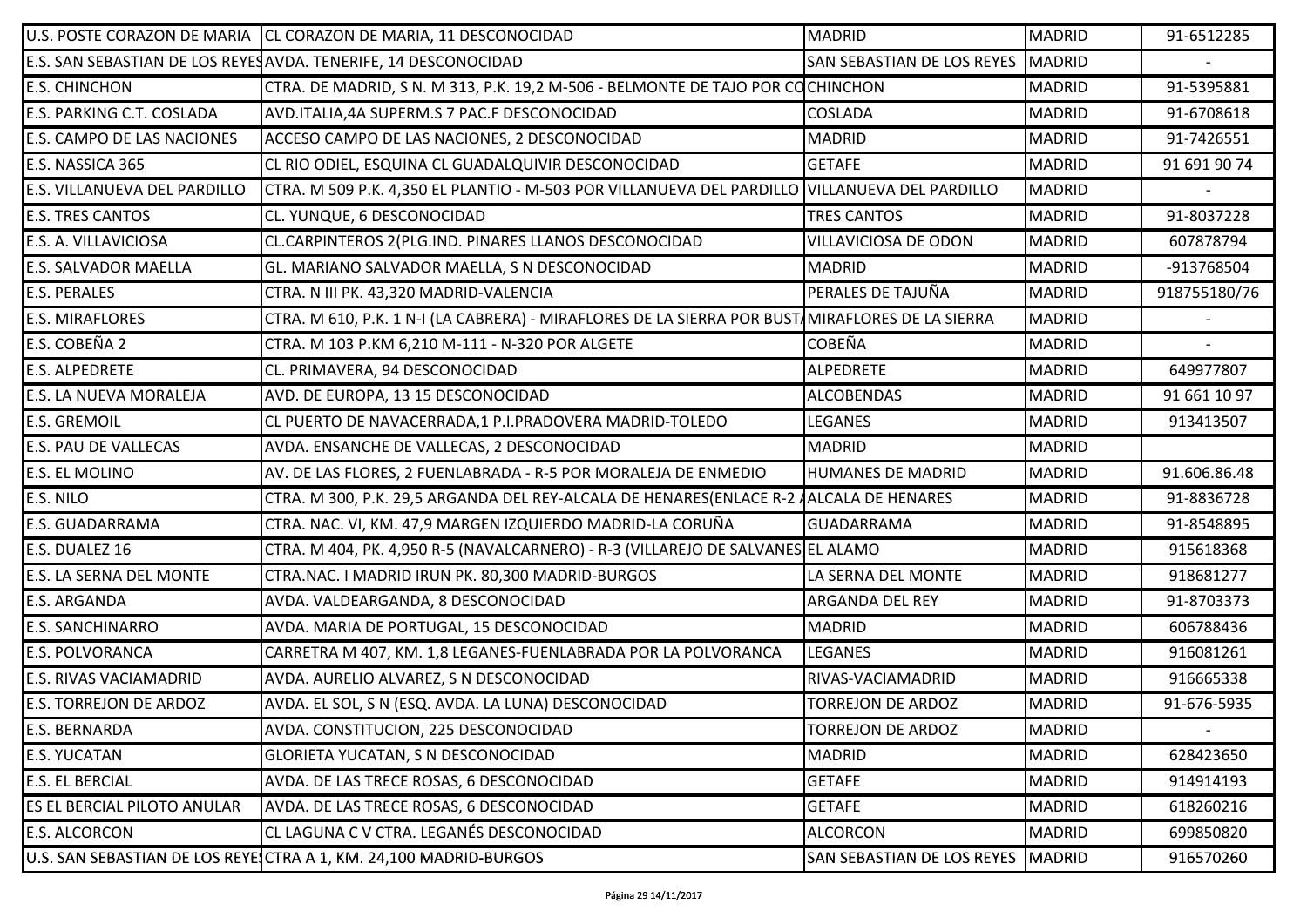| | | | | |
|---|---|---|---|---|
| U.S. POSTE CORAZON DE MARIA | CL CORAZON DE MARIA, 11 DESCONOCIDAD | MADRID | MADRID | 91-6512285 |
| E.S. SAN SEBASTIAN DE LOS REYES | AVDA. TENERIFE, 14 DESCONOCIDAD | SAN SEBASTIAN DE LOS REYES | MADRID | - |
| E.S. CHINCHON | CTRA. DE MADRID, S N. M 313, P.K. 19,2 M-506 - BELMONTE DE TAJO POR CO | CHINCHON | MADRID | 91-5395881 |
| E.S. PARKING C.T. COSLADA | AVD.ITALIA,4A SUPERM.S 7 PAC.F DESCONOCIDAD | COSLADA | MADRID | 91-6708618 |
| E.S. CAMPO DE LAS NACIONES | ACCESO CAMPO DE LAS NACIONES, 2 DESCONOCIDAD | MADRID | MADRID | 91-7426551 |
| E.S. NASSICA 365 | CL RIO ODIEL, ESQUINA CL GUADALQUIVIR DESCONOCIDAD | GETAFE | MADRID | 91 691 90 74 |
| E.S. VILLANUEVA DEL PARDILLO | CTRA. M 509 P.K. 4,350 EL PLANTIO - M-503 POR VILLANUEVA DEL PARDILLO | VILLANUEVA DEL PARDILLO | MADRID | - |
| E.S. TRES CANTOS | CL. YUNQUE, 6 DESCONOCIDAD | TRES CANTOS | MADRID | 91-8037228 |
| E.S. A. VILLAVICIOSA | CL.CARPINTEROS 2(PLG.IND. PINARES LLANOS DESCONOCIDAD | VILLAVICIOSA DE ODON | MADRID | 607878794 |
| E.S. SALVADOR MAELLA | GL. MARIANO SALVADOR MAELLA, S N DESCONOCIDAD | MADRID | MADRID | -913768504 |
| E.S. PERALES | CTRA. N III PK. 43,320 MADRID-VALENCIA | PERALES DE TAJUÑA | MADRID | 918755180/76 |
| E.S. MIRAFLORES | CTRA. M 610, P.K. 1 N-I (LA CABRERA) - MIRAFLORES DE LA SIERRA POR BUST | MIRAFLORES DE LA SIERRA | MADRID | - |
| E.S. COBEÑA 2 | CTRA. M 103 P.KM 6,210 M-111 - N-320 POR ALGETE | COBEÑA | MADRID | - |
| E.S. ALPEDRETE | CL. PRIMAVERA, 94 DESCONOCIDAD | ALPEDRETE | MADRID | 649977807 |
| E.S. LA NUEVA MORALEJA | AVD. DE EUROPA, 13 15 DESCONOCIDAD | ALCOBENDAS | MADRID | 91 661 10 97 |
| E.S. GREMOIL | CL PUERTO DE NAVACERRADA,1 P.I.PRADOVERA MADRID-TOLEDO | LEGANES | MADRID | 913413507 |
| E.S. PAU DE VALLECAS | AVDA. ENSANCHE DE VALLECAS, 2 DESCONOCIDAD | MADRID | MADRID | |
| E.S. EL MOLINO | AV. DE LAS FLORES, 2 FUENLABRADA - R-5 POR MORALEJA DE ENMEDIO | HUMANES DE MADRID | MADRID | 91.606.86.48 |
| E.S. NILO | CTRA. M 300, P.K. 29,5 ARGANDA DEL REY-ALCALA DE HENARES(ENLACE R-2 / | ALCALA DE HENARES | MADRID | 91-8836728 |
| E.S. GUADARRAMA | CTRA. NAC. VI, KM. 47,9 MARGEN IZQUIERDO MADRID-LA CORUÑA | GUADARRAMA | MADRID | 91-8548895 |
| E.S. DUALEZ 16 | CTRA. M 404, PK. 4,950 R-5 (NAVALCARNERO) - R-3 (VILLAREJO DE SALVANES | EL ALAMO | MADRID | 915618368 |
| E.S. LA SERNA DEL MONTE | CTRA.NAC. I MADRID IRUN PK. 80,300 MADRID-BURGOS | LA SERNA DEL MONTE | MADRID | 918681277 |
| E.S. ARGANDA | AVDA. VALDEARGANDA, 8 DESCONOCIDAD | ARGANDA DEL REY | MADRID | 91-8703373 |
| E.S. SANCHINARRO | AVDA. MARIA DE PORTUGAL, 15 DESCONOCIDAD | MADRID | MADRID | 606788436 |
| E.S. POLVORANCA | CARRETRA M 407, KM. 1,8 LEGANES-FUENLABRADA POR LA POLVORANCA | LEGANES | MADRID | 916081261 |
| E.S. RIVAS VACIAMADRID | AVDA. AURELIO ALVAREZ, S N DESCONOCIDAD | RIVAS-VACIAMADRID | MADRID | 916665338 |
| E.S. TORREJON DE ARDOZ | AVDA. EL SOL, S N (ESQ. AVDA. LA LUNA) DESCONOCIDAD | TORREJON DE ARDOZ | MADRID | 91-676-5935 |
| E.S. BERNARDA | AVDA. CONSTITUCION, 225 DESCONOCIDAD | TORREJON DE ARDOZ | MADRID | - |
| E.S. YUCATAN | GLORIETA YUCATAN, S N DESCONOCIDAD | MADRID | MADRID | 628423650 |
| E.S. EL BERCIAL | AVDA. DE LAS TRECE ROSAS, 6 DESCONOCIDAD | GETAFE | MADRID | 914914193 |
| ES EL BERCIAL PILOTO ANULAR | AVDA. DE LAS TRECE ROSAS, 6 DESCONOCIDAD | GETAFE | MADRID | 618260216 |
| E.S. ALCORCON | CL LAGUNA C V CTRA. LEGANÉS DESCONOCIDAD | ALCORCON | MADRID | 699850820 |
| U.S. SAN SEBASTIAN DE LOS REYES | CTRA A 1, KM. 24,100 MADRID-BURGOS | SAN SEBASTIAN DE LOS REYES | MADRID | 916570260 |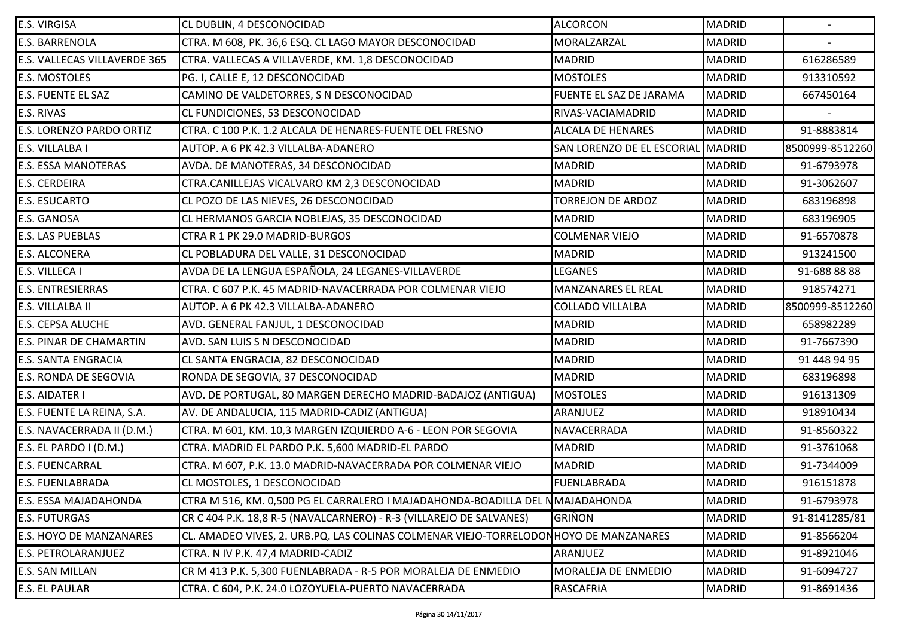| | | | | |
|---|---|---|---|---|
| E.S. VIRGISA | CL DUBLIN, 4 DESCONOCIDAD | ALCORCON | MADRID | - |
| E.S. BARRENOLA | CTRA. M 608, PK. 36,6 ESQ. CL LAGO MAYOR DESCONOCIDAD | MORALZARZAL | MADRID | - |
| E.S. VALLECAS VILLAVERDE 365 | CTRA. VALLECAS A VILLAVERDE, KM. 1,8 DESCONOCIDAD | MADRID | MADRID | 616286589 |
| E.S. MOSTOLES | PG. I, CALLE E, 12 DESCONOCIDAD | MOSTOLES | MADRID | 913310592 |
| E.S. FUENTE EL SAZ | CAMINO DE VALDETORRES, S N DESCONOCIDAD | FUENTE EL SAZ DE JARAMA | MADRID | 667450164 |
| E.S. RIVAS | CL FUNDICIONES, 53 DESCONOCIDAD | RIVAS-VACIAMADRID | MADRID | - |
| E.S. LORENZO PARDO ORTIZ | CTRA. C 100 P.K. 1.2 ALCALA DE HENARES-FUENTE DEL FRESNO | ALCALA DE HENARES | MADRID | 91-8883814 |
| E.S. VILLALBA I | AUTOP. A 6 PK 42.3 VILLALBA-ADANERO | SAN LORENZO DE EL ESCORIAL | MADRID | 8500999-8512260 |
| E.S. ESSA MANOTERAS | AVDA. DE MANOTERAS, 34 DESCONOCIDAD | MADRID | MADRID | 91-6793978 |
| E.S. CERDEIRA | CTRA.CANILLEJAS VICALVARO KM 2,3 DESCONOCIDAD | MADRID | MADRID | 91-3062607 |
| E.S. ESUCARTO | CL POZO DE LAS NIEVES, 26 DESCONOCIDAD | TORREJON DE ARDOZ | MADRID | 683196898 |
| E.S. GANOSA | CL HERMANOS GARCIA NOBLEJAS, 35 DESCONOCIDAD | MADRID | MADRID | 683196905 |
| E.S. LAS PUEBLAS | CTRA R 1 PK 29.0 MADRID-BURGOS | COLMENAR VIEJO | MADRID | 91-6570878 |
| E.S. ALCONERA | CL POBLADURA DEL VALLE, 31 DESCONOCIDAD | MADRID | MADRID | 913241500 |
| E.S. VILLECA I | AVDA DE LA LENGUA ESPAÑOLA, 24 LEGANES-VILLAVERDE | LEGANES | MADRID | 91-688 88 88 |
| E.S. ENTRESIERRAS | CTRA. C 607 P.K. 45 MADRID-NAVACERRADA POR COLMENAR VIEJO | MANZANARES EL REAL | MADRID | 918574271 |
| E.S. VILLALBA II | AUTOP. A 6 PK 42.3 VILLALBA-ADANERO | COLLADO VILLALBA | MADRID | 8500999-8512260 |
| E.S. CEPSA ALUCHE | AVD. GENERAL FANJUL, 1 DESCONOCIDAD | MADRID | MADRID | 658982289 |
| E.S. PINAR DE CHAMARTIN | AVD. SAN LUIS S N DESCONOCIDAD | MADRID | MADRID | 91-7667390 |
| E.S. SANTA ENGRACIA | CL SANTA ENGRACIA, 82 DESCONOCIDAD | MADRID | MADRID | 91 448 94 95 |
| E.S. RONDA DE SEGOVIA | RONDA DE SEGOVIA, 37 DESCONOCIDAD | MADRID | MADRID | 683196898 |
| E.S. AIDATER I | AVD. DE PORTUGAL, 80 MARGEN DERECHO MADRID-BADAJOZ (ANTIGUA) | MOSTOLES | MADRID | 916131309 |
| E.S. FUENTE LA REINA, S.A. | AV. DE ANDALUCIA, 115 MADRID-CADIZ (ANTIGUA) | ARANJUEZ | MADRID | 918910434 |
| E.S. NAVACERRADA II (D.M.) | CTRA. M 601, KM. 10,3 MARGEN IZQUIERDO A-6 - LEON POR SEGOVIA | NAVACERRADA | MADRID | 91-8560322 |
| E.S. EL PARDO I (D.M.) | CTRA. MADRID EL PARDO P.K. 5,600 MADRID-EL PARDO | MADRID | MADRID | 91-3761068 |
| E.S. FUENCARRAL | CTRA. M 607, P.K. 13.0 MADRID-NAVACERRADA POR COLMENAR VIEJO | MADRID | MADRID | 91-7344009 |
| E.S. FUENLABRADA | CL MOSTOLES, 1 DESCONOCIDAD | FUENLABRADA | MADRID | 916151878 |
| E.S. ESSA MAJADAHONDA | CTRA M 516, KM. 0,500 PG EL CARRALERO I MAJADAHONDA-BOADILLA DEL M | MAJADAHONDA | MADRID | 91-6793978 |
| E.S. FUTURGAS | CR C 404 P.K. 18,8 R-5 (NAVALCARNERO) - R-3 (VILLAREJO DE SALVANES) | GRIÑON | MADRID | 91-8141285/81 |
| E.S. HOYO DE MANZANARES | CL. AMADEO VIVES, 2. URB.PQ. LAS COLINAS COLMENAR VIEJO-TORRELODON | HOYO DE MANZANARES | MADRID | 91-8566204 |
| E.S. PETROLARANJUEZ | CTRA. N IV P.K. 47,4 MADRID-CADIZ | ARANJUEZ | MADRID | 91-8921046 |
| E.S. SAN MILLAN | CR M 413 P.K. 5,300 FUENLABRADA - R-5 POR MORALEJA DE ENMEDIO | MORALEJA DE ENMEDIO | MADRID | 91-6094727 |
| E.S. EL PAULAR | CTRA. C 604, P.K. 24.0 LOZOYUELA-PUERTO NAVACERRADA | RASCAFRIA | MADRID | 91-8691436 |

Página 30 14/11/2017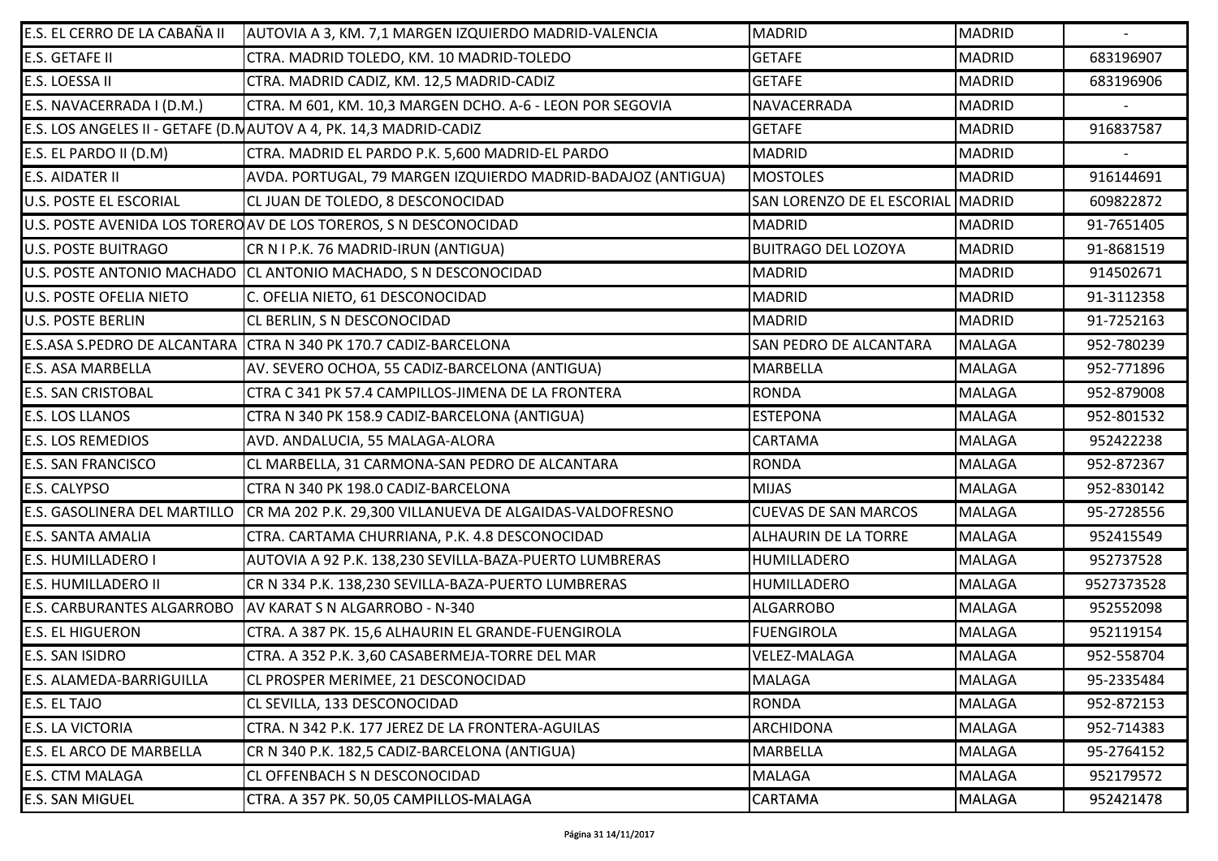| | | | | |
|---|---|---|---|---|
| E.S. EL CERRO DE LA CABAÑA II | AUTOVIA A 3, KM. 7,1 MARGEN IZQUIERDO MADRID-VALENCIA | MADRID | MADRID | - |
| E.S. GETAFE II | CTRA. MADRID TOLEDO, KM. 10 MADRID-TOLEDO | GETAFE | MADRID | 683196907 |
| E.S. LOESSA II | CTRA. MADRID CADIZ, KM. 12,5 MADRID-CADIZ | GETAFE | MADRID | 683196906 |
| E.S. NAVACERRADA I (D.M.) | CTRA. M 601, KM. 10,3 MARGEN DCHO. A-6 - LEON POR SEGOVIA | NAVACERRADA | MADRID | - |
| E.S. LOS ANGELES II - GETAFE (D.M | AUTOV A 4, PK. 14,3 MADRID-CADIZ | GETAFE | MADRID | 916837587 |
| E.S. EL PARDO II (D.M) | CTRA. MADRID EL PARDO P.K. 5,600 MADRID-EL PARDO | MADRID | MADRID | - |
| E.S. AIDATER II | AVDA. PORTUGAL, 79 MARGEN IZQUIERDO MADRID-BADAJOZ (ANTIGUA) | MOSTOLES | MADRID | 916144691 |
| U.S. POSTE EL ESCORIAL | CL JUAN DE TOLEDO, 8 DESCONOCIDAD | SAN LORENZO DE EL ESCORIAL | MADRID | 609822872 |
| U.S. POSTE AVENIDA LOS TORERO | AV DE LOS TOREROS, S N DESCONOCIDAD | MADRID | MADRID | 91-7651405 |
| U.S. POSTE BUITRAGO | CR N I P.K. 76 MADRID-IRUN (ANTIGUA) | BUITRAGO DEL LOZOYA | MADRID | 91-8681519 |
| U.S. POSTE ANTONIO MACHADO | CL ANTONIO MACHADO, S N DESCONOCIDAD | MADRID | MADRID | 914502671 |
| U.S. POSTE OFELIA NIETO | C. OFELIA NIETO, 61 DESCONOCIDAD | MADRID | MADRID | 91-3112358 |
| U.S. POSTE BERLIN | CL BERLIN, S N DESCONOCIDAD | MADRID | MADRID | 91-7252163 |
| E.S.ASA S.PEDRO DE ALCANTARA | CTRA N 340 PK 170.7 CADIZ-BARCELONA | SAN PEDRO DE ALCANTARA | MALAGA | 952-780239 |
| E.S. ASA MARBELLA | AV. SEVERO OCHOA, 55 CADIZ-BARCELONA (ANTIGUA) | MARBELLA | MALAGA | 952-771896 |
| E.S. SAN CRISTOBAL | CTRA C 341 PK 57.4 CAMPILLOS-JIMENA DE LA FRONTERA | RONDA | MALAGA | 952-879008 |
| E.S. LOS LLANOS | CTRA N 340 PK 158.9 CADIZ-BARCELONA (ANTIGUA) | ESTEPONA | MALAGA | 952-801532 |
| E.S. LOS REMEDIOS | AVD. ANDALUCIA, 55 MALAGA-ALORA | CARTAMA | MALAGA | 952422238 |
| E.S. SAN FRANCISCO | CL MARBELLA, 31 CARMONA-SAN PEDRO DE ALCANTARA | RONDA | MALAGA | 952-872367 |
| E.S. CALYPSO | CTRA N 340 PK 198.0 CADIZ-BARCELONA | MIJAS | MALAGA | 952-830142 |
| E.S. GASOLINERA DEL MARTILLO | CR MA 202 P.K. 29,300 VILLANUEVA DE ALGAIDAS-VALDOFRESNO | CUEVAS DE SAN MARCOS | MALAGA | 95-2728556 |
| E.S. SANTA AMALIA | CTRA. CARTAMA CHURRIANA, P.K. 4.8 DESCONOCIDAD | ALHAURIN DE LA TORRE | MALAGA | 952415549 |
| E.S. HUMILLADERO I | AUTOVIA A 92 P.K. 138,230 SEVILLA-BAZA-PUERTO LUMBRERAS | HUMILLADERO | MALAGA | 952737528 |
| E.S. HUMILLADERO II | CR N 334 P.K. 138,230 SEVILLA-BAZA-PUERTO LUMBRERAS | HUMILLADERO | MALAGA | 9527373528 |
| E.S. CARBURANTES ALGARROBO | AV KARAT S N ALGARROBO - N-340 | ALGARROBO | MALAGA | 952552098 |
| E.S. EL HIGUERON | CTRA. A 387 PK. 15,6 ALHAURIN EL GRANDE-FUENGIROLA | FUENGIROLA | MALAGA | 952119154 |
| E.S. SAN ISIDRO | CTRA. A 352 P.K. 3,60 CASABERMEJA-TORRE DEL MAR | VELEZ-MALAGA | MALAGA | 952-558704 |
| E.S. ALAMEDA-BARRIGUILLA | CL PROSPER MERIMEE, 21 DESCONOCIDAD | MALAGA | MALAGA | 95-2335484 |
| E.S. EL TAJO | CL SEVILLA, 133 DESCONOCIDAD | RONDA | MALAGA | 952-872153 |
| E.S. LA VICTORIA | CTRA. N 342 P.K. 177 JEREZ DE LA FRONTERA-AGUILAS | ARCHIDONA | MALAGA | 952-714383 |
| E.S. EL ARCO DE MARBELLA | CR N 340 P.K. 182,5 CADIZ-BARCELONA (ANTIGUA) | MARBELLA | MALAGA | 95-2764152 |
| E.S. CTM MALAGA | CL OFFENBACH S N DESCONOCIDAD | MALAGA | MALAGA | 952179572 |
| E.S. SAN MIGUEL | CTRA. A 357 PK. 50,05 CAMPILLOS-MALAGA | CARTAMA | MALAGA | 952421478 |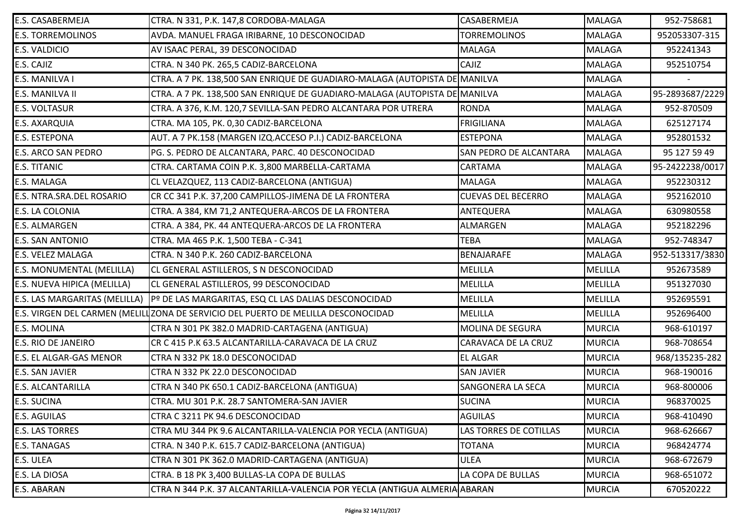| | | | | |
|---|---|---|---|---|
| E.S. CASABERMEJA | CTRA. N 331, P.K. 147,8 CORDOBA-MALAGA | CASABERMEJA | MALAGA | 952-758681 |
| E.S. TORREMOLINOS | AVDA. MANUEL FRAGA IRIBARNE, 10 DESCONOCIDAD | TORREMOLINOS | MALAGA | 952053307-315 |
| E.S. VALDICIO | AV ISAAC PERAL, 39 DESCONOCIDAD | MALAGA | MALAGA | 952241343 |
| E.S. CAJIZ | CTRA. N 340 PK. 265,5 CADIZ-BARCELONA | CAJIZ | MALAGA | 952510754 |
| E.S. MANILVA I | CTRA. A 7 PK. 138,500 SAN ENRIQUE DE GUADIARO-MALAGA (AUTOPISTA DE | MANILVA | MALAGA | - |
| E.S. MANILVA II | CTRA. A 7 PK. 138,500 SAN ENRIQUE DE GUADIARO-MALAGA (AUTOPISTA DE | MANILVA | MALAGA | 95-2893687/2229 |
| E.S. VOLTASUR | CTRA. A 376, K.M. 120,7 SEVILLA-SAN PEDRO ALCANTARA POR UTRERA | RONDA | MALAGA | 952-870509 |
| E.S. AXARQUIA | CTRA. MA 105, PK. 0,30 CADIZ-BARCELONA | FRIGILIANA | MALAGA | 625127174 |
| E.S. ESTEPONA | AUT. A 7 PK.158 (MARGEN IZQ.ACCESO P.I.) CADIZ-BARCELONA | ESTEPONA | MALAGA | 952801532 |
| E.S. ARCO SAN PEDRO | PG. S. PEDRO DE ALCANTARA, PARC. 40 DESCONOCIDAD | SAN PEDRO DE ALCANTARA | MALAGA | 95 127 59 49 |
| E.S. TITANIC | CTRA. CARTAMA COIN P.K. 3,800 MARBELLA-CARTAMA | CARTAMA | MALAGA | 95-2422238/0017 |
| E.S. MALAGA | CL VELAZQUEZ, 113 CADIZ-BARCELONA (ANTIGUA) | MALAGA | MALAGA | 952230312 |
| E.S. NTRA.SRA.DEL ROSARIO | CR CC 341 P.K. 37,200 CAMPILLOS-JIMENA DE LA FRONTERA | CUEVAS DEL BECERRO | MALAGA | 952162010 |
| E.S. LA COLONIA | CTRA. A 384, KM 71,2 ANTEQUERA-ARCOS DE LA FRONTERA | ANTEQUERA | MALAGA | 630980558 |
| E.S. ALMARGEN | CTRA. A 384, PK. 44 ANTEQUERA-ARCOS DE LA FRONTERA | ALMARGEN | MALAGA | 952182296 |
| E.S. SAN ANTONIO | CTRA. MA 465 P.K. 1,500 TEBA - C-341 | TEBA | MALAGA | 952-748347 |
| E.S. VELEZ MALAGA | CTRA. N 340 P.K. 260 CADIZ-BARCELONA | BENAJARAFE | MALAGA | 952-513317/3830 |
| E.S. MONUMENTAL (MELILLA) | CL GENERAL ASTILLEROS, S N DESCONOCIDAD | MELILLA | MELILLA | 952673589 |
| E.S. NUEVA HIPICA (MELILLA) | CL GENERAL ASTILLEROS, 99 DESCONOCIDAD | MELILLA | MELILLA | 951327030 |
| E.S. LAS MARGARITAS (MELILLA) | Pº DE LAS MARGARITAS, ESQ CL LAS DALIAS DESCONOCIDAD | MELILLA | MELILLA | 952695591 |
| E.S. VIRGEN DEL CARMEN (MELILL | ZONA DE SERVICIO DEL PUERTO DE MELILLA DESCONOCIDAD | MELILLA | MELILLA | 952696400 |
| E.S. MOLINA | CTRA N 301 PK 382.0 MADRID-CARTAGENA (ANTIGUA) | MOLINA DE SEGURA | MURCIA | 968-610197 |
| E.S. RIO DE JANEIRO | CR C 415 P.K 63.5 ALCANTARILLA-CARAVACA DE LA CRUZ | CARAVACA DE LA CRUZ | MURCIA | 968-708654 |
| E.S. EL ALGAR-GAS MENOR | CTRA N 332 PK 18.0 DESCONOCIDAD | EL ALGAR | MURCIA | 968/135235-282 |
| E.S. SAN JAVIER | CTRA N 332 PK 22.0 DESCONOCIDAD | SAN JAVIER | MURCIA | 968-190016 |
| E.S. ALCANTARILLA | CTRA N 340 PK 650.1 CADIZ-BARCELONA (ANTIGUA) | SANGONERA LA SECA | MURCIA | 968-800006 |
| E.S. SUCINA | CTRA. MU 301 P.K. 28.7 SANTOMERA-SAN JAVIER | SUCINA | MURCIA | 968370025 |
| E.S. AGUILAS | CTRA C 3211 PK 94.6 DESCONOCIDAD | AGUILAS | MURCIA | 968-410490 |
| E.S. LAS TORRES | CTRA MU 344 PK 9.6 ALCANTARILLA-VALENCIA POR YECLA (ANTIGUA) | LAS TORRES DE COTILLAS | MURCIA | 968-626667 |
| E.S. TANAGAS | CTRA. N 340 P.K. 615.7 CADIZ-BARCELONA (ANTIGUA) | TOTANA | MURCIA | 968424774 |
| E.S. ULEA | CTRA N 301 PK 362.0 MADRID-CARTAGENA (ANTIGUA) | ULEA | MURCIA | 968-672679 |
| E.S. LA DIOSA | CTRA. B 18 PK 3,400 BULLAS-LA COPA DE BULLAS | LA COPA DE BULLAS | MURCIA | 968-651072 |
| E.S. ABARAN | CTRA N 344 P.K. 37 ALCANTARILLA-VALENCIA POR YECLA (ANTIGUA ALMERIA | ABARAN | MURCIA | 670520222 |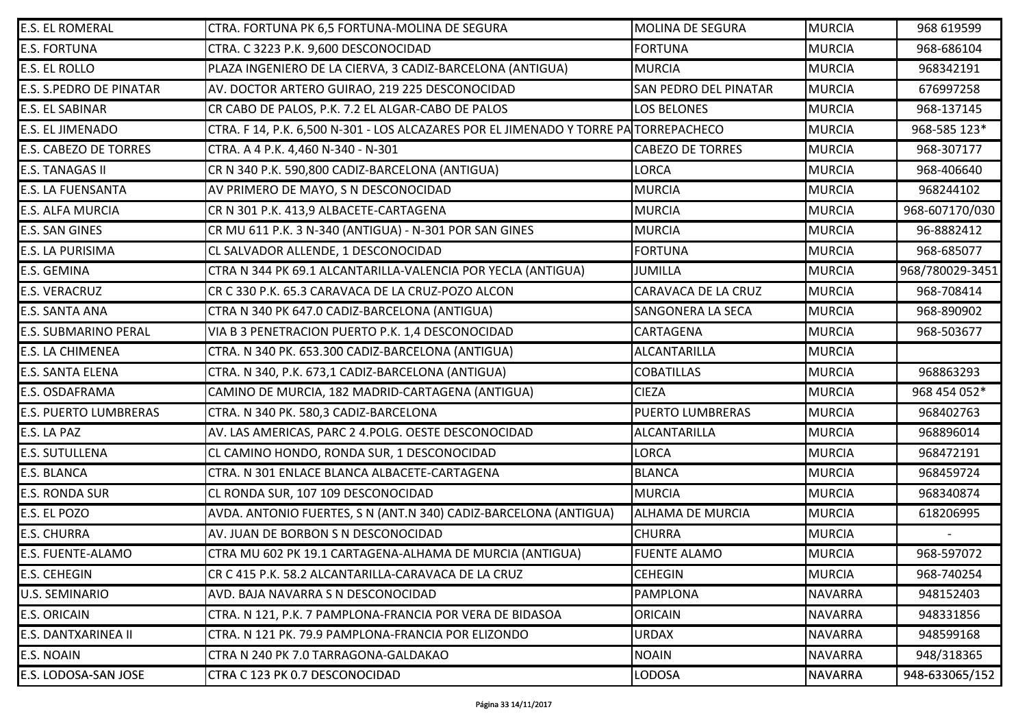| E.S. EL ROMERAL | CTRA. FORTUNA PK 6,5 FORTUNA-MOLINA DE SEGURA | MOLINA DE SEGURA | MURCIA | 968 619599 |
|---|---|---|---|---|
| E.S. FORTUNA | CTRA. C 3223 P.K. 9,600 DESCONOCIDAD | FORTUNA | MURCIA | 968-686104 |
| E.S. EL ROLLO | PLAZA INGENIERO DE LA CIERVA, 3 CADIZ-BARCELONA (ANTIGUA) | MURCIA | MURCIA | 968342191 |
| E.S. S.PEDRO DE PINATAR | AV. DOCTOR ARTERO GUIRAO, 219 225 DESCONOCIDAD | SAN PEDRO DEL PINATAR | MURCIA | 676997258 |
| E.S. EL SABINAR | CR CABO DE PALOS, P.K. 7.2 EL ALGAR-CABO DE PALOS | LOS BELONES | MURCIA | 968-137145 |
| E.S. EL JIMENADO | CTRA. F 14, P.K. 6,500 N-301 - LOS ALCAZARES POR EL JIMENADO Y TORRE PA | TORREPACHECO | MURCIA | 968-585 123* |
| E.S. CABEZO DE TORRES | CTRA. A 4 P.K. 4,460 N-340 - N-301 | CABEZO DE TORRES | MURCIA | 968-307177 |
| E.S. TANAGAS II | CR N 340 P.K. 590,800 CADIZ-BARCELONA (ANTIGUA) | LORCA | MURCIA | 968-406640 |
| E.S. LA FUENSANTA | AV PRIMERO DE MAYO, S N DESCONOCIDAD | MURCIA | MURCIA | 968244102 |
| E.S. ALFA MURCIA | CR N 301 P.K. 413,9 ALBACETE-CARTAGENA | MURCIA | MURCIA | 968-607170/030 |
| E.S. SAN GINES | CR MU 611 P.K. 3 N-340 (ANTIGUA) - N-301 POR SAN GINES | MURCIA | MURCIA | 96-8882412 |
| E.S. LA PURISIMA | CL SALVADOR ALLENDE, 1 DESCONOCIDAD | FORTUNA | MURCIA | 968-685077 |
| E.S. GEMINA | CTRA N 344 PK 69.1 ALCANTARILLA-VALENCIA POR YECLA (ANTIGUA) | JUMILLA | MURCIA | 968/780029-3451 |
| E.S. VERACRUZ | CR C 330 P.K. 65.3 CARAVACA DE LA CRUZ-POZO ALCON | CARAVACA DE LA CRUZ | MURCIA | 968-708414 |
| E.S. SANTA ANA | CTRA N 340 PK 647.0 CADIZ-BARCELONA (ANTIGUA) | SANGONERA LA SECA | MURCIA | 968-890902 |
| E.S. SUBMARINO PERAL | VIA B 3 PENETRACION PUERTO P.K. 1,4 DESCONOCIDAD | CARTAGENA | MURCIA | 968-503677 |
| E.S. LA CHIMENEA | CTRA. N 340 PK. 653.300 CADIZ-BARCELONA (ANTIGUA) | ALCANTARILLA | MURCIA | |
| E.S. SANTA ELENA | CTRA. N 340, P.K. 673,1 CADIZ-BARCELONA (ANTIGUA) | COBATILLAS | MURCIA | 968863293 |
| E.S. OSDAFRAMA | CAMINO DE MURCIA, 182 MADRID-CARTAGENA (ANTIGUA) | CIEZA | MURCIA | 968 454 052* |
| E.S. PUERTO LUMBRERAS | CTRA. N 340 PK. 580,3 CADIZ-BARCELONA | PUERTO LUMBRERAS | MURCIA | 968402763 |
| E.S. LA PAZ | AV. LAS AMERICAS, PARC 2 4.POLG. OESTE DESCONOCIDAD | ALCANTARILLA | MURCIA | 968896014 |
| E.S. SUTULLENA | CL CAMINO HONDO, RONDA SUR, 1 DESCONOCIDAD | LORCA | MURCIA | 968472191 |
| E.S. BLANCA | CTRA. N 301 ENLACE BLANCA ALBACETE-CARTAGENA | BLANCA | MURCIA | 968459724 |
| E.S. RONDA SUR | CL RONDA SUR, 107 109 DESCONOCIDAD | MURCIA | MURCIA | 968340874 |
| E.S. EL POZO | AVDA. ANTONIO FUERTES, S N (ANT.N 340) CADIZ-BARCELONA (ANTIGUA) | ALHAMA DE MURCIA | MURCIA | 618206995 |
| E.S. CHURRA | AV. JUAN DE BORBON S N DESCONOCIDAD | CHURRA | MURCIA | - |
| E.S. FUENTE-ALAMO | CTRA MU 602 PK 19.1 CARTAGENA-ALHAMA DE MURCIA (ANTIGUA) | FUENTE ALAMO | MURCIA | 968-597072 |
| E.S. CEHEGIN | CR C 415 P.K. 58.2 ALCANTARILLA-CARAVACA DE LA CRUZ | CEHEGIN | MURCIA | 968-740254 |
| U.S. SEMINARIO | AVD. BAJA NAVARRA S N DESCONOCIDAD | PAMPLONA | NAVARRA | 948152403 |
| E.S. ORICAIN | CTRA. N 121, P.K. 7 PAMPLONA-FRANCIA POR VERA DE BIDASOA | ORICAIN | NAVARRA | 948331856 |
| E.S. DANTXARINEA II | CTRA. N 121 PK. 79.9 PAMPLONA-FRANCIA POR ELIZONDO | URDAX | NAVARRA | 948599168 |
| E.S. NOAIN | CTRA N 240 PK 7.0 TARRAGONA-GALDAKAO | NOAIN | NAVARRA | 948/318365 |
| E.S. LODOSA-SAN JOSE | CTRA C 123 PK 0.7 DESCONOCIDAD | LODOSA | NAVARRA | 948-633065/152 |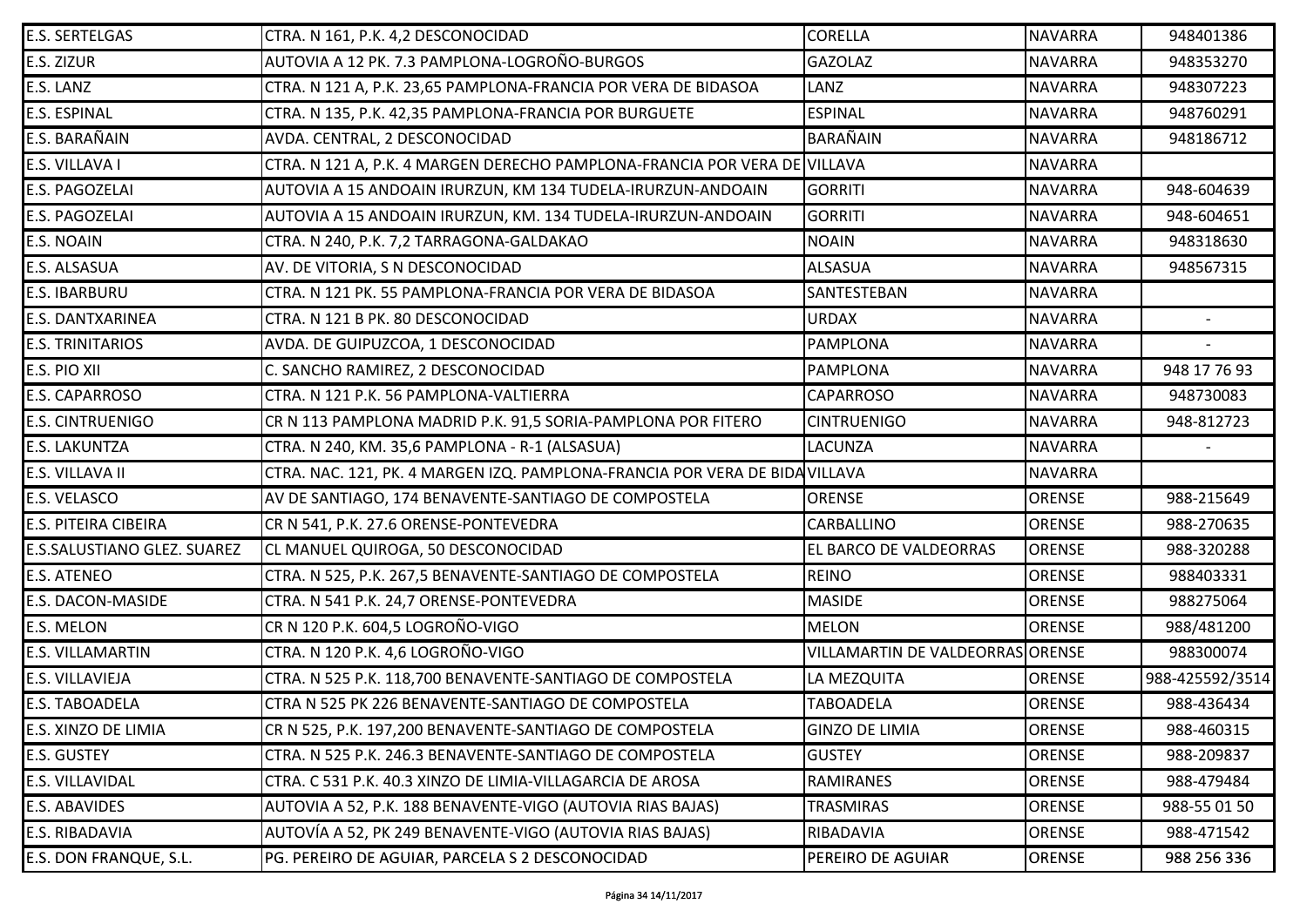| | | | | |
|---|---|---|---|---|
| E.S. SERTELGAS | CTRA. N 161, P.K. 4,2 DESCONOCIDAD | CORELLA | NAVARRA | 948401386 |
| E.S. ZIZUR | AUTOVIA A 12 PK. 7.3 PAMPLONA-LOGROÑO-BURGOS | GAZOLAZ | NAVARRA | 948353270 |
| E.S. LANZ | CTRA. N 121 A, P.K. 23,65 PAMPLONA-FRANCIA POR VERA DE BIDASOA | LANZ | NAVARRA | 948307223 |
| E.S. ESPINAL | CTRA. N 135, P.K. 42,35 PAMPLONA-FRANCIA POR BURGUETE | ESPINAL | NAVARRA | 948760291 |
| E.S. BARAÑAIN | AVDA. CENTRAL, 2 DESCONOCIDAD | BARAÑAIN | NAVARRA | 948186712 |
| E.S. VILLAVA I | CTRA. N 121 A, P.K. 4 MARGEN DERECHO PAMPLONA-FRANCIA POR VERA DE | VILLAVA | NAVARRA | |
| E.S. PAGOZELAI | AUTOVIA A 15 ANDOAIN IRURZUN, KM 134 TUDELA-IRURZUN-ANDOAIN | GORRITI | NAVARRA | 948-604639 |
| E.S. PAGOZELAI | AUTOVIA A 15 ANDOAIN IRURZUN, KM. 134 TUDELA-IRURZUN-ANDOAIN | GORRITI | NAVARRA | 948-604651 |
| E.S. NOAIN | CTRA. N 240, P.K. 7,2 TARRAGONA-GALDAKAO | NOAIN | NAVARRA | 948318630 |
| E.S. ALSASUA | AV. DE VITORIA, S N DESCONOCIDAD | ALSASUA | NAVARRA | 948567315 |
| E.S. IBARBURU | CTRA. N 121 PK. 55 PAMPLONA-FRANCIA POR VERA DE BIDASOA | SANTESTEBAN | NAVARRA | |
| E.S. DANTXARINEA | CTRA. N 121 B PK. 80 DESCONOCIDAD | URDAX | NAVARRA | - |
| E.S. TRINITARIOS | AVDA. DE GUIPUZCOA, 1 DESCONOCIDAD | PAMPLONA | NAVARRA | - |
| E.S. PIO XII | C. SANCHO RAMIREZ, 2 DESCONOCIDAD | PAMPLONA | NAVARRA | 948 17 76 93 |
| E.S. CAPARROSO | CTRA. N 121 P.K. 56 PAMPLONA-VALTIERRA | CAPARROSO | NAVARRA | 948730083 |
| E.S. CINTRUENIGO | CR N 113 PAMPLONA MADRID P.K. 91,5 SORIA-PAMPLONA POR FITERO | CINTRUENIGO | NAVARRA | 948-812723 |
| E.S. LAKUNTZA | CTRA. N 240, KM. 35,6 PAMPLONA - R-1 (ALSASUA) | LACUNZA | NAVARRA | - |
| E.S. VILLAVA II | CTRA. NAC. 121, PK. 4 MARGEN IZQ. PAMPLONA-FRANCIA POR VERA DE BIDA | VILLAVA | NAVARRA | |
| E.S. VELASCO | AV DE SANTIAGO, 174 BENAVENTE-SANTIAGO DE COMPOSTELA | ORENSE | ORENSE | 988-215649 |
| E.S. PITEIRA CIBEIRA | CR N 541, P.K. 27.6 ORENSE-PONTEVEDRA | CARBALLINO | ORENSE | 988-270635 |
| E.S.SALUSTIANO GLEZ. SUAREZ | CL MANUEL QUIROGA, 50 DESCONOCIDAD | EL BARCO DE VALDEORRAS | ORENSE | 988-320288 |
| E.S. ATENEO | CTRA. N 525, P.K. 267,5 BENAVENTE-SANTIAGO DE COMPOSTELA | REINO | ORENSE | 988403331 |
| E.S. DACON-MASIDE | CTRA. N 541 P.K. 24,7 ORENSE-PONTEVEDRA | MASIDE | ORENSE | 988275064 |
| E.S. MELON | CR N 120 P.K. 604,5 LOGROÑO-VIGO | MELON | ORENSE | 988/481200 |
| E.S. VILLAMARTIN | CTRA. N 120 P.K. 4,6 LOGROÑO-VIGO | VILLAMARTIN DE VALDEORRAS | ORENSE | 988300074 |
| E.S. VILLAVIEJA | CTRA. N 525 P.K. 118,700 BENAVENTE-SANTIAGO DE COMPOSTELA | LA MEZQUITA | ORENSE | 988-425592/3514 |
| E.S. TABOADELA | CTRA N 525 PK 226 BENAVENTE-SANTIAGO DE COMPOSTELA | TABOADELA | ORENSE | 988-436434 |
| E.S. XINZO DE LIMIA | CR N 525, P.K. 197,200 BENAVENTE-SANTIAGO DE COMPOSTELA | GINZO DE LIMIA | ORENSE | 988-460315 |
| E.S. GUSTEY | CTRA. N 525 P.K. 246.3 BENAVENTE-SANTIAGO DE COMPOSTELA | GUSTEY | ORENSE | 988-209837 |
| E.S. VILLAVIDAL | CTRA. C 531 P.K. 40.3 XINZO DE LIMIA-VILLAGARCIA DE AROSA | RAMIRANES | ORENSE | 988-479484 |
| E.S. ABAVIDES | AUTOVIA A 52, P.K. 188 BENAVENTE-VIGO (AUTOVIA RIAS BAJAS) | TRASMIRAS | ORENSE | 988-55 01 50 |
| E.S. RIBADAVIA | AUTOVÍA A 52, PK 249 BENAVENTE-VIGO (AUTOVIA RIAS BAJAS) | RIBADAVIA | ORENSE | 988-471542 |
| E.S. DON FRANQUE, S.L. | PG. PEREIRO DE AGUIAR, PARCELA S 2 DESCONOCIDAD | PEREIRO DE AGUIAR | ORENSE | 988 256 336 |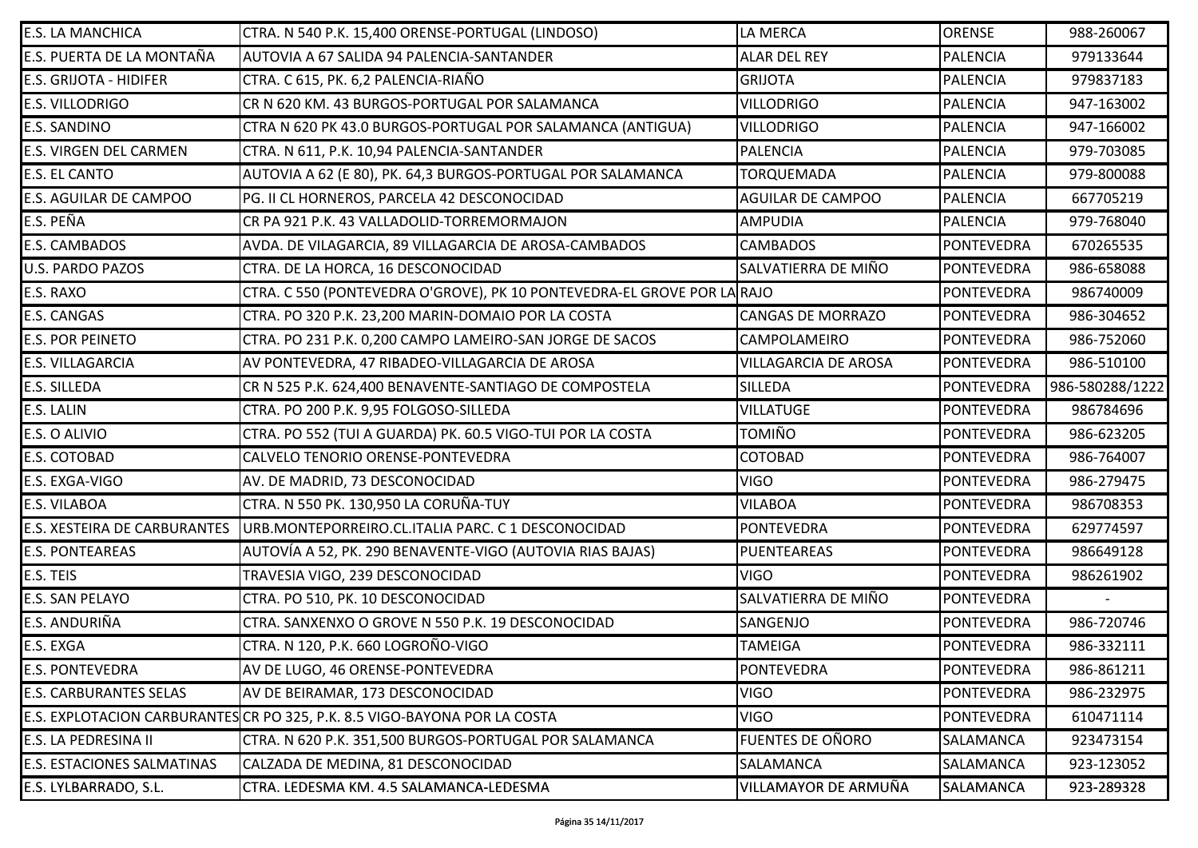| E.S. LA MANCHICA | CTRA. N 540 P.K. 15,400 ORENSE-PORTUGAL (LINDOSO) | LA MERCA | ORENSE | 988-260067 |
|---|---|---|---|---|
| E.S. PUERTA DE LA MONTAÑA | AUTOVIA A 67 SALIDA 94 PALENCIA-SANTANDER | ALAR DEL REY | PALENCIA | 979133644 |
| E.S. GRIJOTA - HIDIFER | CTRA. C 615, PK. 6,2 PALENCIA-RIAÑO | GRIJOTA | PALENCIA | 979837183 |
| E.S. VILLODRIGO | CR N 620 KM. 43 BURGOS-PORTUGAL POR SALAMANCA | VILLODRIGO | PALENCIA | 947-163002 |
| E.S. SANDINO | CTRA N 620 PK 43.0 BURGOS-PORTUGAL POR SALAMANCA (ANTIGUA) | VILLODRIGO | PALENCIA | 947-166002 |
| E.S. VIRGEN DEL CARMEN | CTRA. N 611, P.K. 10,94 PALENCIA-SANTANDER | PALENCIA | PALENCIA | 979-703085 |
| E.S. EL CANTO | AUTOVIA A 62 (E 80), PK. 64,3 BURGOS-PORTUGAL POR SALAMANCA | TORQUEMADA | PALENCIA | 979-800088 |
| E.S. AGUILAR DE CAMPOO | PG. II CL HORNEROS, PARCELA 42 DESCONOCIDAD | AGUILAR DE CAMPOO | PALENCIA | 667705219 |
| E.S. PEÑA | CR PA 921 P.K. 43 VALLADOLID-TORREMORMAJON | AMPUDIA | PALENCIA | 979-768040 |
| E.S. CAMBADOS | AVDA. DE VILAGARCIA, 89 VILLAGARCIA DE AROSA-CAMBADOS | CAMBADOS | PONTEVEDRA | 670265535 |
| U.S. PARDO PAZOS | CTRA. DE LA HORCA, 16 DESCONOCIDAD | SALVATIERRA DE MIÑO | PONTEVEDRA | 986-658088 |
| E.S. RAXO | CTRA. C 550 (PONTEVEDRA O'GROVE), PK 10 PONTEVEDRA-EL GROVE POR LA RAJO | | PONTEVEDRA | 986740009 |
| E.S. CANGAS | CTRA. PO 320 P.K. 23,200 MARIN-DOMAIO POR LA COSTA | CANGAS DE MORRAZO | PONTEVEDRA | 986-304652 |
| E.S. POR PEINETO | CTRA. PO 231 P.K. 0,200 CAMPO LAMEIRO-SAN JORGE DE SACOS | CAMPOLAMEIRO | PONTEVEDRA | 986-752060 |
| E.S. VILLAGARCIA | AV PONTEVEDRA, 47 RIBADEO-VILLAGARCIA DE AROSA | VILLAGARCIA DE AROSA | PONTEVEDRA | 986-510100 |
| E.S. SILLEDA | CR N 525 P.K. 624,400 BENAVENTE-SANTIAGO DE COMPOSTELA | SILLEDA | PONTEVEDRA | 986-580288/1222 |
| E.S. LALIN | CTRA. PO 200 P.K. 9,95 FOLGOSO-SILLEDA | VILLATUGE | PONTEVEDRA | 986784696 |
| E.S. O ALIVIO | CTRA. PO 552 (TUI A GUARDA) PK. 60.5 VIGO-TUI POR LA COSTA | TOMIÑO | PONTEVEDRA | 986-623205 |
| E.S. COTOBAD | CALVELO TENORIO ORENSE-PONTEVEDRA | COTOBAD | PONTEVEDRA | 986-764007 |
| E.S. EXGA-VIGO | AV. DE MADRID, 73 DESCONOCIDAD | VIGO | PONTEVEDRA | 986-279475 |
| E.S. VILABOA | CTRA. N 550 PK. 130,950 LA CORUÑA-TUY | VILABOA | PONTEVEDRA | 986708353 |
| E.S. XESTEIRA DE CARBURANTES | URB.MONTEPORREIRO.CL.ITALIA PARC. C 1 DESCONOCIDAD | PONTEVEDRA | PONTEVEDRA | 629774597 |
| E.S. PONTEAREAS | AUTOVÍA A 52, PK. 290 BENAVENTE-VIGO (AUTOVIA RIAS BAJAS) | PUENTEAREAS | PONTEVEDRA | 986649128 |
| E.S. TEIS | TRAVESIA VIGO, 239 DESCONOCIDAD | VIGO | PONTEVEDRA | 986261902 |
| E.S. SAN PELAYO | CTRA. PO 510, PK. 10 DESCONOCIDAD | SALVATIERRA DE MIÑO | PONTEVEDRA | - |
| E.S. ANDURIÑA | CTRA. SANXENXO O GROVE N 550 P.K. 19 DESCONOCIDAD | SANGENJO | PONTEVEDRA | 986-720746 |
| E.S. EXGA | CTRA. N 120, P.K. 660 LOGROÑO-VIGO | TAMEIGA | PONTEVEDRA | 986-332111 |
| E.S. PONTEVEDRA | AV DE LUGO, 46 ORENSE-PONTEVEDRA | PONTEVEDRA | PONTEVEDRA | 986-861211 |
| E.S. CARBURANTES SELAS | AV DE BEIRAMAR, 173 DESCONOCIDAD | VIGO | PONTEVEDRA | 986-232975 |
| E.S. EXPLOTACION CARBURANTES | CR PO 325, P.K. 8.5 VIGO-BAYONA POR LA COSTA | VIGO | PONTEVEDRA | 610471114 |
| E.S. LA PEDRESINA II | CTRA. N 620 P.K. 351,500 BURGOS-PORTUGAL POR SALAMANCA | FUENTES DE OÑORO | SALAMANCA | 923473154 |
| E.S. ESTACIONES SALMATINAS | CALZADA DE MEDINA, 81 DESCONOCIDAD | SALAMANCA | SALAMANCA | 923-123052 |
| E.S. LYLBARRADO, S.L. | CTRA. LEDESMA KM. 4.5 SALAMANCA-LEDESMA | VILLAMAYOR DE ARMUÑA | SALAMANCA | 923-289328 |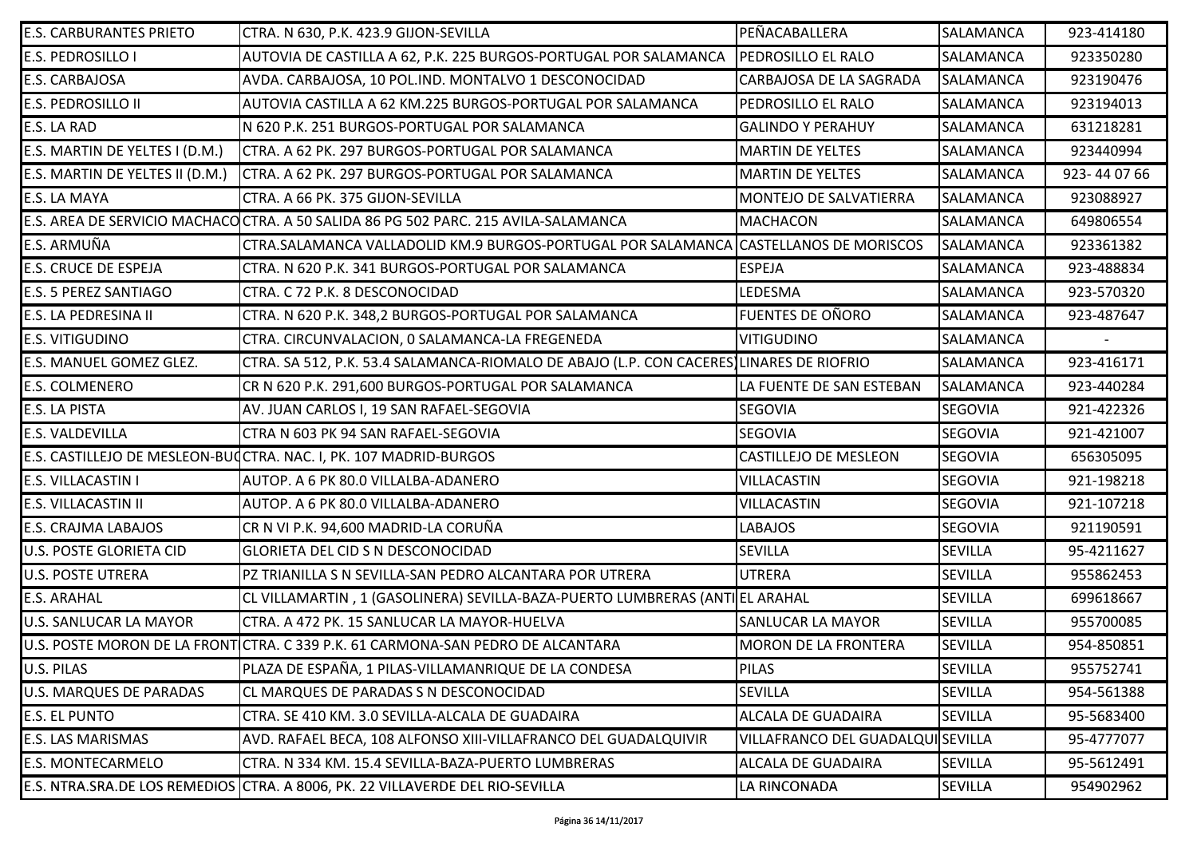| | | | | |
|---|---|---|---|---|
| E.S. CARBURANTES PRIETO | CTRA. N 630, P.K. 423.9 GIJON-SEVILLA | PEÑACABALLERA | SALAMANCA | 923-414180 |
| E.S. PEDROSILLO I | AUTOVIA DE CASTILLA A 62, P.K. 225 BURGOS-PORTUGAL POR SALAMANCA | PEDROSILLO EL RALO | SALAMANCA | 923350280 |
| E.S. CARBAJOSA | AVDA. CARBAJOSA, 10 POL.IND. MONTALVO 1 DESCONOCIDAD | CARBAJOSA DE LA SAGRADA | SALAMANCA | 923190476 |
| E.S. PEDROSILLO II | AUTOVIA CASTILLA A 62 KM.225 BURGOS-PORTUGAL POR SALAMANCA | PEDROSILLO EL RALO | SALAMANCA | 923194013 |
| E.S. LA RAD | N 620 P.K. 251 BURGOS-PORTUGAL POR SALAMANCA | GALINDO Y PERAHUY | SALAMANCA | 631218281 |
| E.S. MARTIN DE YELTES I (D.M.) | CTRA. A 62 PK. 297 BURGOS-PORTUGAL POR SALAMANCA | MARTIN DE YELTES | SALAMANCA | 923440994 |
| E.S. MARTIN DE YELTES II (D.M.) | CTRA. A 62 PK. 297 BURGOS-PORTUGAL POR SALAMANCA | MARTIN DE YELTES | SALAMANCA | 923- 44 07 66 |
| E.S. LA MAYA | CTRA. A 66 PK. 375 GIJON-SEVILLA | MONTEJO DE SALVATIERRA | SALAMANCA | 923088927 |
| E.S. AREA DE SERVICIO MACHACO | CTRA. A 50 SALIDA 86 PG 502 PARC. 215 AVILA-SALAMANCA | MACHACON | SALAMANCA | 649806554 |
| E.S. ARMUÑA | CTRA.SALAMANCA VALLADOLID KM.9 BURGOS-PORTUGAL POR SALAMANCA | CASTELLANOS DE MORISCOS | SALAMANCA | 923361382 |
| E.S. CRUCE DE ESPEJA | CTRA. N 620 P.K. 341 BURGOS-PORTUGAL POR SALAMANCA | ESPEJA | SALAMANCA | 923-488834 |
| E.S. 5 PEREZ SANTIAGO | CTRA. C 72 P.K. 8 DESCONOCIDAD | LEDESMA | SALAMANCA | 923-570320 |
| E.S. LA PEDRESINA II | CTRA. N 620 P.K. 348,2 BURGOS-PORTUGAL POR SALAMANCA | FUENTES DE OÑORO | SALAMANCA | 923-487647 |
| E.S. VITIGUDINO | CTRA. CIRCUNVALACION, 0 SALAMANCA-LA FREGENEDA | VITIGUDINO | SALAMANCA | - |
| E.S. MANUEL GOMEZ GLEZ. | CTRA. SA 512, P.K. 53.4 SALAMANCA-RIOMALO DE ABAJO (L.P. CON CACERES) | LINARES DE RIOFRIO | SALAMANCA | 923-416171 |
| E.S. COLMENERO | CR N 620 P.K. 291,600 BURGOS-PORTUGAL POR SALAMANCA | LA FUENTE DE SAN ESTEBAN | SALAMANCA | 923-440284 |
| E.S. LA PISTA | AV. JUAN CARLOS I, 19 SAN RAFAEL-SEGOVIA | SEGOVIA | SEGOVIA | 921-422326 |
| E.S. VALDEVILLA | CTRA N 603 PK 94 SAN RAFAEL-SEGOVIA | SEGOVIA | SEGOVIA | 921-421007 |
| E.S. CASTILLEJO DE MESLEON-BU | CTRA. NAC. I, PK. 107 MADRID-BURGOS | CASTILLEJO DE MESLEON | SEGOVIA | 656305095 |
| E.S. VILLACASTIN I | AUTOP. A 6 PK 80.0 VILLALBA-ADANERO | VILLACASTIN | SEGOVIA | 921-198218 |
| E.S. VILLACASTIN II | AUTOP. A 6 PK 80.0 VILLALBA-ADANERO | VILLACASTIN | SEGOVIA | 921-107218 |
| E.S. CRAJMA LABAJOS | CR N VI P.K. 94,600 MADRID-LA CORUÑA | LABAJOS | SEGOVIA | 921190591 |
| U.S. POSTE GLORIETA CID | GLORIETA DEL CID S N DESCONOCIDAD | SEVILLA | SEVILLA | 95-4211627 |
| U.S. POSTE UTRERA | PZ TRIANILLA S N SEVILLA-SAN PEDRO ALCANTARA POR UTRERA | UTRERA | SEVILLA | 955862453 |
| E.S. ARAHAL | CL VILLAMARTIN , 1 (GASOLINERA) SEVILLA-BAZA-PUERTO LUMBRERAS (ANTI | EL ARAHAL | SEVILLA | 699618667 |
| U.S. SANLUCAR LA MAYOR | CTRA. A 472 PK. 15 SANLUCAR LA MAYOR-HUELVA | SANLUCAR LA MAYOR | SEVILLA | 955700085 |
| U.S. POSTE MORON DE LA FRONT | CTRA. C 339 P.K. 61 CARMONA-SAN PEDRO DE ALCANTARA | MORON DE LA FRONTERA | SEVILLA | 954-850851 |
| U.S. PILAS | PLAZA DE ESPAÑA, 1 PILAS-VILLAMANRIQUE DE LA CONDESA | PILAS | SEVILLA | 955752741 |
| U.S. MARQUES DE PARADAS | CL MARQUES DE PARADAS S N DESCONOCIDAD | SEVILLA | SEVILLA | 954-561388 |
| E.S. EL PUNTO | CTRA. SE 410 KM. 3.0 SEVILLA-ALCALA DE GUADAIRA | ALCALA DE GUADAIRA | SEVILLA | 95-5683400 |
| E.S. LAS MARISMAS | AVD. RAFAEL BECA, 108 ALFONSO XIII-VILLAFRANCO DEL GUADALQUIVIR | VILLAFRANCO DEL GUADALQUI | SEVILLA | 95-4777077 |
| E.S. MONTECARMELO | CTRA. N 334 KM. 15.4 SEVILLA-BAZA-PUERTO LUMBRERAS | ALCALA DE GUADAIRA | SEVILLA | 95-5612491 |
| E.S. NTRA.SRA.DE LOS REMEDIOS | CTRA. A 8006, PK. 22 VILLAVERDE DEL RIO-SEVILLA | LA RINCONADA | SEVILLA | 954902962 |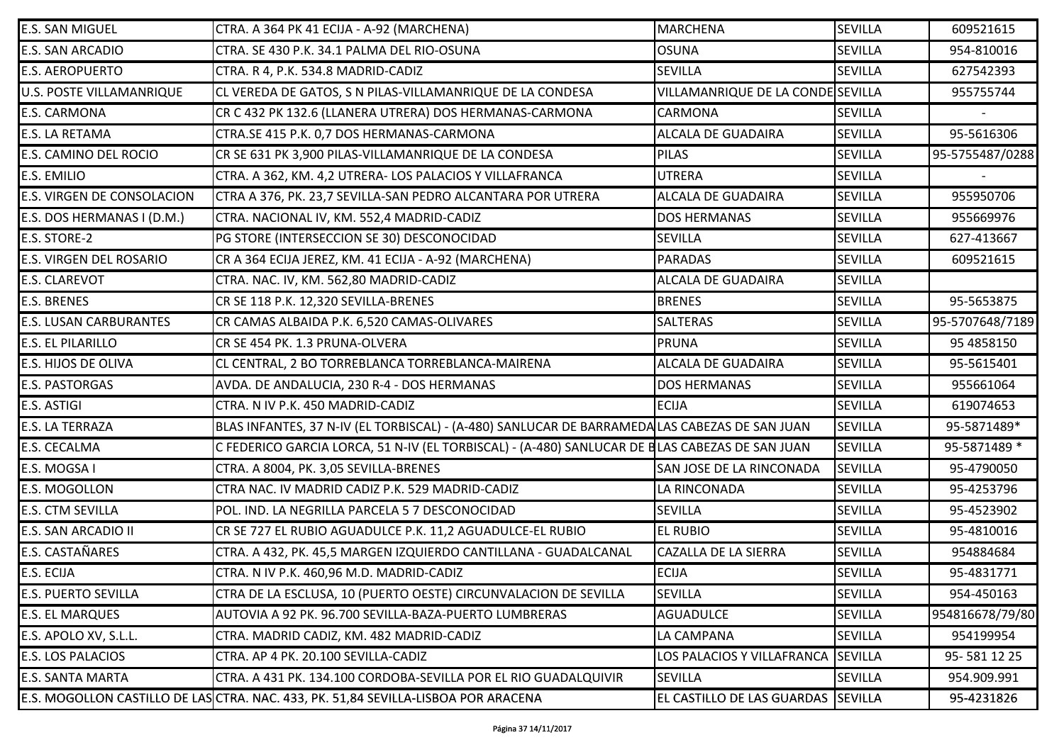| | | | | |
|---|---|---|---|---|
| E.S. SAN MIGUEL | CTRA. A 364 PK 41 ECIJA - A-92 (MARCHENA) | MARCHENA | SEVILLA | 609521615 |
| E.S. SAN ARCADIO | CTRA. SE 430 P.K. 34.1 PALMA DEL RIO-OSUNA | OSUNA | SEVILLA | 954-810016 |
| E.S. AEROPUERTO | CTRA. R 4, P.K. 534.8 MADRID-CADIZ | SEVILLA | SEVILLA | 627542393 |
| U.S. POSTE VILLAMANRIQUE | CL VEREDA DE GATOS, S N PILAS-VILLAMANRIQUE DE LA CONDESA | VILLAMANRIQUE DE LA CONDE | SEVILLA | 955755744 |
| E.S. CARMONA | CR C 432 PK 132.6 (LLANERA UTRERA) DOS HERMANAS-CARMONA | CARMONA | SEVILLA | - |
| E.S. LA RETAMA | CTRA.SE 415 P.K. 0,7 DOS HERMANAS-CARMONA | ALCALA DE GUADAIRA | SEVILLA | 95-5616306 |
| E.S. CAMINO DEL ROCIO | CR SE 631 PK 3,900 PILAS-VILLAMANRIQUE DE LA CONDESA | PILAS | SEVILLA | 95-5755487/0288 |
| E.S. EMILIO | CTRA. A 362, KM. 4,2 UTRERA- LOS PALACIOS Y VILLAFRANCA | UTRERA | SEVILLA | - |
| E.S. VIRGEN DE CONSOLACION | CTRA A 376, PK. 23,7 SEVILLA-SAN PEDRO ALCANTARA POR UTRERA | ALCALA DE GUADAIRA | SEVILLA | 955950706 |
| E.S. DOS HERMANAS I (D.M.) | CTRA. NACIONAL IV, KM. 552,4 MADRID-CADIZ | DOS HERMANAS | SEVILLA | 955669976 |
| E.S. STORE-2 | PG STORE (INTERSECCION SE 30) DESCONOCIDAD | SEVILLA | SEVILLA | 627-413667 |
| E.S. VIRGEN DEL ROSARIO | CR A 364 ECIJA JEREZ, KM. 41 ECIJA - A-92 (MARCHENA) | PARADAS | SEVILLA | 609521615 |
| E.S. CLAREVOT | CTRA. NAC. IV, KM. 562,80 MADRID-CADIZ | ALCALA DE GUADAIRA | SEVILLA | |
| E.S. BRENES | CR SE 118 P.K. 12,320 SEVILLA-BRENES | BRENES | SEVILLA | 95-5653875 |
| E.S. LUSAN CARBURANTES | CR CAMAS ALBAIDA P.K. 6,520 CAMAS-OLIVARES | SALTERAS | SEVILLA | 95-5707648/7189 |
| E.S. EL PILARILLO | CR SE 454 PK. 1.3 PRUNA-OLVERA | PRUNA | SEVILLA | 95 4858150 |
| E.S. HIJOS DE OLIVA | CL CENTRAL, 2 BO TORREBLANCA TORREBLANCA-MAIRENA | ALCALA DE GUADAIRA | SEVILLA | 95-5615401 |
| E.S. PASTORGAS | AVDA. DE ANDALUCIA, 230 R-4 - DOS HERMANAS | DOS HERMANAS | SEVILLA | 955661064 |
| E.S. ASTIGI | CTRA. N IV P.K. 450 MADRID-CADIZ | ECIJA | SEVILLA | 619074653 |
| E.S. LA TERRAZA | BLAS INFANTES, 37 N-IV (EL TORBISCAL) - (A-480) SANLUCAR DE BARRAMEDA | LAS CABEZAS DE SAN JUAN | SEVILLA | 95-5871489* |
| E.S. CECALMA | C FEDERICO GARCIA LORCA, 51 N-IV (EL TORBISCAL) - (A-480) SANLUCAR DE B | LAS CABEZAS DE SAN JUAN | SEVILLA | 95-5871489 * |
| E.S. MOGSA I | CTRA. A 8004, PK. 3,05 SEVILLA-BRENES | SAN JOSE DE LA RINCONADA | SEVILLA | 95-4790050 |
| E.S. MOGOLLON | CTRA NAC. IV MADRID CADIZ P.K. 529 MADRID-CADIZ | LA RINCONADA | SEVILLA | 95-4253796 |
| E.S. CTM SEVILLA | POL. IND. LA NEGRILLA PARCELA 5 7 DESCONOCIDAD | SEVILLA | SEVILLA | 95-4523902 |
| E.S. SAN ARCADIO II | CR SE 727 EL RUBIO AGUADULCE P.K. 11,2 AGUADULCE-EL RUBIO | EL RUBIO | SEVILLA | 95-4810016 |
| E.S. CASTAÑARES | CTRA. A 432, PK. 45,5 MARGEN IZQUIERDO CANTILLANA - GUADALCANAL | CAZALLA DE LA SIERRA | SEVILLA | 954884684 |
| E.S. ECIJA | CTRA. N IV P.K. 460,96 M.D. MADRID-CADIZ | ECIJA | SEVILLA | 95-4831771 |
| E.S. PUERTO SEVILLA | CTRA DE LA ESCLUSA, 10 (PUERTO OESTE) CIRCUNVALACION DE SEVILLA | SEVILLA | SEVILLA | 954-450163 |
| E.S. EL MARQUES | AUTOVIA A 92 PK. 96.700 SEVILLA-BAZA-PUERTO LUMBRERAS | AGUADULCE | SEVILLA | 954816678/79/80 |
| E.S. APOLO XV, S.L.L. | CTRA. MADRID CADIZ, KM. 482 MADRID-CADIZ | LA CAMPANA | SEVILLA | 954199954 |
| E.S. LOS PALACIOS | CTRA. AP 4 PK. 20.100 SEVILLA-CADIZ | LOS PALACIOS Y VILLAFRANCA | SEVILLA | 95- 581 12 25 |
| E.S. SANTA MARTA | CTRA. A 431 PK. 134.100 CORDOBA-SEVILLA POR EL RIO GUADALQUIVIR | SEVILLA | SEVILLA | 954.909.991 |
| E.S. MOGOLLON CASTILLO DE LAS | CTRA. NAC. 433, PK. 51,84 SEVILLA-LISBOA POR ARACENA | EL CASTILLO DE LAS GUARDAS | SEVILLA | 95-4231826 |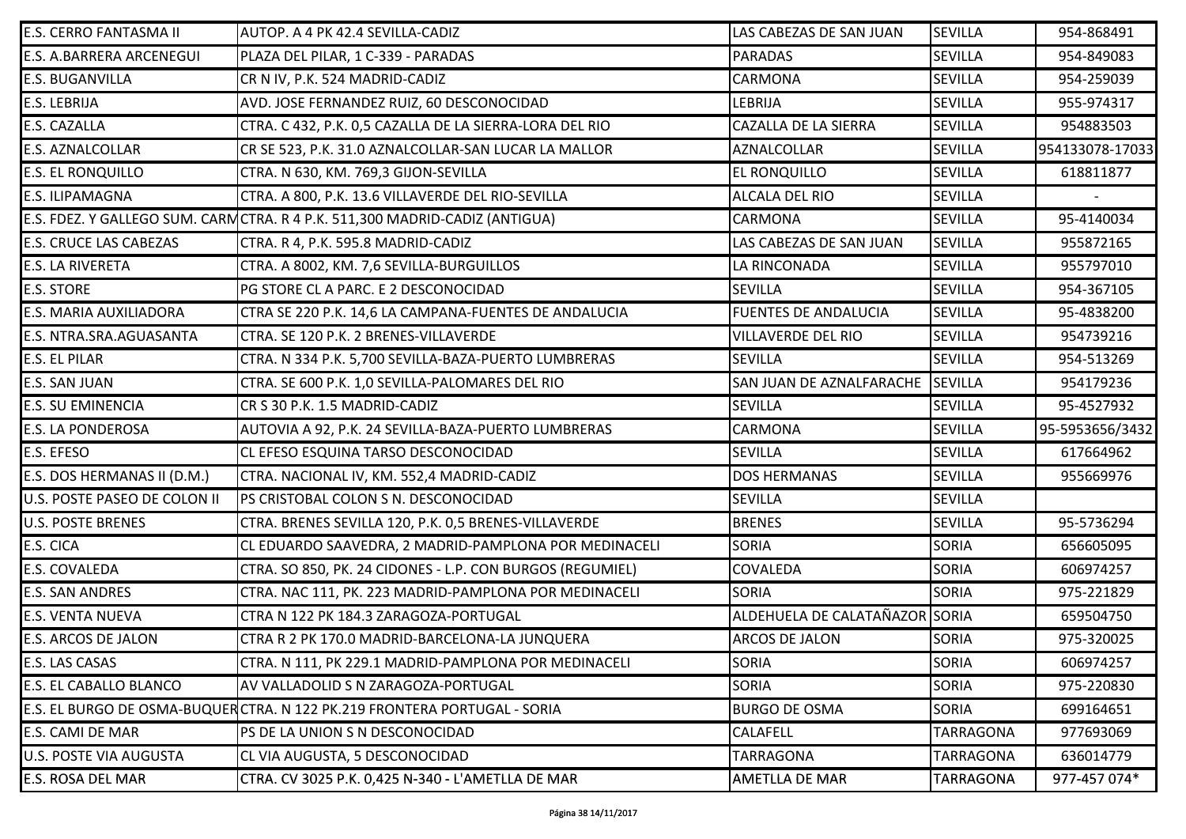| | | | | |
|---|---|---|---|---|
| E.S. CERRO FANTASMA II | AUTOP. A 4 PK 42.4 SEVILLA-CADIZ | LAS CABEZAS DE SAN JUAN | SEVILLA | 954-868491 |
| E.S. A.BARRERA ARCENEGUI | PLAZA DEL PILAR, 1 C-339 - PARADAS | PARADAS | SEVILLA | 954-849083 |
| E.S. BUGANVILLA | CR N IV, P.K. 524 MADRID-CADIZ | CARMONA | SEVILLA | 954-259039 |
| E.S. LEBRIJA | AVD. JOSE FERNANDEZ RUIZ, 60 DESCONOCIDAD | LEBRIJA | SEVILLA | 955-974317 |
| E.S. CAZALLA | CTRA. C 432, P.K. 0,5 CAZALLA DE LA SIERRA-LORA DEL RIO | CAZALLA DE LA SIERRA | SEVILLA | 954883503 |
| E.S. AZNALCOLLAR | CR SE 523, P.K. 31.0 AZNALCOLLAR-SAN LUCAR LA MALLOR | AZNALCOLLAR | SEVILLA | 954133078-17033 |
| E.S. EL RONQUILLO | CTRA. N 630, KM. 769,3 GIJON-SEVILLA | EL RONQUILLO | SEVILLA | 618811877 |
| E.S. ILIPAMAGNA | CTRA. A 800, P.K. 13.6 VILLAVERDE DEL RIO-SEVILLA | ALCALA DEL RIO | SEVILLA | - |
| E.S. FDEZ. Y GALLEGO SUM. CARM | CTRA. R 4 P.K. 511,300 MADRID-CADIZ (ANTIGUA) | CARMONA | SEVILLA | 95-4140034 |
| E.S. CRUCE LAS CABEZAS | CTRA. R 4, P.K. 595.8 MADRID-CADIZ | LAS CABEZAS DE SAN JUAN | SEVILLA | 955872165 |
| E.S. LA RIVERETA | CTRA. A 8002, KM. 7,6 SEVILLA-BURGUILLOS | LA RINCONADA | SEVILLA | 955797010 |
| E.S. STORE | PG STORE CL A PARC. E 2 DESCONOCIDAD | SEVILLA | SEVILLA | 954-367105 |
| E.S. MARIA AUXILIADORA | CTRA SE 220 P.K. 14,6 LA CAMPANA-FUENTES DE ANDALUCIA | FUENTES DE ANDALUCIA | SEVILLA | 95-4838200 |
| E.S. NTRA.SRA.AGUASANTA | CTRA. SE 120 P.K. 2 BRENES-VILLAVERDE | VILLAVERDE DEL RIO | SEVILLA | 954739216 |
| E.S. EL PILAR | CTRA. N 334 P.K. 5,700 SEVILLA-BAZA-PUERTO LUMBRERAS | SEVILLA | SEVILLA | 954-513269 |
| E.S. SAN JUAN | CTRA. SE 600 P.K. 1,0 SEVILLA-PALOMARES DEL RIO | SAN JUAN DE AZNALFARACHE | SEVILLA | 954179236 |
| E.S. SU EMINENCIA | CR S 30 P.K. 1.5 MADRID-CADIZ | SEVILLA | SEVILLA | 95-4527932 |
| E.S. LA PONDEROSA | AUTOVIA A 92, P.K. 24 SEVILLA-BAZA-PUERTO LUMBRERAS | CARMONA | SEVILLA | 95-5953656/3432 |
| E.S. EFESO | CL EFESO ESQUINA TARSO DESCONOCIDAD | SEVILLA | SEVILLA | 617664962 |
| E.S. DOS HERMANAS II (D.M.) | CTRA. NACIONAL IV, KM. 552,4 MADRID-CADIZ | DOS HERMANAS | SEVILLA | 955669976 |
| U.S. POSTE PASEO DE COLON II | PS CRISTOBAL COLON S N. DESCONOCIDAD | SEVILLA | SEVILLA | |
| U.S. POSTE BRENES | CTRA. BRENES SEVILLA 120, P.K. 0,5 BRENES-VILLAVERDE | BRENES | SEVILLA | 95-5736294 |
| E.S. CICA | CL EDUARDO SAAVEDRA, 2 MADRID-PAMPLONA POR MEDINACELI | SORIA | SORIA | 656605095 |
| E.S. COVALEDA | CTRA. SO 850, PK. 24 CIDONES - L.P. CON BURGOS (REGUMIEL) | COVALEDA | SORIA | 606974257 |
| E.S. SAN ANDRES | CTRA. NAC 111, PK. 223 MADRID-PAMPLONA POR MEDINACELI | SORIA | SORIA | 975-221829 |
| E.S. VENTA NUEVA | CTRA N 122 PK 184.3 ZARAGOZA-PORTUGAL | ALDEHUELA DE CALATAÑAZOR | SORIA | 659504750 |
| E.S. ARCOS DE JALON | CTRA R 2 PK 170.0 MADRID-BARCELONA-LA JUNQUERA | ARCOS DE JALON | SORIA | 975-320025 |
| E.S. LAS CASAS | CTRA. N 111, PK 229.1 MADRID-PAMPLONA POR MEDINACELI | SORIA | SORIA | 606974257 |
| E.S. EL CABALLO BLANCO | AV VALLADOLID S N ZARAGOZA-PORTUGAL | SORIA | SORIA | 975-220830 |
| E.S. EL BURGO DE OSMA-BUQUER | CTRA. N 122 PK.219 FRONTERA PORTUGAL - SORIA | BURGO DE OSMA | SORIA | 699164651 |
| E.S. CAMI DE MAR | PS DE LA UNION S N DESCONOCIDAD | CALAFELL | TARRAGONA | 977693069 |
| U.S. POSTE VIA AUGUSTA | CL VIA AUGUSTA, 5 DESCONOCIDAD | TARRAGONA | TARRAGONA | 636014779 |
| E.S. ROSA DEL MAR | CTRA. CV 3025 P.K. 0,425 N-340 - L'AMETLLA DE MAR | AMETLLA DE MAR | TARRAGONA | 977-457 074* |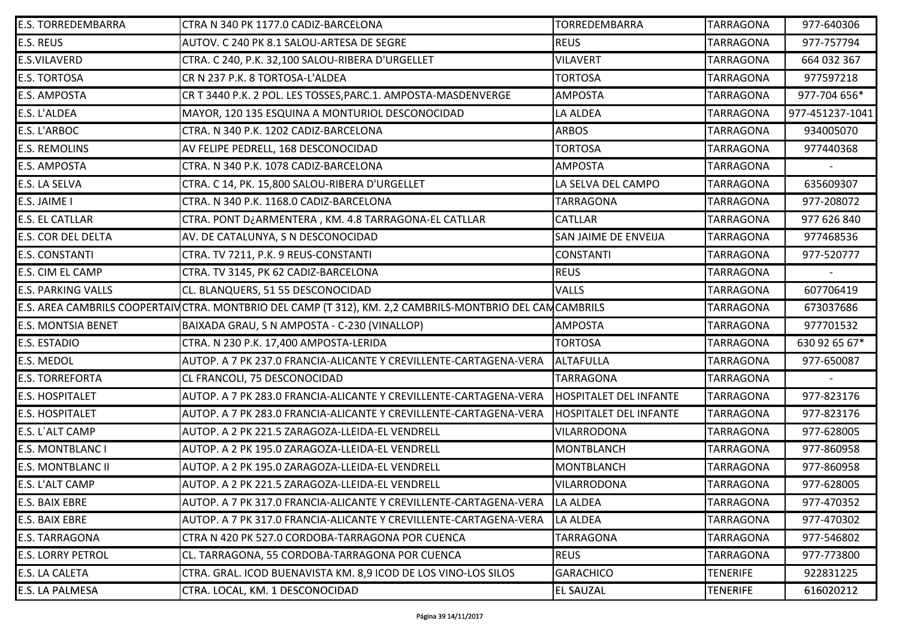| | | | | |
|---|---|---|---|---|
| E.S. TORREDEMBARRA | CTRA N 340 PK 1177.0 CADIZ-BARCELONA | TORREDEMBARRA | TARRAGONA | 977-640306 |
| E.S. REUS | AUTOV. C 240 PK 8.1 SALOU-ARTESA DE SEGRE | REUS | TARRAGONA | 977-757794 |
| E.S.VILAVERD | CTRA. C 240, P.K. 32,100 SALOU-RIBERA D'URGELLET | VILAVERT | TARRAGONA | 664 032 367 |
| E.S. TORTOSA | CR N 237 P.K. 8 TORTOSA-L'ALDEA | TORTOSA | TARRAGONA | 977597218 |
| E.S. AMPOSTA | CR T 3440 P.K. 2 POL. LES TOSSES,PARC.1. AMPOSTA-MASDENVERGE | AMPOSTA | TARRAGONA | 977-704 656* |
| E.S. L'ALDEA | MAYOR, 120 135 ESQUINA A MONTURIOL DESCONOCIDAD | LA ALDEA | TARRAGONA | 977-451237-1041 |
| E.S. L'ARBOC | CTRA. N 340 P.K. 1202 CADIZ-BARCELONA | ARBOS | TARRAGONA | 934005070 |
| E.S. REMOLINS | AV FELIPE PEDRELL, 168 DESCONOCIDAD | TORTOSA | TARRAGONA | 977440368 |
| E.S. AMPOSTA | CTRA. N 340 P.K. 1078 CADIZ-BARCELONA | AMPOSTA | TARRAGONA | - |
| E.S. LA SELVA | CTRA. C 14, PK. 15,800 SALOU-RIBERA D'URGELLET | LA SELVA DEL CAMPO | TARRAGONA | 635609307 |
| E.S. JAIME I | CTRA. N 340 P.K. 1168.0 CADIZ-BARCELONA | TARRAGONA | TARRAGONA | 977-208072 |
| E.S. EL CATLLAR | CTRA. PONT D¿ARMENTERA , KM. 4.8 TARRAGONA-EL CATLLAR | CATLLAR | TARRAGONA | 977 626 840 |
| E.S. COR DEL DELTA | AV. DE CATALUNYA, S N DESCONOCIDAD | SAN JAIME DE ENVEIJA | TARRAGONA | 977468536 |
| E.S. CONSTANTI | CTRA. TV 7211, P.K. 9 REUS-CONSTANTI | CONSTANTI | TARRAGONA | 977-520777 |
| E.S. CIM EL CAMP | CTRA. TV 3145, PK 62 CADIZ-BARCELONA | REUS | TARRAGONA | - |
| E.S. PARKING VALLS | CL. BLANQUERS, 51 55 DESCONOCIDAD | VALLS | TARRAGONA | 607706419 |
| E.S. AREA CAMBRILS COOPERTAIV | CTRA. MONTBRIO DEL CAMP (T 312), KM. 2,2 CAMBRILS-MONTBRIO DEL CAM | CAMBRILS | TARRAGONA | 673037686 |
| E.S. MONTSIA BENET | BAIXADA GRAU, S N AMPOSTA - C-230 (VINALLOP) | AMPOSTA | TARRAGONA | 977701532 |
| E.S. ESTADIO | CTRA. N 230 P.K. 17,400 AMPOSTA-LERIDA | TORTOSA | TARRAGONA | 630 92 65 67* |
| E.S. MEDOL | AUTOP. A 7 PK 237.0 FRANCIA-ALICANTE Y CREVILLENTE-CARTAGENA-VERA | ALTAFULLA | TARRAGONA | 977-650087 |
| E.S. TORREFORTA | CL FRANCOLI, 75 DESCONOCIDAD | TARRAGONA | TARRAGONA | - |
| E.S. HOSPITALET | AUTOP. A 7 PK 283.0 FRANCIA-ALICANTE Y CREVILLENTE-CARTAGENA-VERA | HOSPITALET DEL INFANTE | TARRAGONA | 977-823176 |
| E.S. HOSPITALET | AUTOP. A 7 PK 283.0 FRANCIA-ALICANTE Y CREVILLENTE-CARTAGENA-VERA | HOSPITALET DEL INFANTE | TARRAGONA | 977-823176 |
| E.S. L`ALT CAMP | AUTOP. A 2 PK 221.5 ZARAGOZA-LLEIDA-EL VENDRELL | VILARRODONA | TARRAGONA | 977-628005 |
| E.S. MONTBLANC I | AUTOP. A 2 PK 195.0 ZARAGOZA-LLEIDA-EL VENDRELL | MONTBLANCH | TARRAGONA | 977-860958 |
| E.S. MONTBLANC II | AUTOP. A 2 PK 195.0 ZARAGOZA-LLEIDA-EL VENDRELL | MONTBLANCH | TARRAGONA | 977-860958 |
| E.S. L'ALT CAMP | AUTOP. A 2 PK 221.5 ZARAGOZA-LLEIDA-EL VENDRELL | VILARRODONA | TARRAGONA | 977-628005 |
| E.S. BAIX EBRE | AUTOP. A 7 PK 317.0 FRANCIA-ALICANTE Y CREVILLENTE-CARTAGENA-VERA | LA ALDEA | TARRAGONA | 977-470352 |
| E.S. BAIX EBRE | AUTOP. A 7 PK 317.0 FRANCIA-ALICANTE Y CREVILLENTE-CARTAGENA-VERA | LA ALDEA | TARRAGONA | 977-470302 |
| E.S. TARRAGONA | CTRA N 420 PK 527.0 CORDOBA-TARRAGONA POR CUENCA | TARRAGONA | TARRAGONA | 977-546802 |
| E.S. LORRY PETROL | CL. TARRAGONA, 55 CORDOBA-TARRAGONA POR CUENCA | REUS | TARRAGONA | 977-773800 |
| E.S. LA CALETA | CTRA. GRAL. ICOD BUENAVISTA KM. 8,9 ICOD DE LOS VINO-LOS SILOS | GARACHICO | TENERIFE | 922831225 |
| E.S. LA PALMESA | CTRA. LOCAL, KM. 1 DESCONOCIDAD | EL SAUZAL | TENERIFE | 616020212 |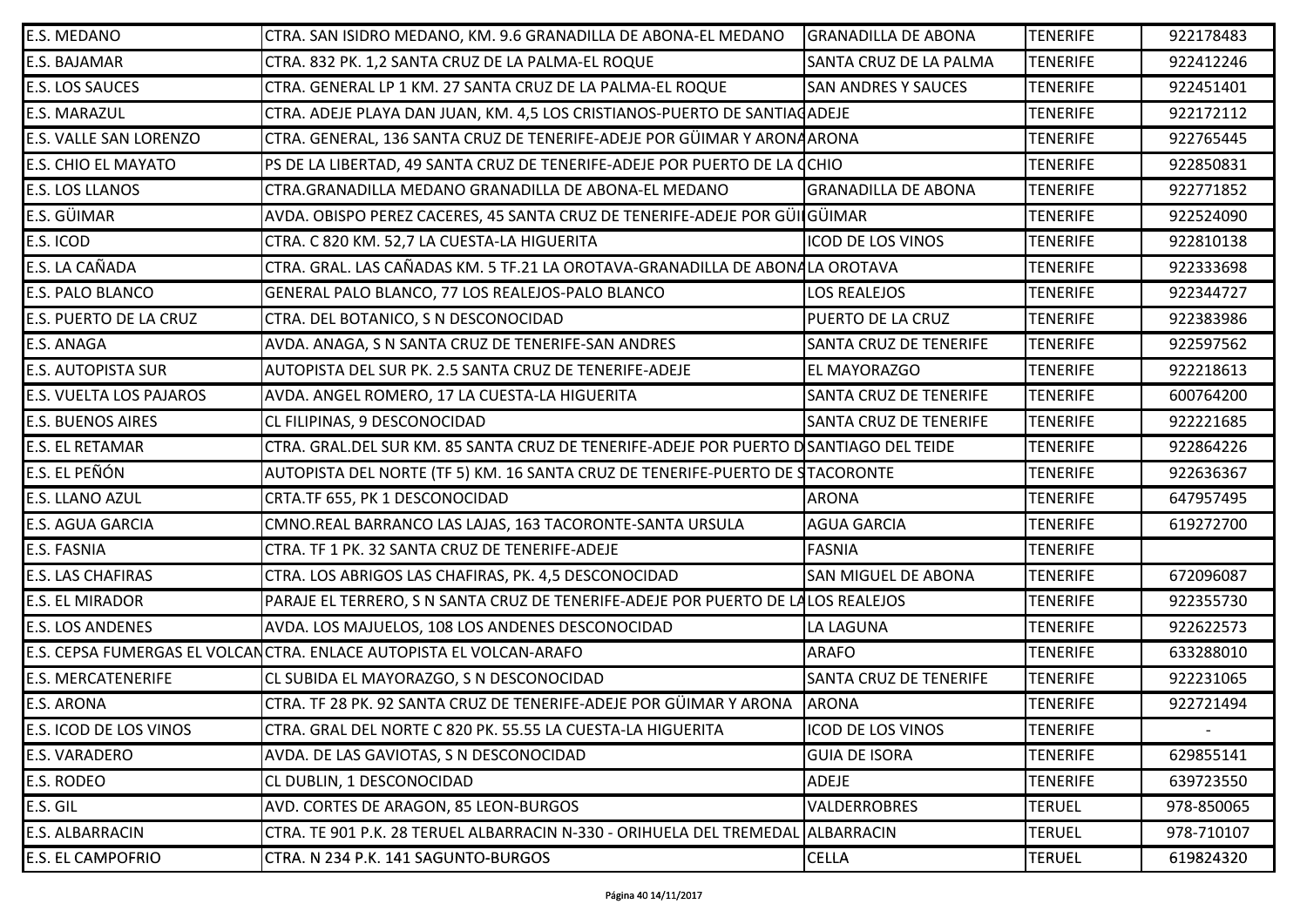| E.S. MEDANO | CTRA. SAN ISIDRO MEDANO, KM. 9.6 GRANADILLA DE ABONA-EL MEDANO | GRANADILLA DE ABONA | TENERIFE | 922178483 |
|---|---|---|---|---|
| E.S. BAJAMAR | CTRA. 832 PK. 1,2 SANTA CRUZ DE LA PALMA-EL ROQUE | SANTA CRUZ DE LA PALMA | TENERIFE | 922412246 |
| E.S. LOS SAUCES | CTRA. GENERAL LP 1 KM. 27 SANTA CRUZ DE LA PALMA-EL ROQUE | SAN ANDRES Y SAUCES | TENERIFE | 922451401 |
| E.S. MARAZUL | CTRA. ADEJE PLAYA DAN JUAN, KM. 4,5 LOS CRISTIANOS-PUERTO DE SANTIAG | ADEJE | TENERIFE | 922172112 |
| E.S. VALLE SAN LORENZO | CTRA. GENERAL, 136 SANTA CRUZ DE TENERIFE-ADEJE POR GÜIMAR Y ARONA | ARONA | TENERIFE | 922765445 |
| E.S. CHIO EL MAYATO | PS DE LA LIBERTAD, 49 SANTA CRUZ DE TENERIFE-ADEJE POR PUERTO DE LA C | CHIO | TENERIFE | 922850831 |
| E.S. LOS LLANOS | CTRA.GRANADILLA MEDANO GRANADILLA DE ABONA-EL MEDANO | GRANADILLA DE ABONA | TENERIFE | 922771852 |
| E.S. GÜIMAR | AVDA. OBISPO PEREZ CACERES, 45 SANTA CRUZ DE TENERIFE-ADEJE POR GÜI | GÜIMAR | TENERIFE | 922524090 |
| E.S. ICOD | CTRA. C 820 KM. 52,7 LA CUESTA-LA HIGUERITA | ICOD DE LOS VINOS | TENERIFE | 922810138 |
| E.S. LA CAÑADA | CTRA. GRAL. LAS CAÑADAS KM. 5 TF.21 LA OROTAVA-GRANADILLA DE ABONA | LA OROTAVA | TENERIFE | 922333698 |
| E.S. PALO BLANCO | GENERAL PALO BLANCO, 77 LOS REALEJOS-PALO BLANCO | LOS REALEJOS | TENERIFE | 922344727 |
| E.S. PUERTO DE LA CRUZ | CTRA. DEL BOTANICO, S N DESCONOCIDAD | PUERTO DE LA CRUZ | TENERIFE | 922383986 |
| E.S. ANAGA | AVDA. ANAGA, S N SANTA CRUZ DE TENERIFE-SAN ANDRES | SANTA CRUZ DE TENERIFE | TENERIFE | 922597562 |
| E.S. AUTOPISTA SUR | AUTOPISTA DEL SUR PK. 2.5 SANTA CRUZ DE TENERIFE-ADEJE | EL MAYORAZGO | TENERIFE | 922218613 |
| E.S. VUELTA LOS PAJAROS | AVDA. ANGEL ROMERO, 17 LA CUESTA-LA HIGUERITA | SANTA CRUZ DE TENERIFE | TENERIFE | 600764200 |
| E.S. BUENOS AIRES | CL FILIPINAS, 9 DESCONOCIDAD | SANTA CRUZ DE TENERIFE | TENERIFE | 922221685 |
| E.S. EL RETAMAR | CTRA. GRAL.DEL SUR KM. 85 SANTA CRUZ DE TENERIFE-ADEJE POR PUERTO D | SANTIAGO DEL TEIDE | TENERIFE | 922864226 |
| E.S. EL PEÑÓN | AUTOPISTA DEL NORTE (TF 5) KM. 16 SANTA CRUZ DE TENERIFE-PUERTO DE S | TACORONTE | TENERIFE | 922636367 |
| E.S. LLANO AZUL | CRTA.TF 655, PK 1 DESCONOCIDAD | ARONA | TENERIFE | 647957495 |
| E.S. AGUA GARCIA | CMNO.REAL BARRANCO LAS LAJAS, 163 TACORONTE-SANTA URSULA | AGUA GARCIA | TENERIFE | 619272700 |
| E.S. FASNIA | CTRA. TF 1 PK. 32 SANTA CRUZ DE TENERIFE-ADEJE | FASNIA | TENERIFE | |
| E.S. LAS CHAFIRAS | CTRA. LOS ABRIGOS LAS CHAFIRAS, PK. 4,5 DESCONOCIDAD | SAN MIGUEL DE ABONA | TENERIFE | 672096087 |
| E.S. EL MIRADOR | PARAJE EL TERRERO, S N SANTA CRUZ DE TENERIFE-ADEJE POR PUERTO DE LA | LOS REALEJOS | TENERIFE | 922355730 |
| E.S. LOS ANDENES | AVDA. LOS MAJUELOS, 108 LOS ANDENES DESCONOCIDAD | LA LAGUNA | TENERIFE | 922622573 |
| E.S. CEPSA FUMERGAS EL VOLCAN | CTRA. ENLACE AUTOPISTA EL VOLCAN-ARAFO | ARAFO | TENERIFE | 633288010 |
| E.S. MERCATENERIFE | CL SUBIDA EL MAYORAZGO, S N DESCONOCIDAD | SANTA CRUZ DE TENERIFE | TENERIFE | 922231065 |
| E.S. ARONA | CTRA. TF 28 PK. 92 SANTA CRUZ DE TENERIFE-ADEJE POR GÜIMAR Y ARONA | ARONA | TENERIFE | 922721494 |
| E.S. ICOD DE LOS VINOS | CTRA. GRAL DEL NORTE C 820 PK. 55.55 LA CUESTA-LA HIGUERITA | ICOD DE LOS VINOS | TENERIFE | - |
| E.S. VARADERO | AVDA. DE LAS GAVIOTAS, S N DESCONOCIDAD | GUIA DE ISORA | TENERIFE | 629855141 |
| E.S. RODEO | CL DUBLIN, 1 DESCONOCIDAD | ADEJE | TENERIFE | 639723550 |
| E.S. GIL | AVD. CORTES DE ARAGON, 85 LEON-BURGOS | VALDERROBRES | TERUEL | 978-850065 |
| E.S. ALBARRACIN | CTRA. TE 901 P.K. 28 TERUEL ALBARRACIN N-330 - ORIHUELA DEL TREMEDAL | ALBARRACIN | TERUEL | 978-710107 |
| E.S. EL CAMPOFRIO | CTRA. N 234 P.K. 141 SAGUNTO-BURGOS | CELLA | TERUEL | 619824320 |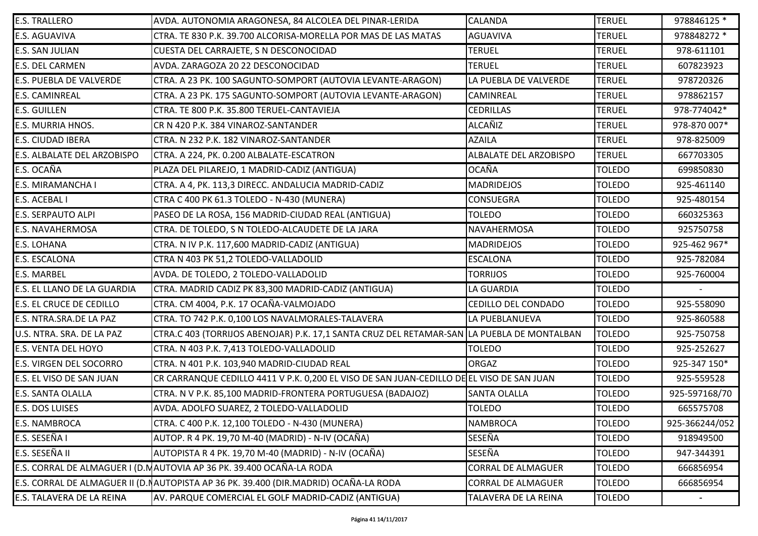| | | | | |
|---|---|---|---|---|
| E.S. TRALLERO | AVDA. AUTONOMIA ARAGONESA, 84 ALCOLEA DEL PINAR-LERIDA | CALANDA | TERUEL | 978846125 * |
| E.S. AGUAVIVA | CTRA. TE 830 P.K. 39.700 ALCORISA-MORELLA POR MAS DE LAS MATAS | AGUAVIVA | TERUEL | 978848272 * |
| E.S. SAN JULIAN | CUESTA DEL CARRAJETE, S N DESCONOCIDAD | TERUEL | TERUEL | 978-611101 |
| E.S. DEL CARMEN | AVDA. ZARAGOZA 20 22 DESCONOCIDAD | TERUEL | TERUEL | 607823923 |
| E.S. PUEBLA DE VALVERDE | CTRA. A 23 PK. 100 SAGUNTO-SOMPORT (AUTOVIA LEVANTE-ARAGON) | LA PUEBLA DE VALVERDE | TERUEL | 978720326 |
| E.S. CAMINREAL | CTRA. A 23 PK. 175 SAGUNTO-SOMPORT (AUTOVIA LEVANTE-ARAGON) | CAMINREAL | TERUEL | 978862157 |
| E.S. GUILLEN | CTRA. TE 800 P.K. 35.800 TERUEL-CANTAVIEJA | CEDRILLAS | TERUEL | 978-774042* |
| E.S. MURRIA HNOS. | CR N 420 P.K. 384 VINAROZ-SANTANDER | ALCAÑIZ | TERUEL | 978-870 007* |
| E.S. CIUDAD IBERA | CTRA. N 232 P.K. 182 VINAROZ-SANTANDER | AZAILA | TERUEL | 978-825009 |
| E.S. ALBALATE DEL ARZOBISPO | CTRA. A 224, PK. 0.200 ALBALATE-ESCATRON | ALBALATE DEL ARZOBISPO | TERUEL | 667703305 |
| E.S. OCAÑA | PLAZA DEL PILAREJO, 1 MADRID-CADIZ (ANTIGUA) | OCAÑA | TOLEDO | 699850830 |
| E.S. MIRAMANCHA I | CTRA. A 4, PK. 113,3 DIRECC. ANDALUCIA MADRID-CADIZ | MADRIDEJOS | TOLEDO | 925-461140 |
| E.S. ACEBAL I | CTRA C 400 PK 61.3 TOLEDO - N-430 (MUNERA) | CONSUEGRA | TOLEDO | 925-480154 |
| E.S. SERPAUTO ALPI | PASEO DE LA ROSA, 156 MADRID-CIUDAD REAL (ANTIGUA) | TOLEDO | TOLEDO | 660325363 |
| E.S. NAVAHERMOSA | CTRA. DE TOLEDO, S N TOLEDO-ALCAUDETE DE LA JARA | NAVAHERMOSA | TOLEDO | 925750758 |
| E.S. LOHANA | CTRA. N IV P.K. 117,600 MADRID-CADIZ (ANTIGUA) | MADRIDEJOS | TOLEDO | 925-462 967* |
| E.S. ESCALONA | CTRA N 403 PK 51,2 TOLEDO-VALLADOLID | ESCALONA | TOLEDO | 925-782084 |
| E.S. MARBEL | AVDA. DE TOLEDO, 2 TOLEDO-VALLADOLID | TORRIJOS | TOLEDO | 925-760004 |
| E.S. EL LLANO DE LA GUARDIA | CTRA. MADRID CADIZ PK 83,300 MADRID-CADIZ (ANTIGUA) | LA GUARDIA | TOLEDO | - |
| E.S. EL CRUCE DE CEDILLO | CTRA. CM 4004, P.K. 17 OCAÑA-VALMOJADO | CEDILLO DEL CONDADO | TOLEDO | 925-558090 |
| E.S. NTRA.SRA.DE LA PAZ | CTRA. TO 742 P.K. 0,100 LOS NAVALMORALES-TALAVERA | LA PUEBLANUEVA | TOLEDO | 925-860588 |
| U.S. NTRA. SRA. DE LA PAZ | CTRA.C 403 (TORRIJOS ABENOJAR) P.K. 17,1 SANTA CRUZ DEL RETAMAR-SAN | LA PUEBLA DE MONTALBAN | TOLEDO | 925-750758 |
| E.S. VENTA DEL HOYO | CTRA. N 403 P.K. 7,413 TOLEDO-VALLADOLID | TOLEDO | TOLEDO | 925-252627 |
| E.S. VIRGEN DEL SOCORRO | CTRA. N 401 P.K. 103,940 MADRID-CIUDAD REAL | ORGAZ | TOLEDO | 925-347 150* |
| E.S. EL VISO DE SAN JUAN | CR CARRANQUE CEDILLO 4411 V P.K. 0,200 EL VISO DE SAN JUAN-CEDILLO DE | EL VISO DE SAN JUAN | TOLEDO | 925-559528 |
| E.S. SANTA OLALLA | CTRA. N V P.K. 85,100 MADRID-FRONTERA PORTUGUESA (BADAJOZ) | SANTA OLALLA | TOLEDO | 925-597168/70 |
| E.S. DOS LUISES | AVDA. ADOLFO SUAREZ, 2 TOLEDO-VALLADOLID | TOLEDO | TOLEDO | 665575708 |
| E.S. NAMBROCA | CTRA. C 400 P.K. 12,100 TOLEDO - N-430 (MUNERA) | NAMBROCA | TOLEDO | 925-366244/052 |
| E.S. SESEÑA I | AUTOP. R 4 PK. 19,70 M-40 (MADRID) - N-IV (OCAÑA) | SESEÑA | TOLEDO | 918949500 |
| E.S. SESEÑA II | AUTOPISTA R 4 PK. 19,70 M-40 (MADRID) - N-IV (OCAÑA) | SESEÑA | TOLEDO | 947-344391 |
| E.S. CORRAL DE ALMAGUER I (D.M | AUTOVIA AP 36 PK. 39.400 OCAÑA-LA RODA | CORRAL DE ALMAGUER | TOLEDO | 666856954 |
| E.S. CORRAL DE ALMAGUER II (D.M | AUTOPISTA AP 36 PK. 39.400 (DIR.MADRID) OCAÑA-LA RODA | CORRAL DE ALMAGUER | TOLEDO | 666856954 |
| E.S. TALAVERA DE LA REINA | AV. PARQUE COMERCIAL EL GOLF MADRID-CADIZ (ANTIGUA) | TALAVERA DE LA REINA | TOLEDO | - |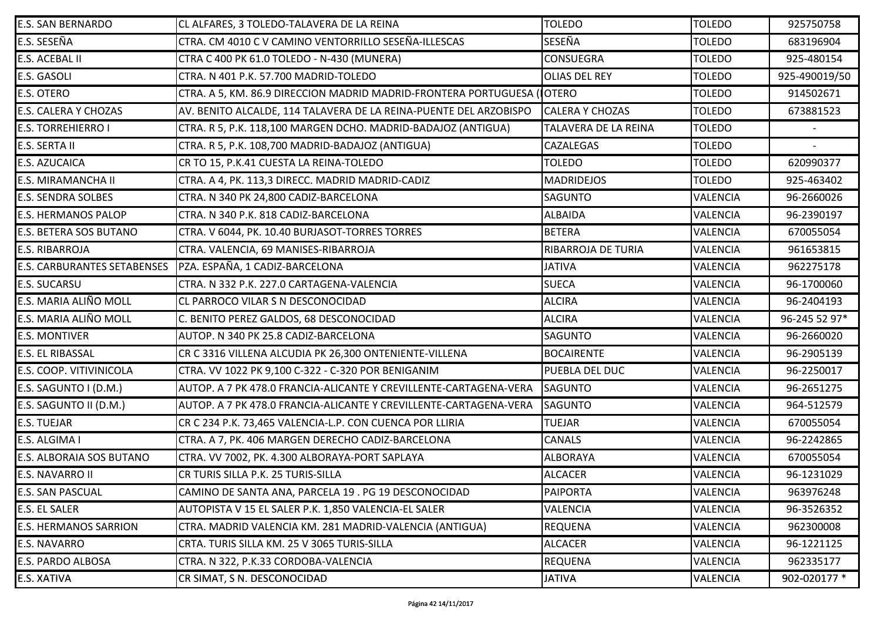| | | | | |
|---|---|---|---|---|
| E.S. SAN BERNARDO | CL ALFARES, 3 TOLEDO-TALAVERA DE LA REINA | TOLEDO | TOLEDO | 925750758 |
| E.S. SESEÑA | CTRA. CM 4010 C V CAMINO VENTORRILLO SESEÑA-ILLESCAS | SESEÑA | TOLEDO | 683196904 |
| E.S. ACEBAL II | CTRA C 400 PK 61.0 TOLEDO - N-430 (MUNERA) | CONSUEGRA | TOLEDO | 925-480154 |
| E.S. GASOLI | CTRA. N 401 P.K. 57.700 MADRID-TOLEDO | OLIAS DEL REY | TOLEDO | 925-490019/50 |
| E.S. OTERO | CTRA. A 5, KM. 86.9 DIRECCION MADRID MADRID-FRONTERA PORTUGUESA ( | OTERO | TOLEDO | 914502671 |
| E.S. CALERA Y CHOZAS | AV. BENITO ALCALDE, 114 TALAVERA DE LA REINA-PUENTE DEL ARZOBISPO | CALERA Y CHOZAS | TOLEDO | 673881523 |
| E.S. TORREHIERRO I | CTRA. R 5, P.K. 118,100 MARGEN DCHO. MADRID-BADAJOZ (ANTIGUA) | TALAVERA DE LA REINA | TOLEDO | - |
| E.S. SERTA II | CTRA. R 5, P.K. 108,700 MADRID-BADAJOZ (ANTIGUA) | CAZALEGAS | TOLEDO | - |
| E.S. AZUCAICA | CR TO 15, P.K.41 CUESTA LA REINA-TOLEDO | TOLEDO | TOLEDO | 620990377 |
| E.S. MIRAMANCHA II | CTRA. A 4, PK. 113,3 DIRECC. MADRID MADRID-CADIZ | MADRIDEJOS | TOLEDO | 925-463402 |
| E.S. SENDRA SOLBES | CTRA. N 340 PK 24,800 CADIZ-BARCELONA | SAGUNTO | VALENCIA | 96-2660026 |
| E.S. HERMANOS PALOP | CTRA. N 340 P.K. 818 CADIZ-BARCELONA | ALBAIDA | VALENCIA | 96-2390197 |
| E.S. BETERA SOS BUTANO | CTRA. V 6044, PK. 10.40 BURJASOT-TORRES TORRES | BETERA | VALENCIA | 670055054 |
| E.S. RIBARROJA | CTRA. VALENCIA, 69 MANISES-RIBARROJA | RIBARROJA DE TURIA | VALENCIA | 961653815 |
| E.S. CARBURANTES SETABENSES | PZA. ESPAÑA, 1 CADIZ-BARCELONA | JATIVA | VALENCIA | 962275178 |
| E.S. SUCARSU | CTRA. N 332 P.K. 227.0 CARTAGENA-VALENCIA | SUECA | VALENCIA | 96-1700060 |
| E.S. MARIA ALIÑO MOLL | CL PARROCO VILAR S N DESCONOCIDAD | ALCIRA | VALENCIA | 96-2404193 |
| E.S. MARIA ALIÑO MOLL | C. BENITO PEREZ GALDOS, 68 DESCONOCIDAD | ALCIRA | VALENCIA | 96-245 52 97* |
| E.S. MONTIVER | AUTOP. N 340 PK 25.8 CADIZ-BARCELONA | SAGUNTO | VALENCIA | 96-2660020 |
| E.S. EL RIBASSAL | CR C 3316 VILLENA ALCUDIA PK 26,300 ONTENIENTE-VILLENA | BOCAIRENTE | VALENCIA | 96-2905139 |
| E.S. COOP. VITIVINICOLA | CTRA. VV 1022 PK 9,100 C-322 - C-320 POR BENIGANIM | PUEBLA DEL DUC | VALENCIA | 96-2250017 |
| E.S. SAGUNTO I (D.M.) | AUTOP. A 7 PK 478.0 FRANCIA-ALICANTE Y CREVILLENTE-CARTAGENA-VERA | SAGUNTO | VALENCIA | 96-2651275 |
| E.S. SAGUNTO II (D.M.) | AUTOP. A 7 PK 478.0 FRANCIA-ALICANTE Y CREVILLENTE-CARTAGENA-VERA | SAGUNTO | VALENCIA | 964-512579 |
| E.S. TUEJAR | CR C 234 P.K. 73,465 VALENCIA-L.P. CON CUENCA POR LLIRIA | TUEJAR | VALENCIA | 670055054 |
| E.S. ALGIMA I | CTRA. A 7, PK. 406 MARGEN DERECHO CADIZ-BARCELONA | CANALS | VALENCIA | 96-2242865 |
| E.S. ALBORAIA SOS BUTANO | CTRA. VV 7002, PK. 4.300 ALBORAYA-PORT SAPLAYA | ALBORAYA | VALENCIA | 670055054 |
| E.S. NAVARRO II | CR TURIS SILLA P.K. 25 TURIS-SILLA | ALCACER | VALENCIA | 96-1231029 |
| E.S. SAN PASCUAL | CAMINO DE SANTA ANA, PARCELA 19 . PG 19 DESCONOCIDAD | PAIPORTA | VALENCIA | 963976248 |
| E.S. EL SALER | AUTOPISTA V 15 EL SALER P.K. 1,850 VALENCIA-EL SALER | VALENCIA | VALENCIA | 96-3526352 |
| E.S. HERMANOS SARRION | CTRA. MADRID VALENCIA KM. 281 MADRID-VALENCIA (ANTIGUA) | REQUENA | VALENCIA | 962300008 |
| E.S. NAVARRO | CRTA. TURIS SILLA KM. 25 V 3065 TURIS-SILLA | ALCACER | VALENCIA | 96-1221125 |
| E.S. PARDO ALBOSA | CTRA. N 322, P.K.33 CORDOBA-VALENCIA | REQUENA | VALENCIA | 962335177 |
| E.S. XATIVA | CR SIMAT, S N. DESCONOCIDAD | JATIVA | VALENCIA | 902-020177 * |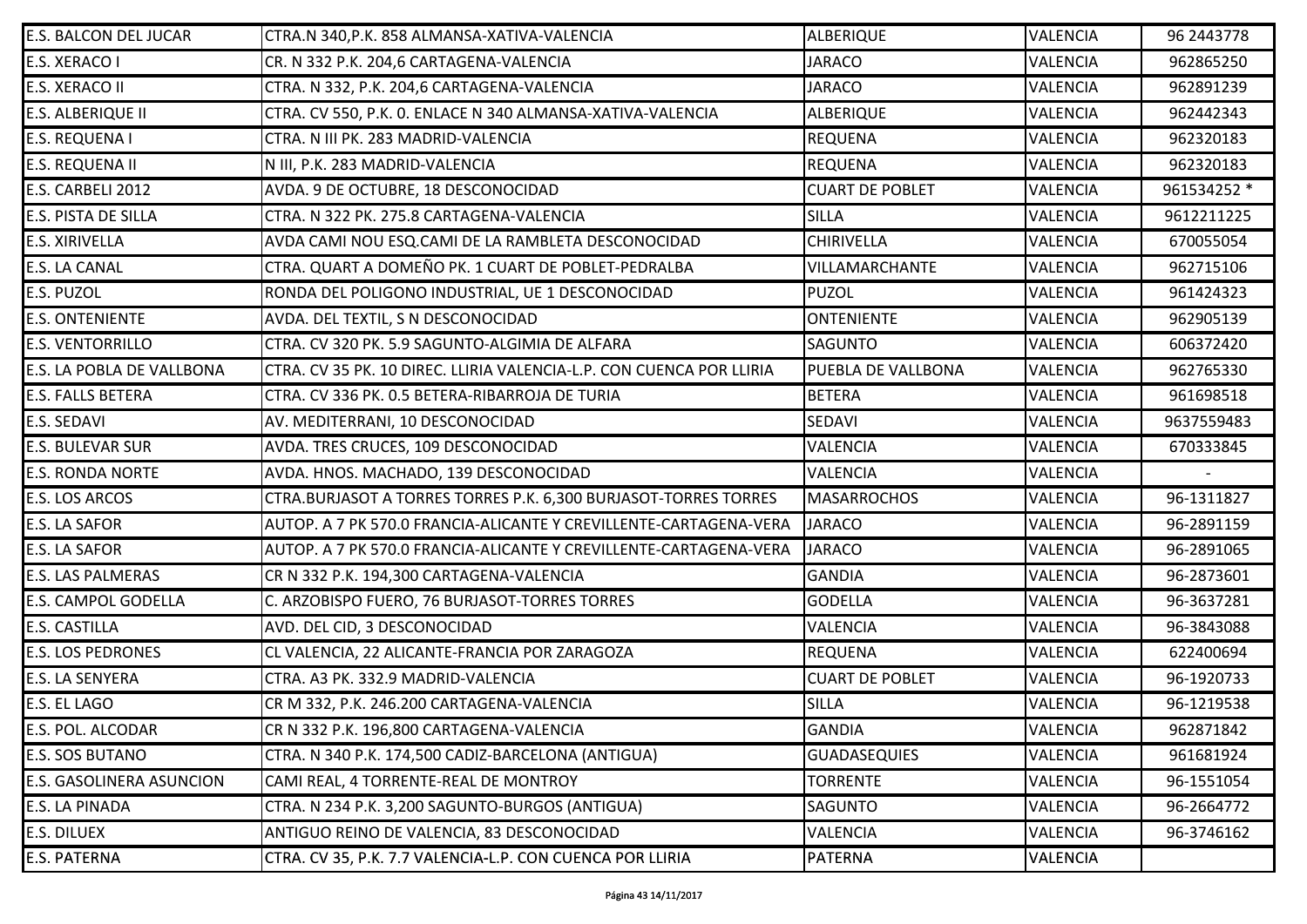| | | | | |
|---|---|---|---|---|
| E.S. BALCON DEL JUCAR | CTRA.N 340,P.K. 858 ALMANSA-XATIVA-VALENCIA | ALBERIQUE | VALENCIA | 96 2443778 |
| E.S. XERACO I | CR. N 332 P.K. 204,6 CARTAGENA-VALENCIA | JARACO | VALENCIA | 962865250 |
| E.S. XERACO II | CTRA. N 332, P.K. 204,6 CARTAGENA-VALENCIA | JARACO | VALENCIA | 962891239 |
| E.S. ALBERIQUE II | CTRA. CV 550, P.K. 0. ENLACE N 340 ALMANSA-XATIVA-VALENCIA | ALBERIQUE | VALENCIA | 962442343 |
| E.S. REQUENA I | CTRA. N III PK. 283 MADRID-VALENCIA | REQUENA | VALENCIA | 962320183 |
| E.S. REQUENA II | N III, P.K. 283 MADRID-VALENCIA | REQUENA | VALENCIA | 962320183 |
| E.S. CARBELI 2012 | AVDA. 9 DE OCTUBRE, 18 DESCONOCIDAD | CUART DE POBLET | VALENCIA | 961534252 * |
| E.S. PISTA DE SILLA | CTRA. N 322 PK. 275.8 CARTAGENA-VALENCIA | SILLA | VALENCIA | 9612211225 |
| E.S. XIRIVELLA | AVDA CAMI NOU ESQ.CAMI DE LA RAMBLETA DESCONOCIDAD | CHIRIVELLA | VALENCIA | 670055054 |
| E.S. LA CANAL | CTRA. QUART A DOMEÑO PK. 1 CUART DE POBLET-PEDRALBA | VILLAMARCHANTE | VALENCIA | 962715106 |
| E.S. PUZOL | RONDA DEL POLIGONO INDUSTRIAL, UE 1 DESCONOCIDAD | PUZOL | VALENCIA | 961424323 |
| E.S. ONTENIENTE | AVDA. DEL TEXTIL, S N DESCONOCIDAD | ONTENIENTE | VALENCIA | 962905139 |
| E.S. VENTORRILLO | CTRA. CV 320 PK. 5.9 SAGUNTO-ALGIMIA DE ALFARA | SAGUNTO | VALENCIA | 606372420 |
| E.S. LA POBLA DE VALLBONA | CTRA. CV 35 PK. 10 DIREC. LLIRIA VALENCIA-L.P. CON CUENCA POR LLIRIA | PUEBLA DE VALLBONA | VALENCIA | 962765330 |
| E.S. FALLS BETERA | CTRA. CV 336 PK. 0.5 BETERA-RIBARROJA DE TURIA | BETERA | VALENCIA | 961698518 |
| E.S. SEDAVI | AV. MEDITERRANI, 10 DESCONOCIDAD | SEDAVI | VALENCIA | 9637559483 |
| E.S. BULEVAR SUR | AVDA. TRES CRUCES, 109 DESCONOCIDAD | VALENCIA | VALENCIA | 670333845 |
| E.S. RONDA NORTE | AVDA. HNOS. MACHADO, 139 DESCONOCIDAD | VALENCIA | VALENCIA | - |
| E.S. LOS ARCOS | CTRA.BURJASOT A TORRES TORRES P.K. 6,300 BURJASOT-TORRES TORRES | MASARROCHOS | VALENCIA | 96-1311827 |
| E.S. LA SAFOR | AUTOP. A 7 PK 570.0 FRANCIA-ALICANTE Y CREVILLENTE-CARTAGENA-VERA | JARACO | VALENCIA | 96-2891159 |
| E.S. LA SAFOR | AUTOP. A 7 PK 570.0 FRANCIA-ALICANTE Y CREVILLENTE-CARTAGENA-VERA | JARACO | VALENCIA | 96-2891065 |
| E.S. LAS PALMERAS | CR N 332 P.K. 194,300 CARTAGENA-VALENCIA | GANDIA | VALENCIA | 96-2873601 |
| E.S. CAMPOL GODELLA | C. ARZOBISPO FUERO, 76 BURJASOT-TORRES TORRES | GODELLA | VALENCIA | 96-3637281 |
| E.S. CASTILLA | AVD. DEL CID, 3 DESCONOCIDAD | VALENCIA | VALENCIA | 96-3843088 |
| E.S. LOS PEDRONES | CL VALENCIA, 22 ALICANTE-FRANCIA POR ZARAGOZA | REQUENA | VALENCIA | 622400694 |
| E.S. LA SENYERA | CTRA. A3 PK. 332.9 MADRID-VALENCIA | CUART DE POBLET | VALENCIA | 96-1920733 |
| E.S. EL LAGO | CR M 332, P.K. 246.200 CARTAGENA-VALENCIA | SILLA | VALENCIA | 96-1219538 |
| E.S. POL. ALCODAR | CR N 332 P.K. 196,800 CARTAGENA-VALENCIA | GANDIA | VALENCIA | 962871842 |
| E.S. SOS BUTANO | CTRA. N 340 P.K. 174,500 CADIZ-BARCELONA (ANTIGUA) | GUADASEQUIES | VALENCIA | 961681924 |
| E.S. GASOLINERA ASUNCION | CAMI REAL, 4 TORRENTE-REAL DE MONTROY | TORRENTE | VALENCIA | 96-1551054 |
| E.S. LA PINADA | CTRA. N 234 P.K. 3,200 SAGUNTO-BURGOS (ANTIGUA) | SAGUNTO | VALENCIA | 96-2664772 |
| E.S. DILUEX | ANTIGUO REINO DE VALENCIA, 83 DESCONOCIDAD | VALENCIA | VALENCIA | 96-3746162 |
| E.S. PATERNA | CTRA. CV 35, P.K. 7.7 VALENCIA-L.P. CON CUENCA POR LLIRIA | PATERNA | VALENCIA | |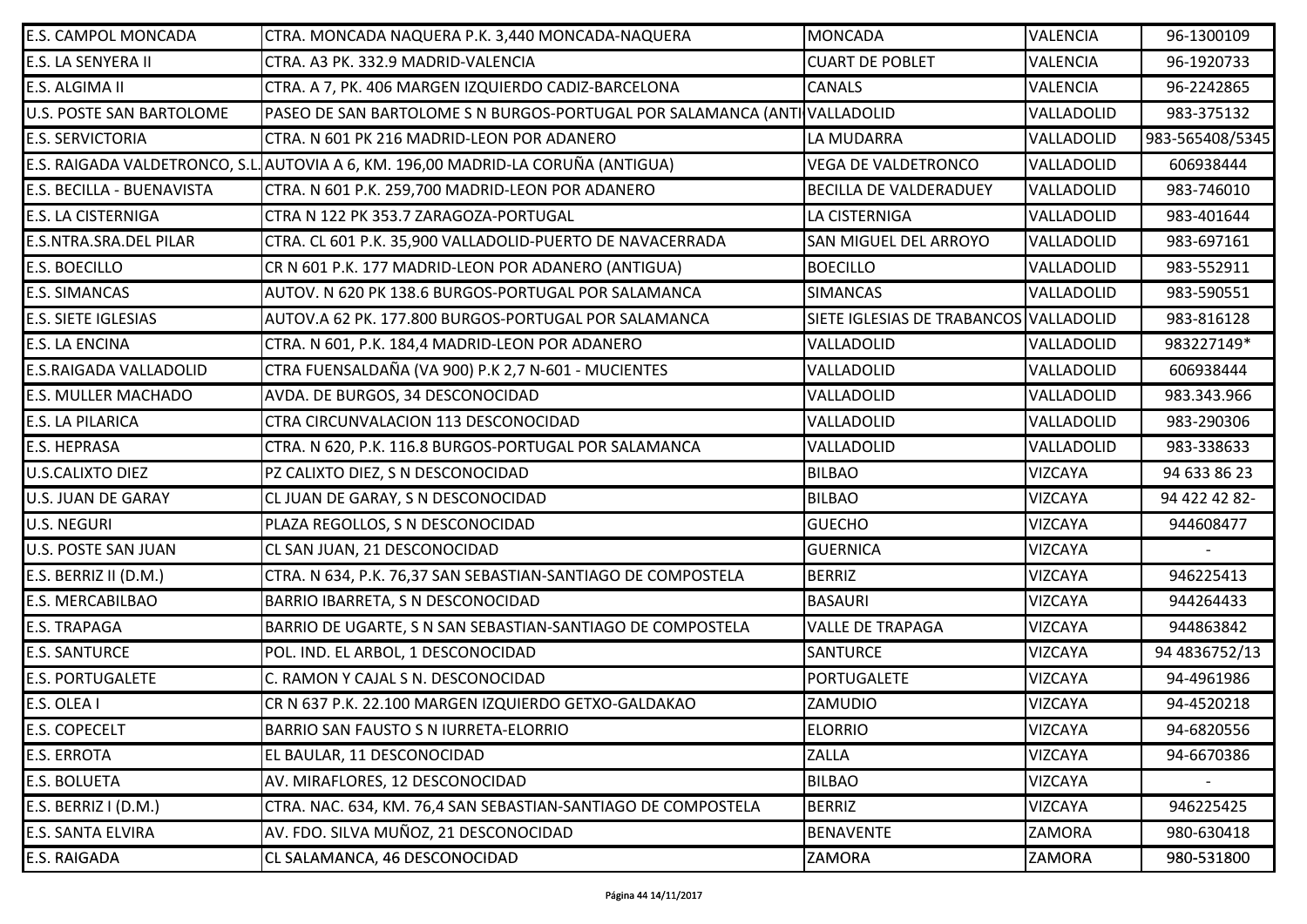| E.S. CAMPOL MONCADA | CTRA. MONCADA NAQUERA P.K. 3,440 MONCADA-NAQUERA | MONCADA | VALENCIA | 96-1300109 |
|---|---|---|---|---|
| E.S. LA SENYERA II | CTRA. A3 PK. 332.9 MADRID-VALENCIA | CUART DE POBLET | VALENCIA | 96-1920733 |
| E.S. ALGIMA II | CTRA. A 7, PK. 406 MARGEN IZQUIERDO CADIZ-BARCELONA | CANALS | VALENCIA | 96-2242865 |
| U.S. POSTE SAN BARTOLOME | PASEO DE SAN BARTOLOME S N BURGOS-PORTUGAL POR SALAMANCA (ANTI | VALLADOLID | VALLADOLID | 983-375132 |
| E.S. SERVICTORIA | CTRA. N 601 PK 216 MADRID-LEON POR ADANERO | LA MUDARRA | VALLADOLID | 983-565408/5345 |
| E.S. RAIGADA VALDETRONCO, S.L. | AUTOVIA A 6, KM. 196,00 MADRID-LA CORUÑA (ANTIGUA) | VEGA DE VALDETRONCO | VALLADOLID | 606938444 |
| E.S. BECILLA - BUENAVISTA | CTRA. N 601 P.K. 259,700 MADRID-LEON POR ADANERO | BECILLA DE VALDERADUEY | VALLADOLID | 983-746010 |
| E.S. LA CISTERNIGA | CTRA N 122 PK 353.7 ZARAGOZA-PORTUGAL | LA CISTERNIGA | VALLADOLID | 983-401644 |
| E.S.NTRA.SRA.DEL PILAR | CTRA. CL 601 P.K. 35,900 VALLADOLID-PUERTO DE NAVACERRADA | SAN MIGUEL DEL ARROYO | VALLADOLID | 983-697161 |
| E.S. BOECILLO | CR N 601 P.K. 177 MADRID-LEON POR ADANERO (ANTIGUA) | BOECILLO | VALLADOLID | 983-552911 |
| E.S. SIMANCAS | AUTOV. N 620 PK 138.6 BURGOS-PORTUGAL POR SALAMANCA | SIMANCAS | VALLADOLID | 983-590551 |
| E.S. SIETE IGLESIAS | AUTOV.A 62 PK. 177.800 BURGOS-PORTUGAL POR SALAMANCA | SIETE IGLESIAS DE TRABANCOS | VALLADOLID | 983-816128 |
| E.S. LA ENCINA | CTRA. N 601, P.K. 184,4 MADRID-LEON POR ADANERO | VALLADOLID | VALLADOLID | 983227149* |
| E.S.RAIGADA VALLADOLID | CTRA FUENSALDAÑA (VA 900) P.K 2,7 N-601 - MUCIENTES | VALLADOLID | VALLADOLID | 606938444 |
| E.S. MULLER MACHADO | AVDA. DE BURGOS, 34 DESCONOCIDAD | VALLADOLID | VALLADOLID | 983.343.966 |
| E.S. LA PILARICA | CTRA CIRCUNVALACION 113 DESCONOCIDAD | VALLADOLID | VALLADOLID | 983-290306 |
| E.S. HEPRASA | CTRA. N 620, P.K. 116.8 BURGOS-PORTUGAL POR SALAMANCA | VALLADOLID | VALLADOLID | 983-338633 |
| U.S.CALIXTO DIEZ | PZ CALIXTO DIEZ, S N DESCONOCIDAD | BILBAO | VIZCAYA | 94 633 86 23 |
| U.S. JUAN DE GARAY | CL JUAN DE GARAY, S N DESCONOCIDAD | BILBAO | VIZCAYA | 94 422 42 82- |
| U.S. NEGURI | PLAZA REGOLLOS, S N DESCONOCIDAD | GUECHO | VIZCAYA | 944608477 |
| U.S. POSTE SAN JUAN | CL SAN JUAN, 21 DESCONOCIDAD | GUERNICA | VIZCAYA | - |
| E.S. BERRIZ II (D.M.) | CTRA. N 634, P.K. 76,37 SAN SEBASTIAN-SANTIAGO DE COMPOSTELA | BERRIZ | VIZCAYA | 946225413 |
| E.S. MERCABILBAO | BARRIO IBARRETA, S N DESCONOCIDAD | BASAURI | VIZCAYA | 944264433 |
| E.S. TRAPAGA | BARRIO DE UGARTE, S N SAN SEBASTIAN-SANTIAGO DE COMPOSTELA | VALLE DE TRAPAGA | VIZCAYA | 944863842 |
| E.S. SANTURCE | POL. IND. EL ARBOL, 1 DESCONOCIDAD | SANTURCE | VIZCAYA | 94 4836752/13 |
| E.S. PORTUGALETE | C. RAMON Y CAJAL S N. DESCONOCIDAD | PORTUGALETE | VIZCAYA | 94-4961986 |
| E.S. OLEA I | CR N 637 P.K. 22.100 MARGEN IZQUIERDO GETXO-GALDAKAO | ZAMUDIO | VIZCAYA | 94-4520218 |
| E.S. COPECELT | BARRIO SAN FAUSTO S N IURRETA-ELORRIO | ELORRIO | VIZCAYA | 94-6820556 |
| E.S. ERROTA | EL BAULAR, 11 DESCONOCIDAD | ZALLA | VIZCAYA | 94-6670386 |
| E.S. BOLUETA | AV. MIRAFLORES, 12 DESCONOCIDAD | BILBAO | VIZCAYA | - |
| E.S. BERRIZ I (D.M.) | CTRA. NAC. 634, KM. 76,4 SAN SEBASTIAN-SANTIAGO DE COMPOSTELA | BERRIZ | VIZCAYA | 946225425 |
| E.S. SANTA ELVIRA | AV. FDO. SILVA MUÑOZ, 21 DESCONOCIDAD | BENAVENTE | ZAMORA | 980-630418 |
| E.S. RAIGADA | CL SALAMANCA, 46 DESCONOCIDAD | ZAMORA | ZAMORA | 980-531800 |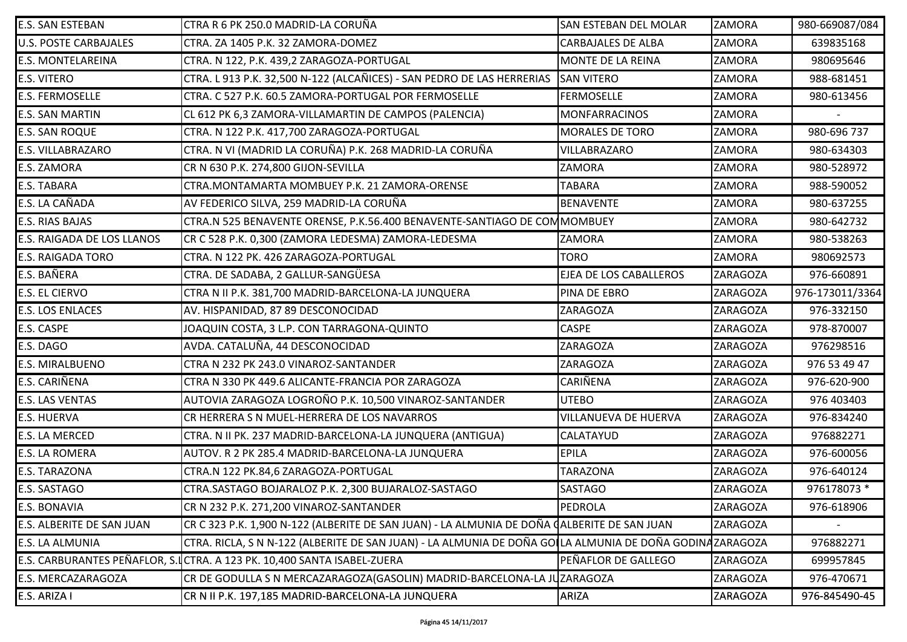| E.S. SAN ESTEBAN | CTRA R 6 PK 250.0 MADRID-LA CORUÑA | SAN ESTEBAN DEL MOLAR | ZAMORA | 980-669087/084 |
|---|---|---|---|---|
| U.S. POSTE CARBAJALES | CTRA. ZA 1405 P.K. 32 ZAMORA-DOMEZ | CARBAJALES DE ALBA | ZAMORA | 639835168 |
| E.S. MONTELAREINA | CTRA. N 122, P.K. 439,2 ZARAGOZA-PORTUGAL | MONTE DE LA REINA | ZAMORA | 980695646 |
| E.S. VITERO | CTRA. L 913 P.K. 32,500 N-122 (ALCAÑICES) - SAN PEDRO DE LAS HERRERIAS | SAN VITERO | ZAMORA | 988-681451 |
| E.S. FERMOSELLE | CTRA. C 527 P.K. 60.5 ZAMORA-PORTUGAL POR FERMOSELLE | FERMOSELLE | ZAMORA | 980-613456 |
| E.S. SAN MARTIN | CL 612 PK 6,3 ZAMORA-VILLAMARTIN DE CAMPOS (PALENCIA) | MONFARRACINOS | ZAMORA | - |
| E.S. SAN ROQUE | CTRA. N 122 P.K. 417,700 ZARAGOZA-PORTUGAL | MORALES DE TORO | ZAMORA | 980-696 737 |
| E.S. VILLABRAZARO | CTRA. N VI (MADRID LA CORUÑA) P.K. 268 MADRID-LA CORUÑA | VILLABRAZARO | ZAMORA | 980-634303 |
| E.S. ZAMORA | CR N 630 P.K. 274,800 GIJON-SEVILLA | ZAMORA | ZAMORA | 980-528972 |
| E.S. TABARA | CTRA.MONTAMARTA MOMBUEY P.K. 21 ZAMORA-ORENSE | TABARA | ZAMORA | 988-590052 |
| E.S. LA CAÑADA | AV FEDERICO SILVA, 259 MADRID-LA CORUÑA | BENAVENTE | ZAMORA | 980-637255 |
| E.S. RIAS BAJAS | CTRA.N 525 BENAVENTE ORENSE, P.K.56.400 BENAVENTE-SANTIAGO DE COM | MOMBUEY | ZAMORA | 980-642732 |
| E.S. RAIGADA DE LOS LLANOS | CR C 528 P.K. 0,300 (ZAMORA LEDESMA) ZAMORA-LEDESMA | ZAMORA | ZAMORA | 980-538263 |
| E.S. RAIGADA TORO | CTRA. N 122 PK. 426 ZARAGOZA-PORTUGAL | TORO | ZAMORA | 980692573 |
| E.S. BAÑERA | CTRA. DE SADABA, 2 GALLUR-SANGÜESA | EJEA DE LOS CABALLEROS | ZARAGOZA | 976-660891 |
| E.S. EL CIERVO | CTRA N II P.K. 381,700 MADRID-BARCELONA-LA JUNQUERA | PINA DE EBRO | ZARAGOZA | 976-173011/3364 |
| E.S. LOS ENLACES | AV. HISPANIDAD, 87 89 DESCONOCIDAD | ZARAGOZA | ZARAGOZA | 976-332150 |
| E.S. CASPE | JOAQUIN COSTA, 3 L.P. CON TARRAGONA-QUINTO | CASPE | ZARAGOZA | 978-870007 |
| E.S. DAGO | AVDA. CATALUÑA, 44 DESCONOCIDAD | ZARAGOZA | ZARAGOZA | 976298516 |
| E.S. MIRALBUENO | CTRA N 232 PK 243.0 VINAROZ-SANTANDER | ZARAGOZA | ZARAGOZA | 976 53 49 47 |
| E.S. CARIÑENA | CTRA N 330 PK 449.6 ALICANTE-FRANCIA POR ZARAGOZA | CARIÑENA | ZARAGOZA | 976-620-900 |
| E.S. LAS VENTAS | AUTOVIA ZARAGOZA LOGROÑO P.K. 10,500 VINAROZ-SANTANDER | UTEBO | ZARAGOZA | 976 403403 |
| E.S. HUERVA | CR HERRERA S N MUEL-HERRERA DE LOS NAVARROS | VILLANUEVA DE HUERVA | ZARAGOZA | 976-834240 |
| E.S. LA MERCED | CTRA. N II PK. 237 MADRID-BARCELONA-LA JUNQUERA (ANTIGUA) | CALATAYUD | ZARAGOZA | 976882271 |
| E.S. LA ROMERA | AUTOV. R 2 PK 285.4 MADRID-BARCELONA-LA JUNQUERA | EPILA | ZARAGOZA | 976-600056 |
| E.S. TARAZONA | CTRA.N 122 PK.84,6 ZARAGOZA-PORTUGAL | TARAZONA | ZARAGOZA | 976-640124 |
| E.S. SASTAGO | CTRA.SASTAGO BOJARALOZ P.K. 2,300 BUJARALOZ-SASTAGO | SASTAGO | ZARAGOZA | 976178073 * |
| E.S. BONAVIA | CR N 232 P.K. 271,200 VINAROZ-SANTANDER | PEDROLA | ZARAGOZA | 976-618906 |
| E.S. ALBERITE DE SAN JUAN | CR C 323 P.K. 1,900 N-122 (ALBERITE DE SAN JUAN) - LA ALMUNIA DE DOÑA ( | ALBERITE DE SAN JUAN | ZARAGOZA | - |
| E.S. LA ALMUNIA | CTRA. RICLA, S N N-122 (ALBERITE DE SAN JUAN) - LA ALMUNIA DE DOÑA GO | LA ALMUNIA DE DOÑA GODINA | ZARAGOZA | 976882271 |
| E.S. CARBURANTES PEÑAFLOR, S.L | CTRA. A 123 PK. 10,400 SANTA ISABEL-ZUERA | PEÑAFLOR DE GALLEGO | ZARAGOZA | 699957845 |
| E.S. MERCAZARAGOZA | CR DE GODULLA S N MERCAZARAGOZA(GASOLIN) MADRID-BARCELONA-LA JU | ZARAGOZA | ZARAGOZA | 976-470671 |
| E.S. ARIZA I | CR N II P.K. 197,185 MADRID-BARCELONA-LA JUNQUERA | ARIZA | ZARAGOZA | 976-845490-45 |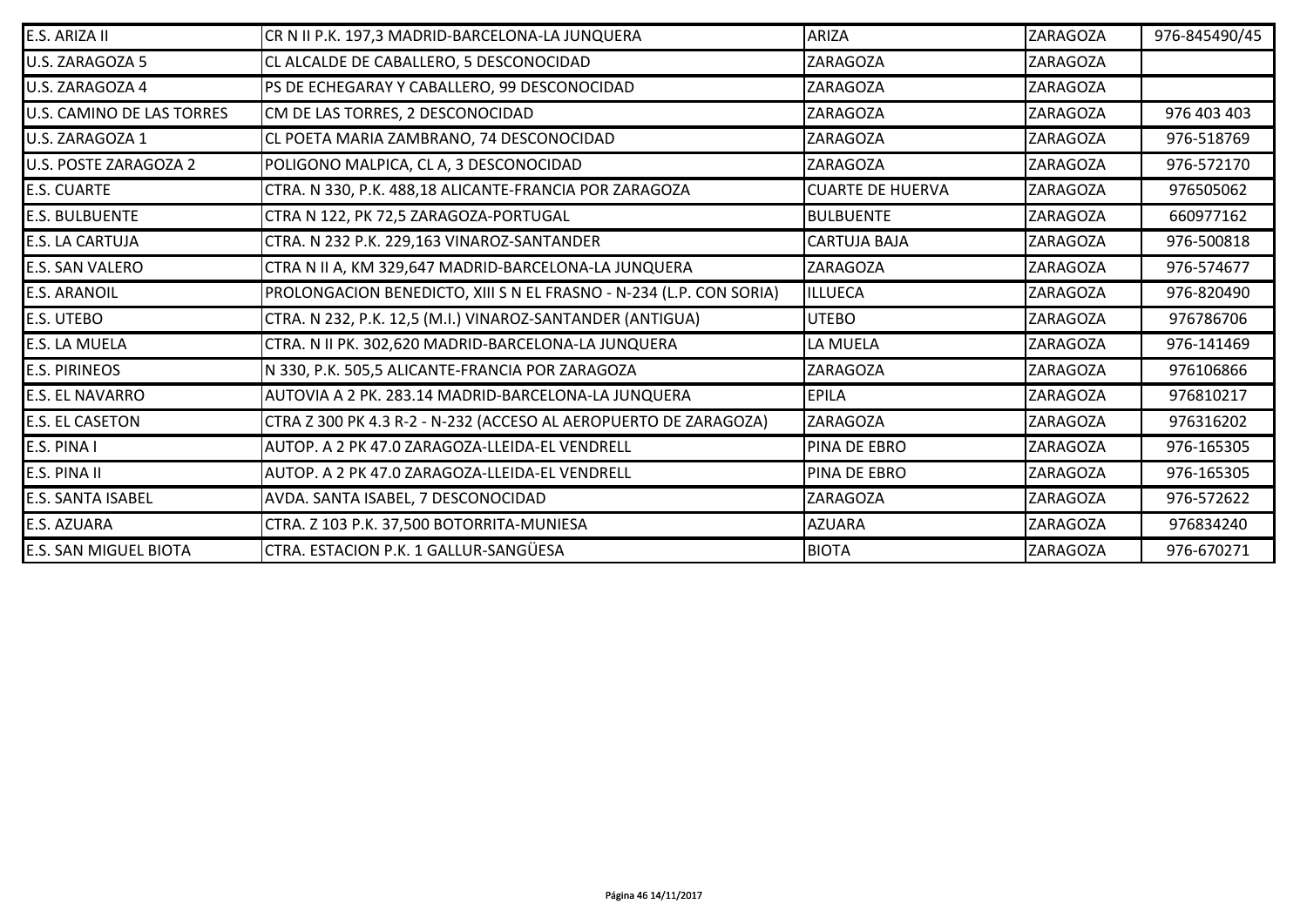| | | | | |
|---|---|---|---|---|
| E.S. ARIZA II | CR N II P.K. 197,3 MADRID-BARCELONA-LA JUNQUERA | ARIZA | ZARAGOZA | 976-845490/45 |
| U.S. ZARAGOZA 5 | CL ALCALDE DE CABALLERO, 5 DESCONOCIDAD | ZARAGOZA | ZARAGOZA | |
| U.S. ZARAGOZA 4 | PS DE ECHEGARAY Y CABALLERO, 99 DESCONOCIDAD | ZARAGOZA | ZARAGOZA | |
| U.S. CAMINO DE LAS TORRES | CM DE LAS TORRES, 2 DESCONOCIDAD | ZARAGOZA | ZARAGOZA | 976 403 403 |
| U.S. ZARAGOZA 1 | CL POETA MARIA ZAMBRANO, 74 DESCONOCIDAD | ZARAGOZA | ZARAGOZA | 976-518769 |
| U.S. POSTE ZARAGOZA 2 | POLIGONO MALPICA, CL A, 3 DESCONOCIDAD | ZARAGOZA | ZARAGOZA | 976-572170 |
| E.S. CUARTE | CTRA. N 330, P.K. 488,18 ALICANTE-FRANCIA POR ZARAGOZA | CUARTE DE HUERVA | ZARAGOZA | 976505062 |
| E.S. BULBUENTE | CTRA N 122, PK 72,5 ZARAGOZA-PORTUGAL | BULBUENTE | ZARAGOZA | 660977162 |
| E.S. LA CARTUJA | CTRA. N 232 P.K. 229,163 VINAROZ-SANTANDER | CARTUJA BAJA | ZARAGOZA | 976-500818 |
| E.S. SAN VALERO | CTRA N II A, KM 329,647 MADRID-BARCELONA-LA JUNQUERA | ZARAGOZA | ZARAGOZA | 976-574677 |
| E.S. ARANOIL | PROLONGACION BENEDICTO, XIII S N EL FRASNO - N-234 (L.P. CON SORIA) | ILLUECA | ZARAGOZA | 976-820490 |
| E.S. UTEBO | CTRA. N 232, P.K. 12,5 (M.I.) VINAROZ-SANTANDER (ANTIGUA) | UTEBO | ZARAGOZA | 976786706 |
| E.S. LA MUELA | CTRA. N II PK. 302,620 MADRID-BARCELONA-LA JUNQUERA | LA MUELA | ZARAGOZA | 976-141469 |
| E.S. PIRINEOS | N 330, P.K. 505,5 ALICANTE-FRANCIA POR ZARAGOZA | ZARAGOZA | ZARAGOZA | 976106866 |
| E.S. EL NAVARRO | AUTOVIA A 2 PK. 283.14 MADRID-BARCELONA-LA JUNQUERA | EPILA | ZARAGOZA | 976810217 |
| E.S. EL CASETON | CTRA Z 300 PK 4.3 R-2 - N-232 (ACCESO AL AEROPUERTO DE ZARAGOZA) | ZARAGOZA | ZARAGOZA | 976316202 |
| E.S. PINA I | AUTOP. A 2 PK 47.0 ZARAGOZA-LLEIDA-EL VENDRELL | PINA DE EBRO | ZARAGOZA | 976-165305 |
| E.S. PINA II | AUTOP. A 2 PK 47.0 ZARAGOZA-LLEIDA-EL VENDRELL | PINA DE EBRO | ZARAGOZA | 976-165305 |
| E.S. SANTA ISABEL | AVDA. SANTA ISABEL, 7 DESCONOCIDAD | ZARAGOZA | ZARAGOZA | 976-572622 |
| E.S. AZUARA | CTRA. Z 103 P.K. 37,500 BOTORRITA-MUNIESA | AZUARA | ZARAGOZA | 976834240 |
| E.S. SAN MIGUEL BIOTA | CTRA. ESTACION P.K. 1 GALLUR-SANGÜESA | BIOTA | ZARAGOZA | 976-670271 |